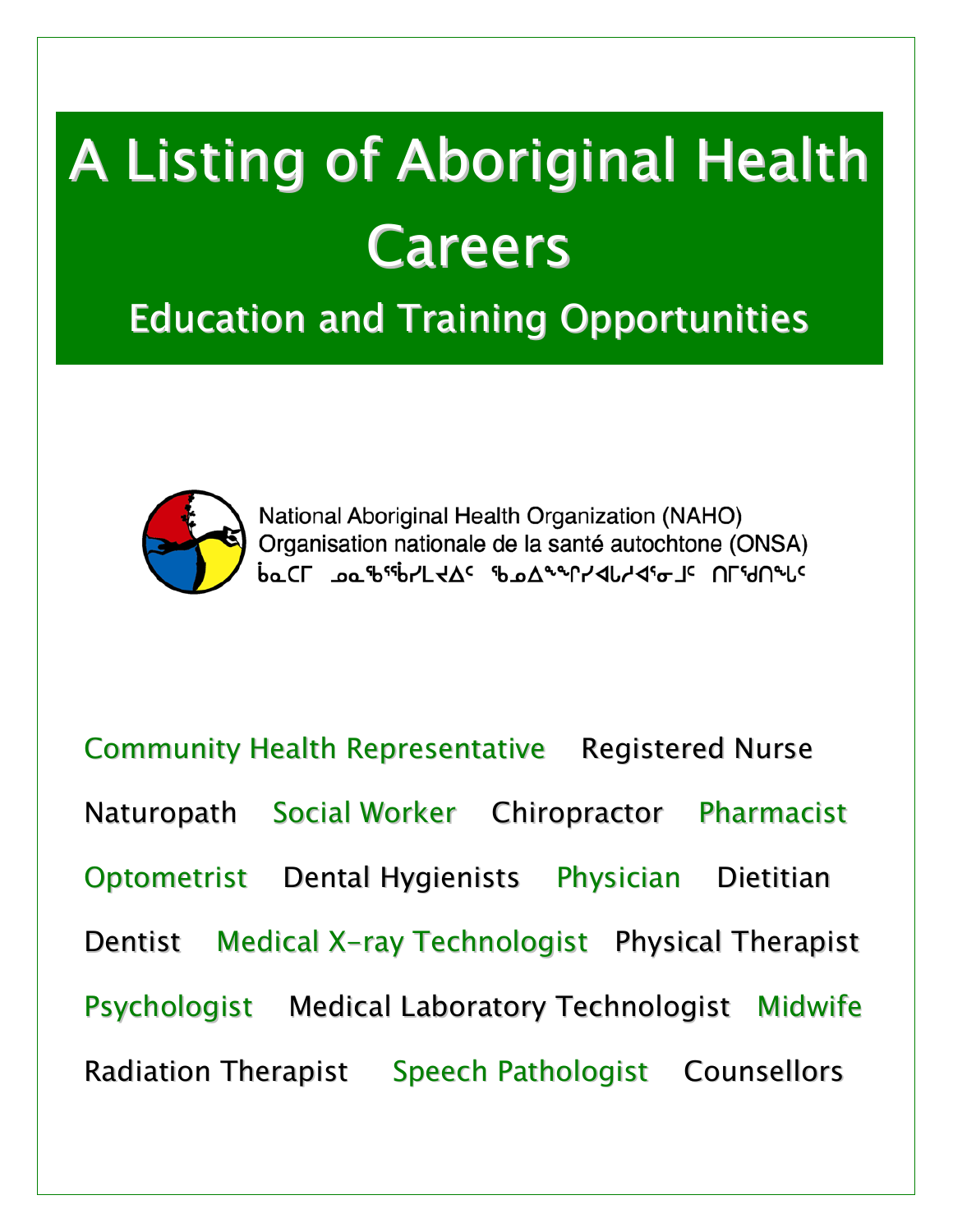# A Listing of Aboriginal Health Careers

## Education and Training Opportunities

National Aboriginal Health Organization (NAHO)
Organisation nationale de la santé autochtone (ONSA)
ᑲᓇᑕᒥ ᓄᓇᖃᖅᑳᖅᓯᒪᔪᐃᑦ ᖃᓄᐃᖕᖏᓯᐊᒐᓱᐊᕐᓂᒧᑦ ᑎᒥᖁᑎᖓᑦ

Community Health Representative   Registered Nurse

Naturopath   Social Worker   Chiropractor   Pharmacist

Optometrist   Dental Hygienists   Physician   Dietitian

Dentist   Medical X-ray Technologist   Physical Therapist

Psychologist   Medical Laboratory Technologist   Midwife

Radiation Therapist   Speech Pathologist   Counsellors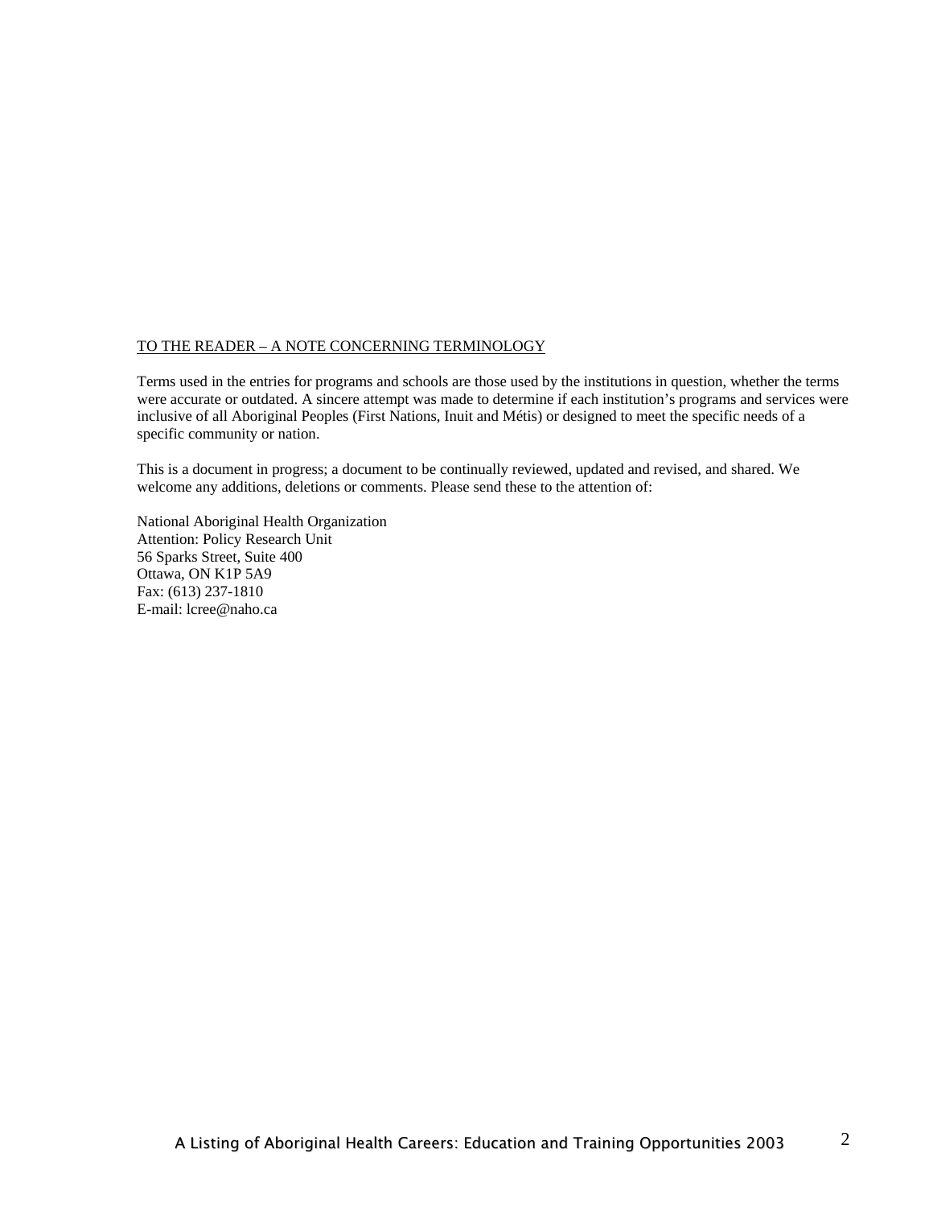TO THE READER – A NOTE CONCERNING TERMINOLOGY

Terms used in the entries for programs and schools are those used by the institutions in question, whether the terms were accurate or outdated. A sincere attempt was made to determine if each institution's programs and services were inclusive of all Aboriginal Peoples (First Nations, Inuit and Métis) or designed to meet the specific needs of a specific community or nation.

This is a document in progress; a document to be continually reviewed, updated and revised, and shared. We welcome any additions, deletions or comments. Please send these to the attention of:

National Aboriginal Health Organization
Attention: Policy Research Unit
56 Sparks Street, Suite 400
Ottawa, ON K1P 5A9
Fax: (613) 237-1810
E-mail: lcree@naho.ca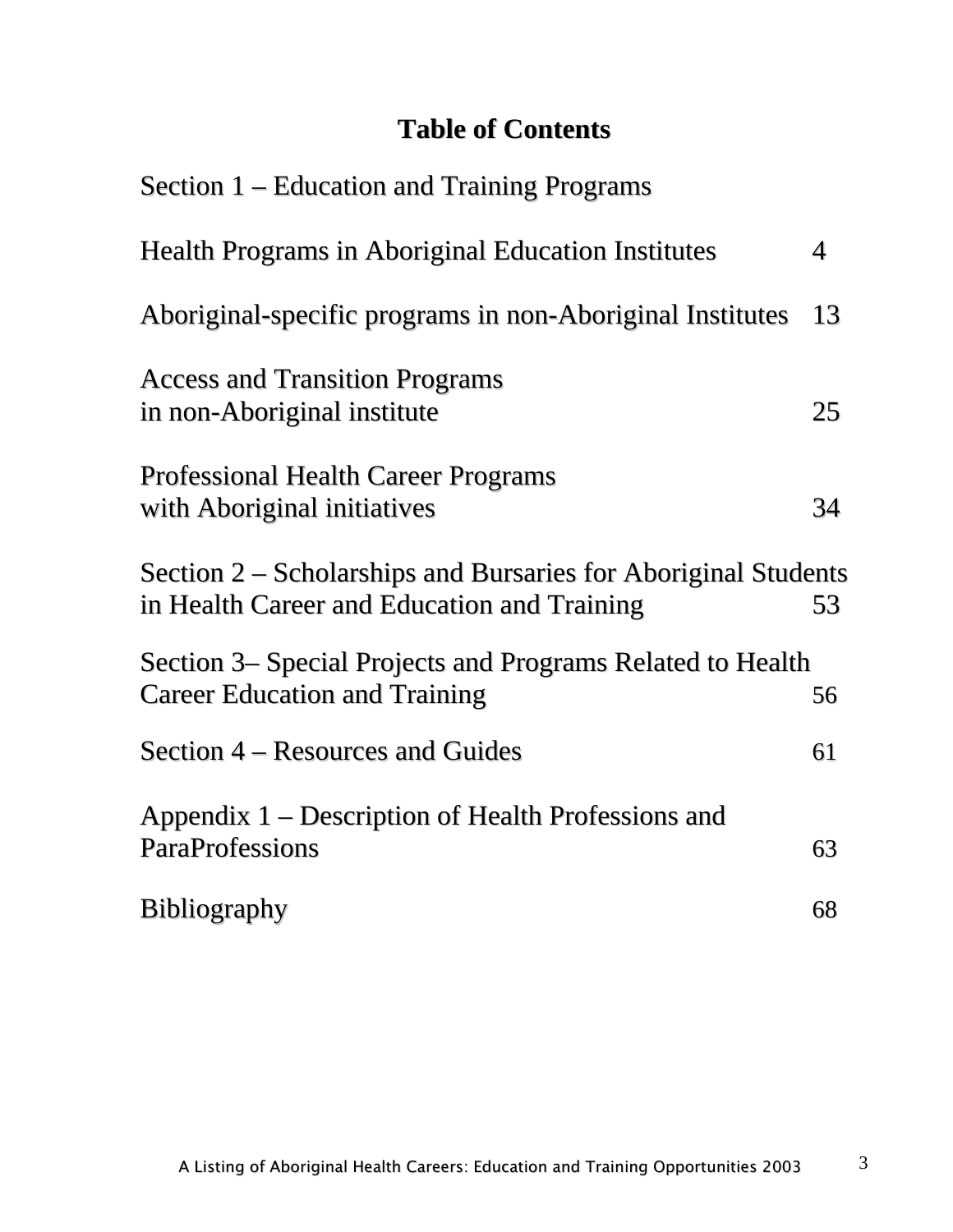# Table of Contents

Section 1 – Education and Training Programs

| | |
|---|---|
| Health Programs in Aboriginal Education Institutes | 4 |
| Aboriginal-specific programs in non-Aboriginal Institutes | 13 |
| Access and Transition Programs in non-Aboriginal institute | 25 |
| Professional Health Career Programs with Aboriginal initiatives | 34 |
| Section 2 – Scholarships and Bursaries for Aboriginal Students in Health Career and Education and Training | 53 |
| Section 3– Special Projects and Programs Related to Health Career Education and Training | 56 |
| Section 4 – Resources and Guides | 61 |
| Appendix 1 – Description of Health Professions and ParaProfessions | 63 |
| Bibliography | 68 |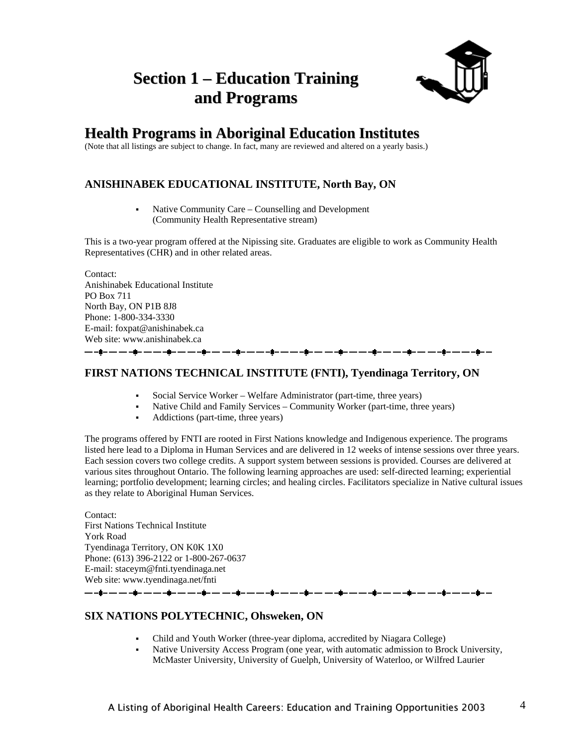# Section 1 – Education Training and Programs

## Health Programs in Aboriginal Education Institutes

(Note that all listings are subject to change. In fact, many are reviewed and altered on a yearly basis.)

### ANISHINABEK EDUCATIONAL INSTITUTE, North Bay, ON

- Native Community Care – Counselling and Development (Community Health Representative stream)

This is a two-year program offered at the Nipissing site. Graduates are eligible to work as Community Health Representatives (CHR) and in other related areas.

Contact:
Anishinabek Educational Institute
PO Box 711
North Bay, ON P1B 8J8
Phone: 1-800-334-3330
E-mail: foxpat@anishinabek.ca
Web site: www.anishinabek.ca

### FIRST NATIONS TECHNICAL INSTITUTE (FNTI), Tyendinaga Territory, ON

- Social Service Worker – Welfare Administrator (part-time, three years)
- Native Child and Family Services – Community Worker (part-time, three years)
- Addictions (part-time, three years)

The programs offered by FNTI are rooted in First Nations knowledge and Indigenous experience. The programs listed here lead to a Diploma in Human Services and are delivered in 12 weeks of intense sessions over three years. Each session covers two college credits. A support system between sessions is provided. Courses are delivered at various sites throughout Ontario. The following learning approaches are used: self-directed learning; experiential learning; portfolio development; learning circles; and healing circles. Facilitators specialize in Native cultural issues as they relate to Aboriginal Human Services.

Contact:
First Nations Technical Institute
York Road
Tyendinaga Territory, ON K0K 1X0
Phone: (613) 396-2122 or 1-800-267-0637
E-mail: staceym@fnti.tyendinaga.net
Web site: www.tyendinaga.net/fnti

### SIX NATIONS POLYTECHNIC, Ohsweken, ON

- Child and Youth Worker (three-year diploma, accredited by Niagara College)
- Native University Access Program (one year, with automatic admission to Brock University, McMaster University, University of Guelph, University of Waterloo, or Wilfred Laurier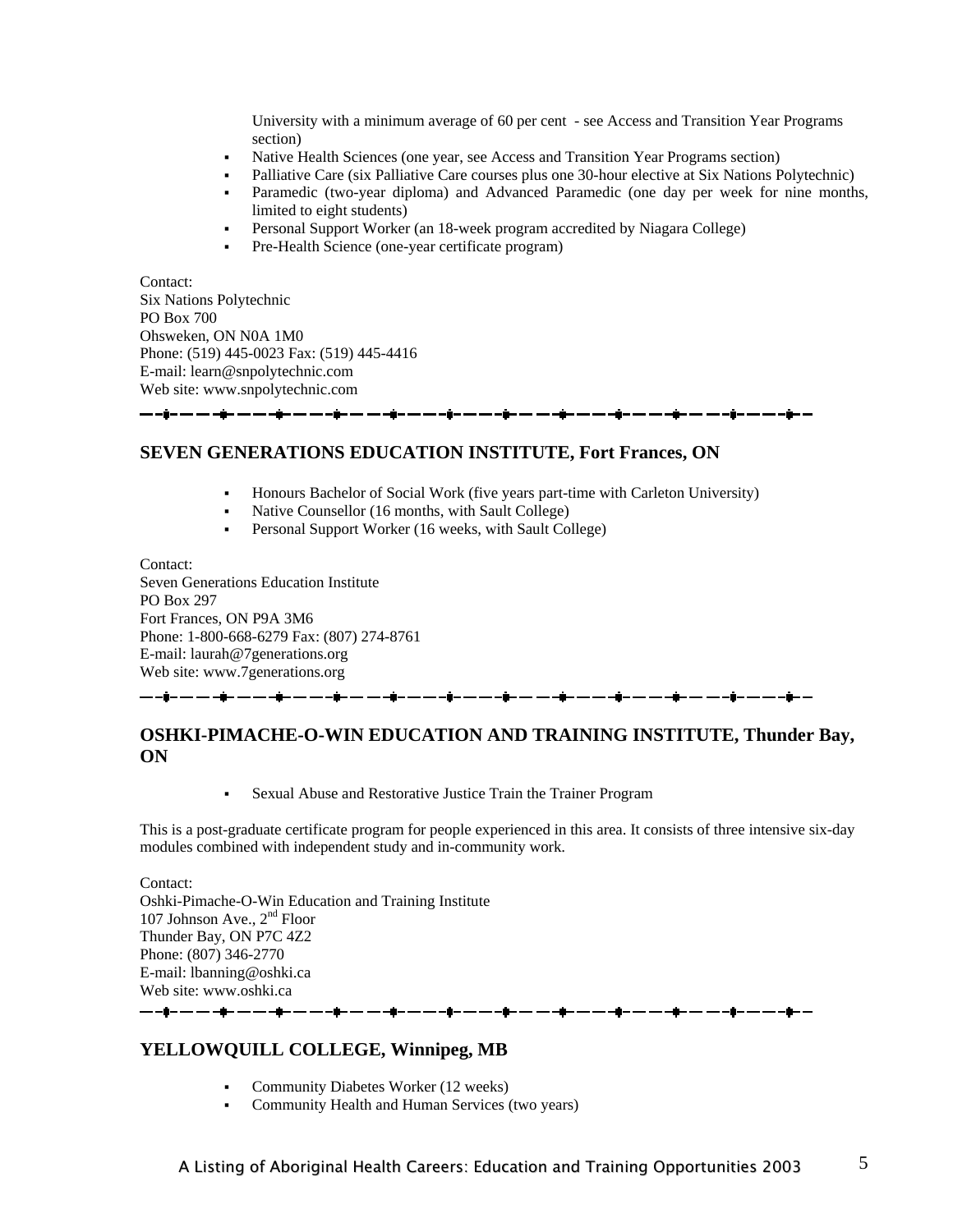University with a minimum average of 60 per cent - see Access and Transition Year Programs section)

- Native Health Sciences (one year, see Access and Transition Year Programs section)
- Palliative Care (six Palliative Care courses plus one 30-hour elective at Six Nations Polytechnic)
- Paramedic (two-year diploma) and Advanced Paramedic (one day per week for nine months, limited to eight students)
- Personal Support Worker (an 18-week program accredited by Niagara College)
- Pre-Health Science (one-year certificate program)

Contact:
Six Nations Polytechnic
PO Box 700
Ohsweken, ON N0A 1M0
Phone: (519) 445-0023 Fax: (519) 445-4416
E-mail: learn@snpolytechnic.com
Web site: www.snpolytechnic.com

---

## SEVEN GENERATIONS EDUCATION INSTITUTE, Fort Frances, ON

- Honours Bachelor of Social Work (five years part-time with Carleton University)
- Native Counsellor (16 months, with Sault College)
- Personal Support Worker (16 weeks, with Sault College)

Contact:
Seven Generations Education Institute
PO Box 297
Fort Frances, ON P9A 3M6
Phone: 1-800-668-6279 Fax: (807) 274-8761
E-mail: laurah@7generations.org
Web site: www.7generations.org

---

## OSHKI-PIMACHE-O-WIN EDUCATION AND TRAINING INSTITUTE, Thunder Bay, ON

- Sexual Abuse and Restorative Justice Train the Trainer Program

This is a post-graduate certificate program for people experienced in this area. It consists of three intensive six-day modules combined with independent study and in-community work.

Contact:
Oshki-Pimache-O-Win Education and Training Institute
107 Johnson Ave., 2nd Floor
Thunder Bay, ON P7C 4Z2
Phone: (807) 346-2770
E-mail: lbanning@oshki.ca
Web site: www.oshki.ca

---

## YELLOWQUILL COLLEGE, Winnipeg, MB

- Community Diabetes Worker (12 weeks)
- Community Health and Human Services (two years)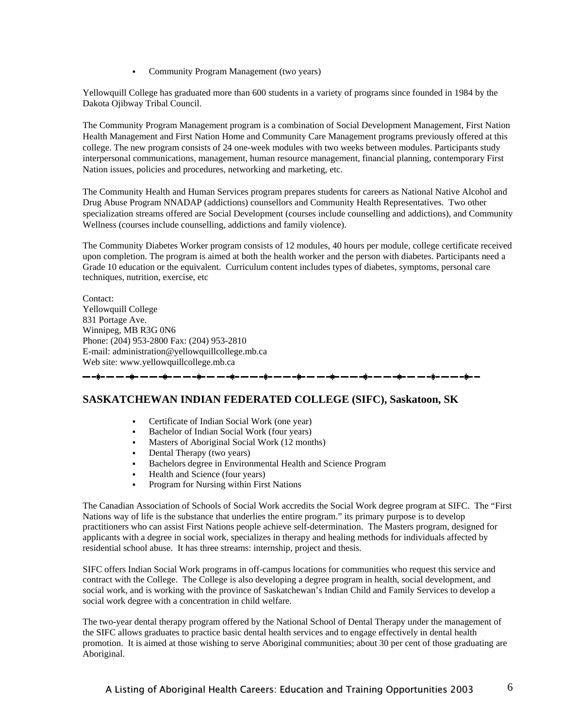- Community Program Management (two years)

Yellowquill College has graduated more than 600 students in a variety of programs since founded in 1984 by the Dakota Ojibway Tribal Council.

The Community Program Management program is a combination of Social Development Management, First Nation Health Management and First Nation Home and Community Care Management programs previously offered at this college. The new program consists of 24 one-week modules with two weeks between modules. Participants study interpersonal communications, management, human resource management, financial planning, contemporary First Nation issues, policies and procedures, networking and marketing, etc.

The Community Health and Human Services program prepares students for careers as National Native Alcohol and Drug Abuse Program NNADAP (addictions) counsellors and Community Health Representatives. Two other specialization streams offered are Social Development (courses include counselling and addictions), and Community Wellness (courses include counselling, addictions and family violence).

The Community Diabetes Worker program consists of 12 modules, 40 hours per module, college certificate received upon completion. The program is aimed at both the health worker and the person with diabetes. Participants need a Grade 10 education or the equivalent. Curriculum content includes types of diabetes, symptoms, personal care techniques, nutrition, exercise, etc

Contact:
Yellowquill College
831 Portage Ave.
Winnipeg, MB R3G 0N6
Phone: (204) 953-2800 Fax: (204) 953-2810
E-mail: administration@yellowquillcollege.mb.ca
Web site: www.yellowquillcollege.mb.ca

## SASKATCHEWAN INDIAN FEDERATED COLLEGE (SIFC), Saskatoon, SK

- Certificate of Indian Social Work (one year)
- Bachelor of Indian Social Work (four years)
- Masters of Aboriginal Social Work (12 months)
- Dental Therapy (two years)
- Bachelors degree in Environmental Health and Science Program
- Health and Science (four years)
- Program for Nursing within First Nations

The Canadian Association of Schools of Social Work accredits the Social Work degree program at SIFC. The "First Nations way of life is the substance that underlies the entire program." its primary purpose is to develop practitioners who can assist First Nations people achieve self-determination. The Masters program, designed for applicants with a degree in social work, specializes in therapy and healing methods for individuals affected by residential school abuse. It has three streams: internship, project and thesis.

SIFC offers Indian Social Work programs in off-campus locations for communities who request this service and contract with the College. The College is also developing a degree program in health, social development, and social work, and is working with the province of Saskatchewan's Indian Child and Family Services to develop a social work degree with a concentration in child welfare.

The two-year dental therapy program offered by the National School of Dental Therapy under the management of the SIFC allows graduates to practice basic dental health services and to engage effectively in dental health promotion. It is aimed at those wishing to serve Aboriginal communities; about 30 per cent of those graduating are Aboriginal.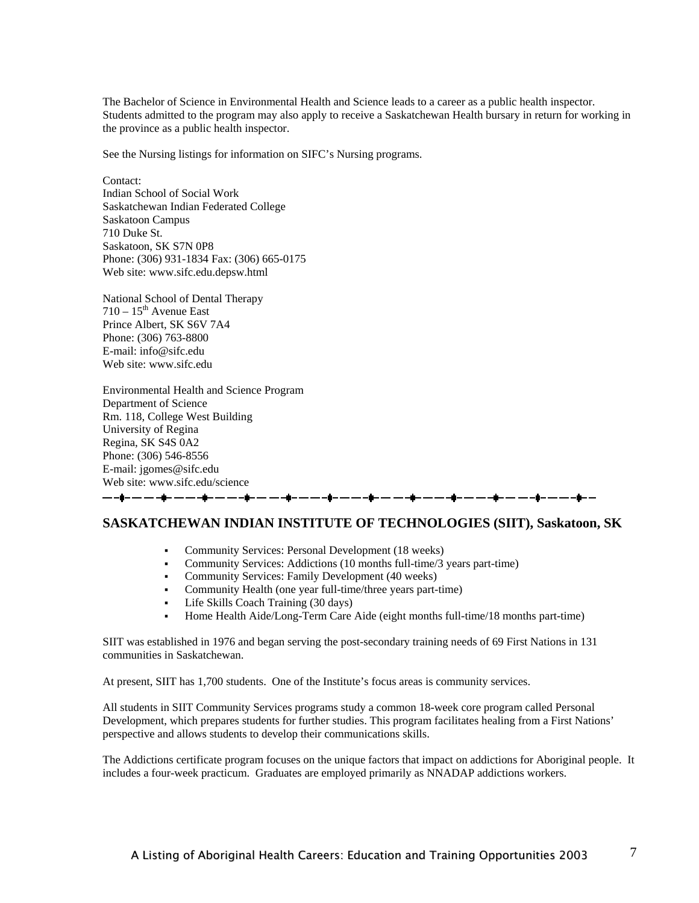The Bachelor of Science in Environmental Health and Science leads to a career as a public health inspector. Students admitted to the program may also apply to receive a Saskatchewan Health bursary in return for working in the province as a public health inspector.

See the Nursing listings for information on SIFC's Nursing programs.

Contact:
Indian School of Social Work
Saskatchewan Indian Federated College
Saskatoon Campus
710 Duke St.
Saskatoon, SK S7N 0P8
Phone: (306) 931-1834 Fax: (306) 665-0175
Web site: www.sifc.edu.depsw.html

National School of Dental Therapy
710 – 15th Avenue East
Prince Albert, SK S6V 7A4
Phone: (306) 763-8800
E-mail: info@sifc.edu
Web site: www.sifc.edu

Environmental Health and Science Program
Department of Science
Rm. 118, College West Building
University of Regina
Regina, SK S4S 0A2
Phone: (306) 546-8556
E-mail: jgomes@sifc.edu
Web site: www.sifc.edu/science

---

## SASKATCHEWAN INDIAN INSTITUTE OF TECHNOLOGIES (SIIT), Saskatoon, SK

- Community Services: Personal Development (18 weeks)
- Community Services: Addictions (10 months full-time/3 years part-time)
- Community Services: Family Development (40 weeks)
- Community Health (one year full-time/three years part-time)
- Life Skills Coach Training (30 days)
- Home Health Aide/Long-Term Care Aide (eight months full-time/18 months part-time)

SIIT was established in 1976 and began serving the post-secondary training needs of 69 First Nations in 131 communities in Saskatchewan.

At present, SIIT has 1,700 students. One of the Institute's focus areas is community services.

All students in SIIT Community Services programs study a common 18-week core program called Personal Development, which prepares students for further studies. This program facilitates healing from a First Nations' perspective and allows students to develop their communications skills.

The Addictions certificate program focuses on the unique factors that impact on addictions for Aboriginal people. It includes a four-week practicum. Graduates are employed primarily as NNADAP addictions workers.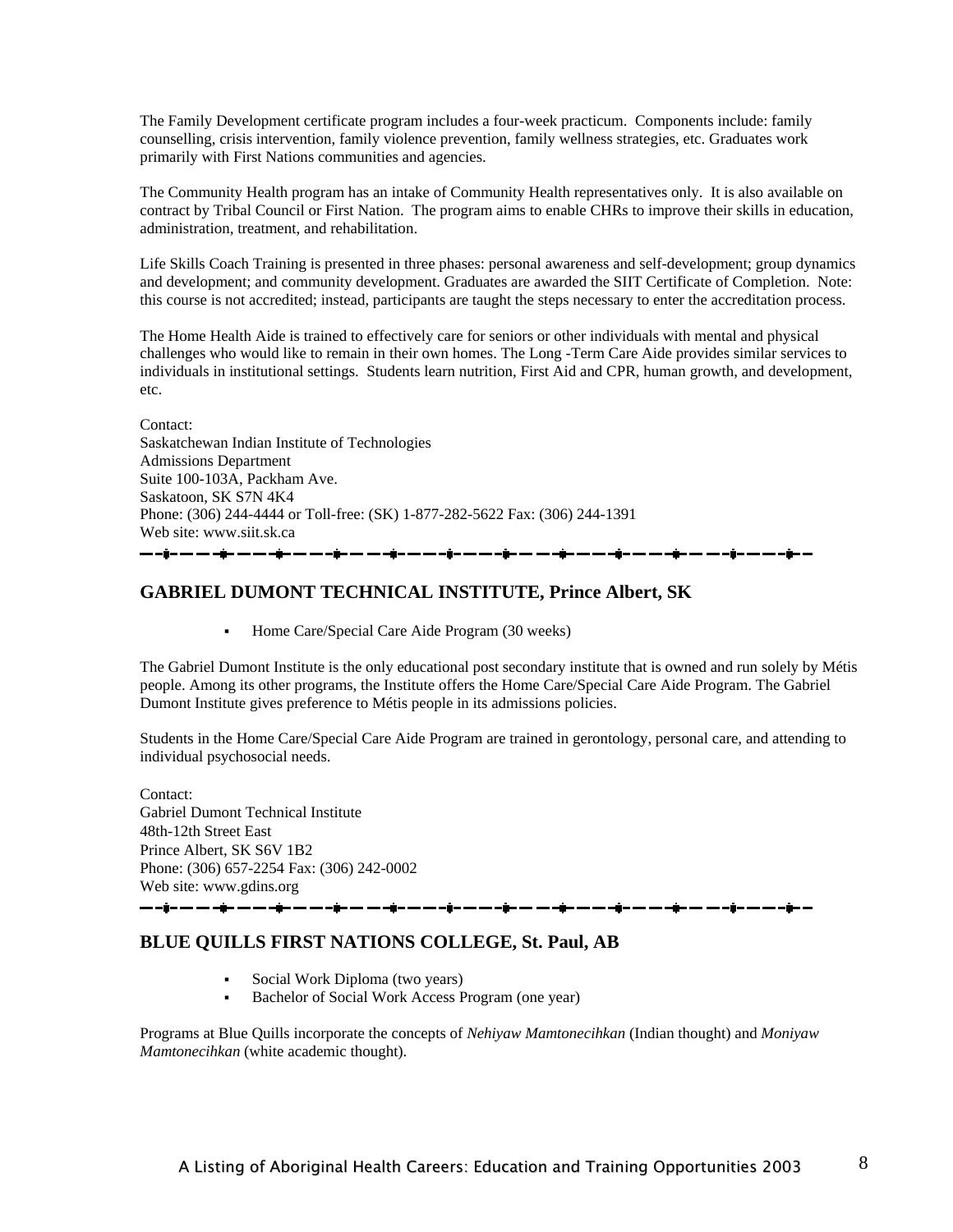The Family Development certificate program includes a four-week practicum. Components include: family counselling, crisis intervention, family violence prevention, family wellness strategies, etc. Graduates work primarily with First Nations communities and agencies.

The Community Health program has an intake of Community Health representatives only. It is also available on contract by Tribal Council or First Nation. The program aims to enable CHRs to improve their skills in education, administration, treatment, and rehabilitation.

Life Skills Coach Training is presented in three phases: personal awareness and self-development; group dynamics and development; and community development. Graduates are awarded the SIIT Certificate of Completion. Note: this course is not accredited; instead, participants are taught the steps necessary to enter the accreditation process.

The Home Health Aide is trained to effectively care for seniors or other individuals with mental and physical challenges who would like to remain in their own homes. The Long -Term Care Aide provides similar services to individuals in institutional settings. Students learn nutrition, First Aid and CPR, human growth, and development, etc.

Contact:
Saskatchewan Indian Institute of Technologies
Admissions Department
Suite 100-103A, Packham Ave.
Saskatoon, SK S7N 4K4
Phone: (306) 244-4444 or Toll-free: (SK) 1-877-282-5622 Fax: (306) 244-1391
Web site: www.siit.sk.ca

## GABRIEL DUMONT TECHNICAL INSTITUTE, Prince Albert, SK

- Home Care/Special Care Aide Program (30 weeks)

The Gabriel Dumont Institute is the only educational post secondary institute that is owned and run solely by Métis people. Among its other programs, the Institute offers the Home Care/Special Care Aide Program. The Gabriel Dumont Institute gives preference to Métis people in its admissions policies.

Students in the Home Care/Special Care Aide Program are trained in gerontology, personal care, and attending to individual psychosocial needs.

Contact:
Gabriel Dumont Technical Institute
48th-12th Street East
Prince Albert, SK S6V 1B2
Phone: (306) 657-2254 Fax: (306) 242-0002
Web site: www.gdins.org

## BLUE QUILLS FIRST NATIONS COLLEGE, St. Paul, AB

- Social Work Diploma (two years)
- Bachelor of Social Work Access Program (one year)

Programs at Blue Quills incorporate the concepts of *Nehiyaw Mamtonecihkan* (Indian thought) and *Moniyaw Mamtonecihkan* (white academic thought).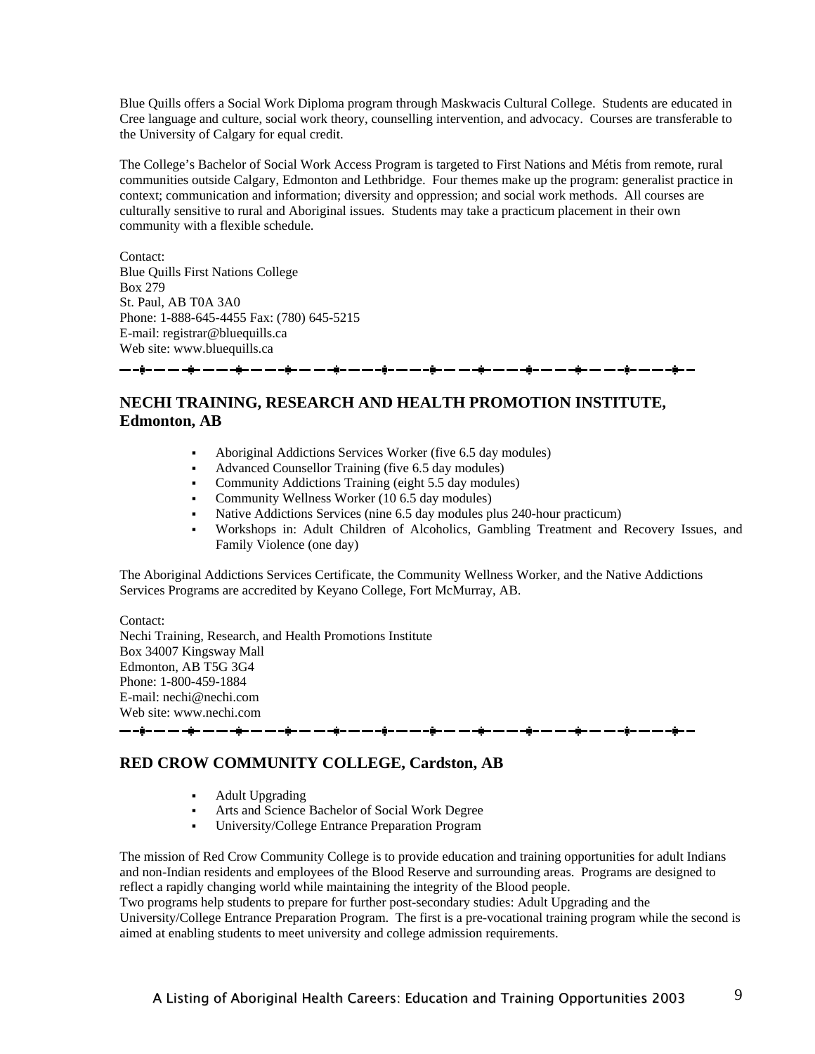Blue Quills offers a Social Work Diploma program through Maskwacis Cultural College. Students are educated in Cree language and culture, social work theory, counselling intervention, and advocacy. Courses are transferable to the University of Calgary for equal credit.

The College's Bachelor of Social Work Access Program is targeted to First Nations and Métis from remote, rural communities outside Calgary, Edmonton and Lethbridge. Four themes make up the program: generalist practice in context; communication and information; diversity and oppression; and social work methods. All courses are culturally sensitive to rural and Aboriginal issues. Students may take a practicum placement in their own community with a flexible schedule.

Contact:
Blue Quills First Nations College
Box 279
St. Paul, AB T0A 3A0
Phone: 1-888-645-4455 Fax: (780) 645-5215
E-mail: registrar@bluequills.ca
Web site: www.bluequills.ca

## NECHI TRAINING, RESEARCH AND HEALTH PROMOTION INSTITUTE, Edmonton, AB

- Aboriginal Addictions Services Worker (five 6.5 day modules)
- Advanced Counsellor Training (five 6.5 day modules)
- Community Addictions Training (eight 5.5 day modules)
- Community Wellness Worker (10 6.5 day modules)
- Native Addictions Services (nine 6.5 day modules plus 240-hour practicum)
- Workshops in: Adult Children of Alcoholics, Gambling Treatment and Recovery Issues, and Family Violence (one day)

The Aboriginal Addictions Services Certificate, the Community Wellness Worker, and the Native Addictions Services Programs are accredited by Keyano College, Fort McMurray, AB.

Contact:
Nechi Training, Research, and Health Promotions Institute
Box 34007 Kingsway Mall
Edmonton, AB T5G 3G4
Phone: 1-800-459-1884
E-mail: nechi@nechi.com
Web site: www.nechi.com

## RED CROW COMMUNITY COLLEGE, Cardston, AB

- Adult Upgrading
- Arts and Science Bachelor of Social Work Degree
- University/College Entrance Preparation Program

The mission of Red Crow Community College is to provide education and training opportunities for adult Indians and non-Indian residents and employees of the Blood Reserve and surrounding areas. Programs are designed to reflect a rapidly changing world while maintaining the integrity of the Blood people.
Two programs help students to prepare for further post-secondary studies: Adult Upgrading and the University/College Entrance Preparation Program. The first is a pre-vocational training program while the second is aimed at enabling students to meet university and college admission requirements.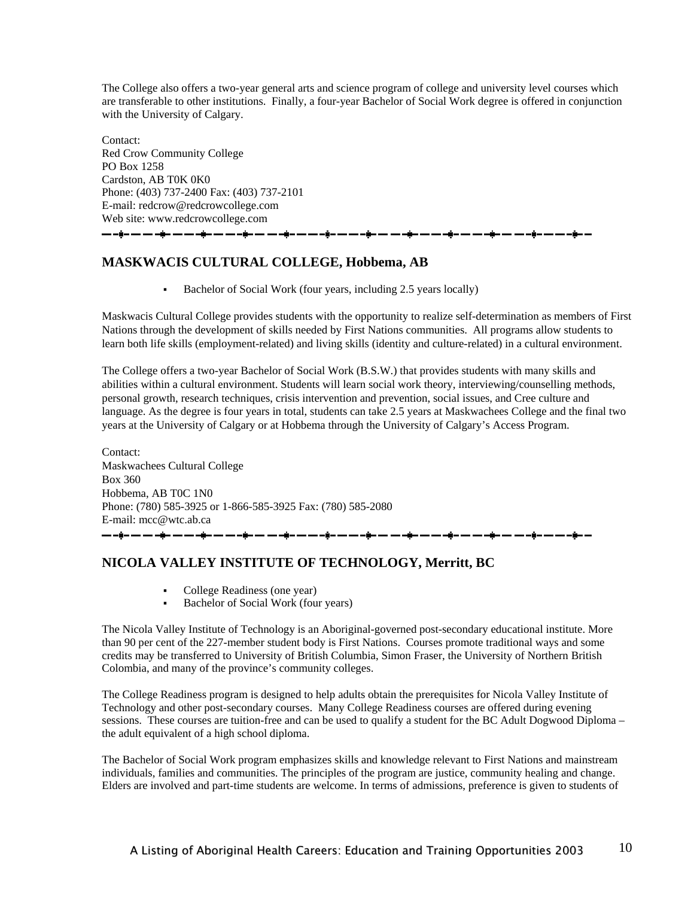The College also offers a two-year general arts and science program of college and university level courses which are transferable to other institutions. Finally, a four-year Bachelor of Social Work degree is offered in conjunction with the University of Calgary.

Contact:
Red Crow Community College
PO Box 1258
Cardston, AB T0K 0K0
Phone: (403) 737-2400 Fax: (403) 737-2101
E-mail: redcrow@redcrowcollege.com
Web site: www.redcrowcollege.com

---

## MASKWACIS CULTURAL COLLEGE, Hobbema, AB

- Bachelor of Social Work (four years, including 2.5 years locally)

Maskwacis Cultural College provides students with the opportunity to realize self-determination as members of First Nations through the development of skills needed by First Nations communities. All programs allow students to learn both life skills (employment-related) and living skills (identity and culture-related) in a cultural environment.

The College offers a two-year Bachelor of Social Work (B.S.W.) that provides students with many skills and abilities within a cultural environment. Students will learn social work theory, interviewing/counselling methods, personal growth, research techniques, crisis intervention and prevention, social issues, and Cree culture and language. As the degree is four years in total, students can take 2.5 years at Maskwachees College and the final two years at the University of Calgary or at Hobbema through the University of Calgary's Access Program.

Contact:
Maskwachees Cultural College
Box 360
Hobbema, AB T0C 1N0
Phone: (780) 585-3925 or 1-866-585-3925 Fax: (780) 585-2080
E-mail: mcc@wtc.ab.ca

---

## NICOLA VALLEY INSTITUTE OF TECHNOLOGY, Merritt, BC

- College Readiness (one year)
- Bachelor of Social Work (four years)

The Nicola Valley Institute of Technology is an Aboriginal-governed post-secondary educational institute. More than 90 per cent of the 227-member student body is First Nations. Courses promote traditional ways and some credits may be transferred to University of British Columbia, Simon Fraser, the University of Northern British Colombia, and many of the province's community colleges.

The College Readiness program is designed to help adults obtain the prerequisites for Nicola Valley Institute of Technology and other post-secondary courses. Many College Readiness courses are offered during evening sessions. These courses are tuition-free and can be used to qualify a student for the BC Adult Dogwood Diploma – the adult equivalent of a high school diploma.

The Bachelor of Social Work program emphasizes skills and knowledge relevant to First Nations and mainstream individuals, families and communities. The principles of the program are justice, community healing and change. Elders are involved and part-time students are welcome. In terms of admissions, preference is given to students of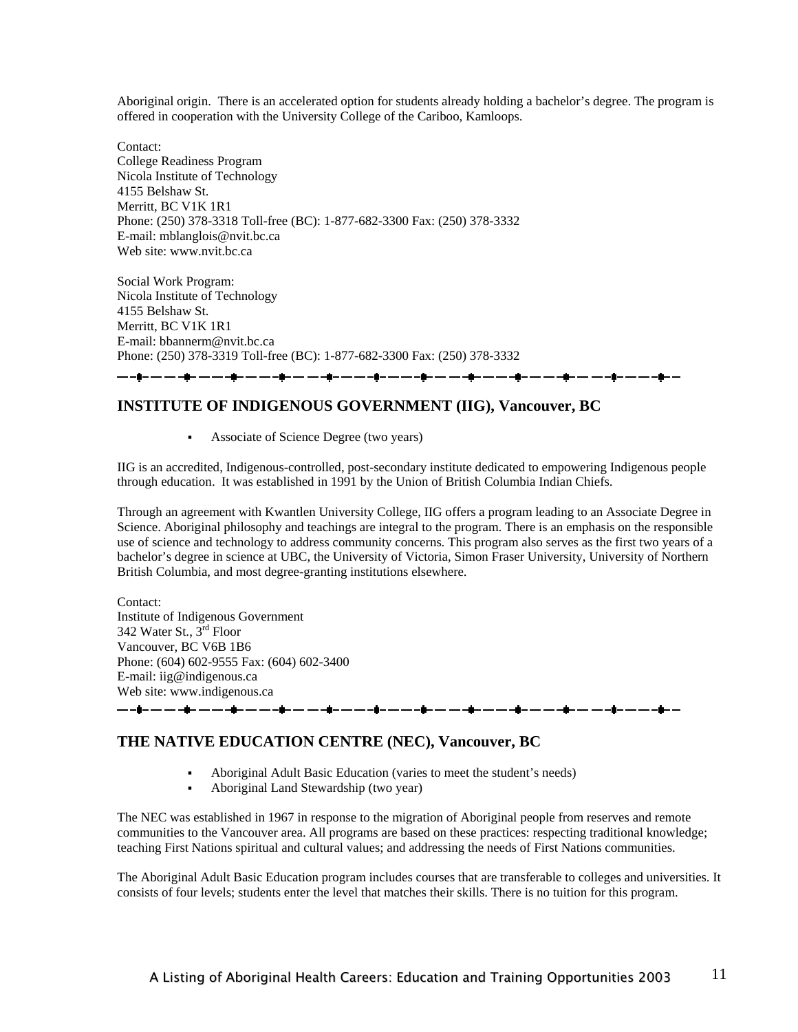Aboriginal origin. There is an accelerated option for students already holding a bachelor's degree. The program is offered in cooperation with the University College of the Cariboo, Kamloops.

Contact:
College Readiness Program
Nicola Institute of Technology
4155 Belshaw St.
Merritt, BC V1K 1R1
Phone: (250) 378-3318 Toll-free (BC): 1-877-682-3300 Fax: (250) 378-3332
E-mail: mblanglois@nvit.bc.ca
Web site: www.nvit.bc.ca

Social Work Program:
Nicola Institute of Technology
4155 Belshaw St.
Merritt, BC V1K 1R1
E-mail: bbannerm@nvit.bc.ca
Phone: (250) 378-3319 Toll-free (BC): 1-877-682-3300 Fax: (250) 378-3332

---

## INSTITUTE OF INDIGENOUS GOVERNMENT (IIG), Vancouver, BC

- Associate of Science Degree (two years)

IIG is an accredited, Indigenous-controlled, post-secondary institute dedicated to empowering Indigenous people through education. It was established in 1991 by the Union of British Columbia Indian Chiefs.

Through an agreement with Kwantlen University College, IIG offers a program leading to an Associate Degree in Science. Aboriginal philosophy and teachings are integral to the program. There is an emphasis on the responsible use of science and technology to address community concerns. This program also serves as the first two years of a bachelor's degree in science at UBC, the University of Victoria, Simon Fraser University, University of Northern British Columbia, and most degree-granting institutions elsewhere.

Contact:
Institute of Indigenous Government
342 Water St., 3rd Floor
Vancouver, BC V6B 1B6
Phone: (604) 602-9555 Fax: (604) 602-3400
E-mail: iig@indigenous.ca
Web site: www.indigenous.ca

---

## THE NATIVE EDUCATION CENTRE (NEC), Vancouver, BC

- Aboriginal Adult Basic Education (varies to meet the student's needs)
- Aboriginal Land Stewardship (two year)

The NEC was established in 1967 in response to the migration of Aboriginal people from reserves and remote communities to the Vancouver area. All programs are based on these practices: respecting traditional knowledge; teaching First Nations spiritual and cultural values; and addressing the needs of First Nations communities.

The Aboriginal Adult Basic Education program includes courses that are transferable to colleges and universities. It consists of four levels; students enter the level that matches their skills. There is no tuition for this program.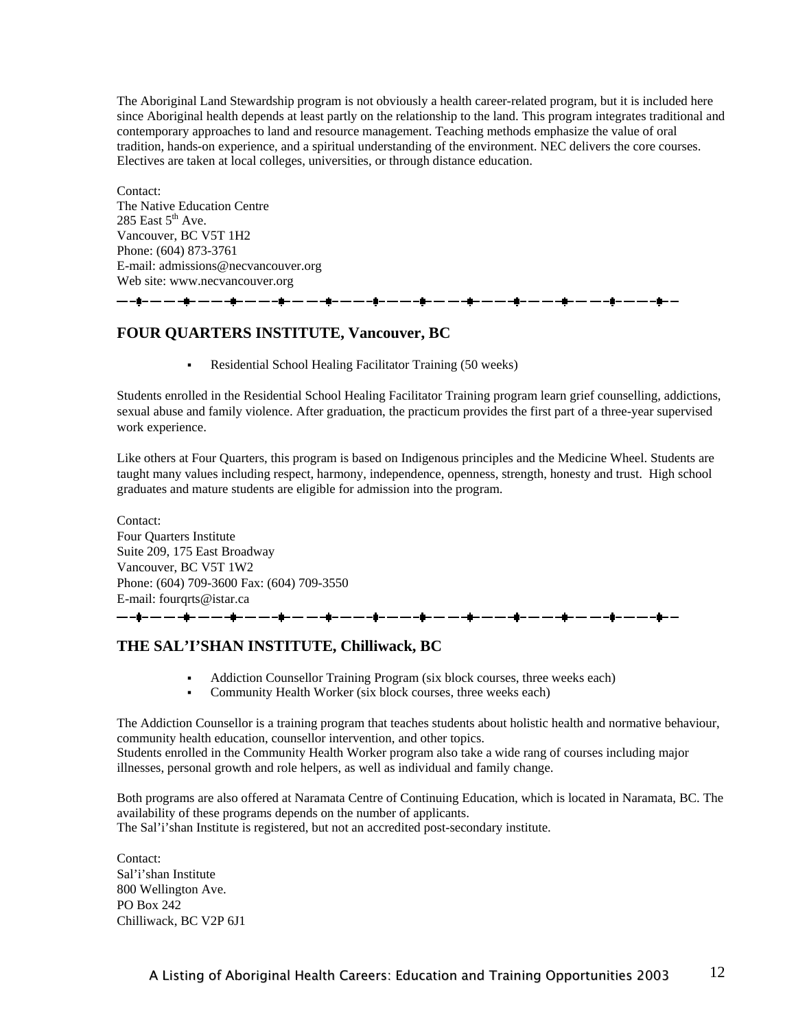The Aboriginal Land Stewardship program is not obviously a health career-related program, but it is included here since Aboriginal health depends at least partly on the relationship to the land. This program integrates traditional and contemporary approaches to land and resource management. Teaching methods emphasize the value of oral tradition, hands-on experience, and a spiritual understanding of the environment. NEC delivers the core courses. Electives are taken at local colleges, universities, or through distance education.

Contact:
The Native Education Centre
285 East 5th Ave.
Vancouver, BC V5T 1H2
Phone: (604) 873-3761
E-mail: admissions@necvancouver.org
Web site: www.necvancouver.org

---

## FOUR QUARTERS INSTITUTE, Vancouver, BC

- Residential School Healing Facilitator Training (50 weeks)

Students enrolled in the Residential School Healing Facilitator Training program learn grief counselling, addictions, sexual abuse and family violence. After graduation, the practicum provides the first part of a three-year supervised work experience.

Like others at Four Quarters, this program is based on Indigenous principles and the Medicine Wheel. Students are taught many values including respect, harmony, independence, openness, strength, honesty and trust. High school graduates and mature students are eligible for admission into the program.

Contact:
Four Quarters Institute
Suite 209, 175 East Broadway
Vancouver, BC V5T 1W2
Phone: (604) 709-3600 Fax: (604) 709-3550
E-mail: fourqrts@istar.ca

---

## THE SAL'I'SHAN INSTITUTE, Chilliwack, BC

- Addiction Counsellor Training Program (six block courses, three weeks each)
- Community Health Worker (six block courses, three weeks each)

The Addiction Counsellor is a training program that teaches students about holistic health and normative behaviour, community health education, counsellor intervention, and other topics.
Students enrolled in the Community Health Worker program also take a wide rang of courses including major illnesses, personal growth and role helpers, as well as individual and family change.

Both programs are also offered at Naramata Centre of Continuing Education, which is located in Naramata, BC. The availability of these programs depends on the number of applicants.
The Sal'i'shan Institute is registered, but not an accredited post-secondary institute.

Contact:
Sal'i'shan Institute
800 Wellington Ave.
PO Box 242
Chilliwack, BC V2P 6J1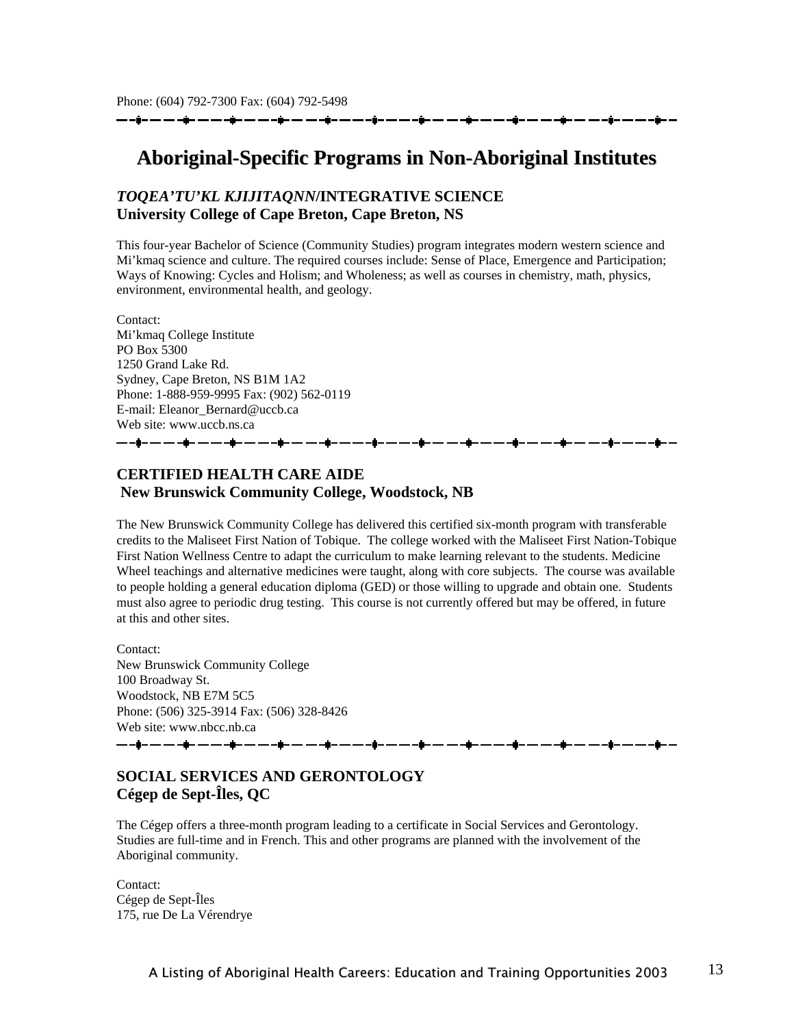Phone: (604) 792-7300 Fax: (604) 792-5498

---

# Aboriginal-Specific Programs in Non-Aboriginal Institutes

### *TOQEA'TU'KL KJIJITAQNN*/INTEGRATIVE SCIENCE
### University College of Cape Breton, Cape Breton, NS

This four-year Bachelor of Science (Community Studies) program integrates modern western science and Mi'kmaq science and culture. The required courses include: Sense of Place, Emergence and Participation; Ways of Knowing: Cycles and Holism; and Wholeness; as well as courses in chemistry, math, physics, environment, environmental health, and geology.

Contact:
Mi'kmaq College Institute
PO Box 5300
1250 Grand Lake Rd.
Sydney, Cape Breton, NS B1M 1A2
Phone: 1-888-959-9995 Fax: (902) 562-0119
E-mail: Eleanor_Bernard@uccb.ca
Web site: www.uccb.ns.ca

---

### CERTIFIED HEALTH CARE AIDE
### New Brunswick Community College, Woodstock, NB

The New Brunswick Community College has delivered this certified six-month program with transferable credits to the Maliseet First Nation of Tobique. The college worked with the Maliseet First Nation-Tobique First Nation Wellness Centre to adapt the curriculum to make learning relevant to the students. Medicine Wheel teachings and alternative medicines were taught, along with core subjects. The course was available to people holding a general education diploma (GED) or those willing to upgrade and obtain one. Students must also agree to periodic drug testing. This course is not currently offered but may be offered, in future at this and other sites.

Contact:
New Brunswick Community College
100 Broadway St.
Woodstock, NB E7M 5C5
Phone: (506) 325-3914 Fax: (506) 328-8426
Web site: www.nbcc.nb.ca

---

### SOCIAL SERVICES AND GERONTOLOGY
### Cégep de Sept-Îles, QC

The Cégep offers a three-month program leading to a certificate in Social Services and Gerontology. Studies are full-time and in French. This and other programs are planned with the involvement of the Aboriginal community.

Contact:
Cégep de Sept-Îles
175, rue De La Vérendrye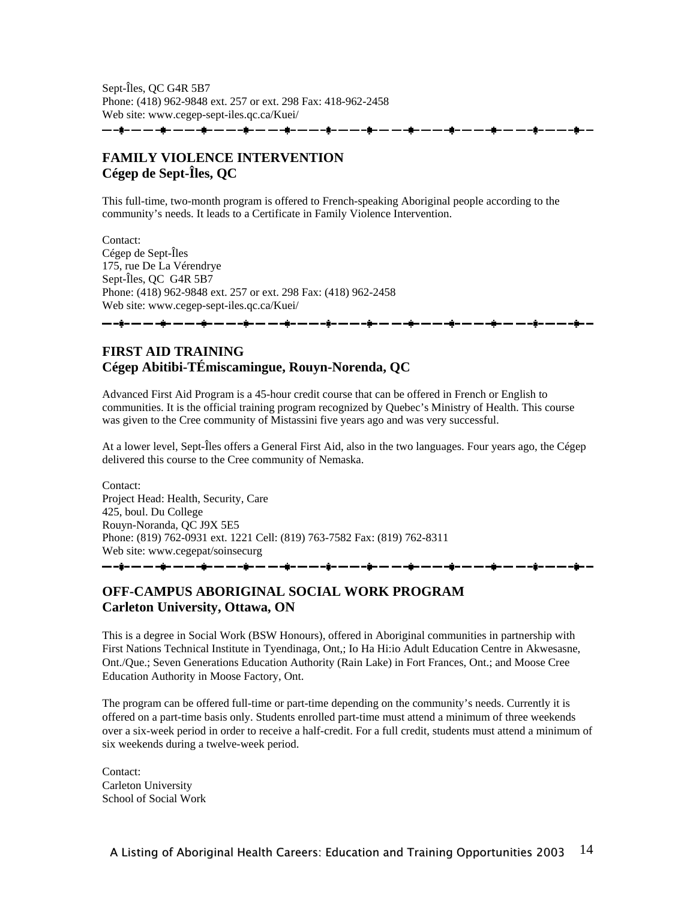Sept-Îles, QC G4R 5B7
Phone: (418) 962-9848 ext. 257 or ext. 298 Fax: 418-962-2458
Web site: www.cegep-sept-iles.qc.ca/Kuei/

## FAMILY VIOLENCE INTERVENTION
**Cégep de Sept-Îles, QC**

This full-time, two-month program is offered to French-speaking Aboriginal people according to the community's needs. It leads to a Certificate in Family Violence Intervention.

Contact:
Cégep de Sept-Îles
175, rue De La Vérendrye
Sept-Îles, QC G4R 5B7
Phone: (418) 962-9848 ext. 257 or ext. 298 Fax: (418) 962-2458
Web site: www.cegep-sept-iles.qc.ca/Kuei/

## FIRST AID TRAINING
**Cégep Abitibi-TÉmiscamingue, Rouyn-Norenda, QC**

Advanced First Aid Program is a 45-hour credit course that can be offered in French or English to communities. It is the official training program recognized by Quebec's Ministry of Health. This course was given to the Cree community of Mistassini five years ago and was very successful.

At a lower level, Sept-Îles offers a General First Aid, also in the two languages. Four years ago, the Cégep delivered this course to the Cree community of Nemaska.

Contact:
Project Head: Health, Security, Care
425, boul. Du College
Rouyn-Noranda, QC J9X 5E5
Phone: (819) 762-0931 ext. 1221 Cell: (819) 763-7582 Fax: (819) 762-8311
Web site: www.cegepat/soinsecurg

## OFF-CAMPUS ABORIGINAL SOCIAL WORK PROGRAM
**Carleton University, Ottawa, ON**

This is a degree in Social Work (BSW Honours), offered in Aboriginal communities in partnership with First Nations Technical Institute in Tyendinaga, Ont,; Io Ha Hi:io Adult Education Centre in Akwesasne, Ont./Que.; Seven Generations Education Authority (Rain Lake) in Fort Frances, Ont.; and Moose Cree Education Authority in Moose Factory, Ont.

The program can be offered full-time or part-time depending on the community's needs. Currently it is offered on a part-time basis only. Students enrolled part-time must attend a minimum of three weekends over a six-week period in order to receive a half-credit. For a full credit, students must attend a minimum of six weekends during a twelve-week period.

Contact:
Carleton University
School of Social Work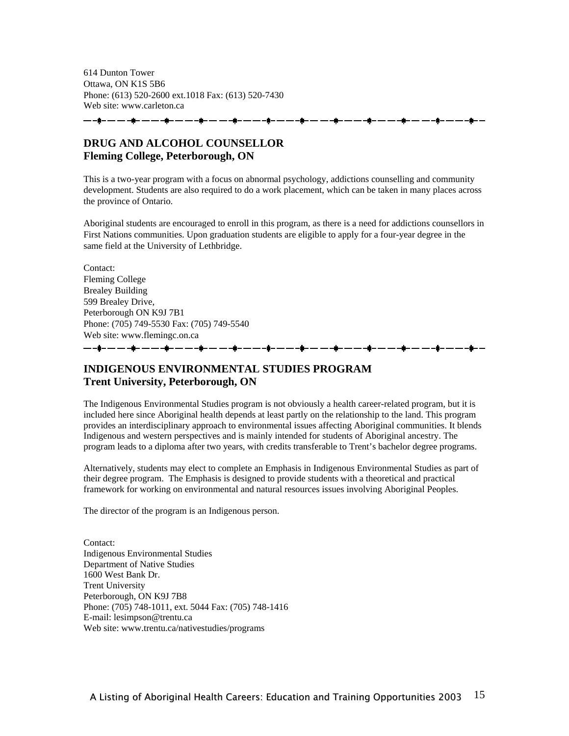614 Dunton Tower
Ottawa, ON K1S 5B6
Phone: (613) 520-2600 ext.1018 Fax: (613) 520-7430
Web site: www.carleton.ca

---

## DRUG AND ALCOHOL COUNSELLOR
**Fleming College, Peterborough, ON**

This is a two-year program with a focus on abnormal psychology, addictions counselling and community development. Students are also required to do a work placement, which can be taken in many places across the province of Ontario.

Aboriginal students are encouraged to enroll in this program, as there is a need for addictions counsellors in First Nations communities. Upon graduation students are eligible to apply for a four-year degree in the same field at the University of Lethbridge.

Contact:
Fleming College
Brealey Building
599 Brealey Drive,
Peterborough ON K9J 7B1
Phone: (705) 749-5530 Fax: (705) 749-5540
Web site: www.flemingc.on.ca

---

## INDIGENOUS ENVIRONMENTAL STUDIES PROGRAM
**Trent University, Peterborough, ON**

The Indigenous Environmental Studies program is not obviously a health career-related program, but it is included here since Aboriginal health depends at least partly on the relationship to the land. This program provides an interdisciplinary approach to environmental issues affecting Aboriginal communities. It blends Indigenous and western perspectives and is mainly intended for students of Aboriginal ancestry. The program leads to a diploma after two years, with credits transferable to Trent's bachelor degree programs.

Alternatively, students may elect to complete an Emphasis in Indigenous Environmental Studies as part of their degree program. The Emphasis is designed to provide students with a theoretical and practical framework for working on environmental and natural resources issues involving Aboriginal Peoples.

The director of the program is an Indigenous person.

Contact:
Indigenous Environmental Studies
Department of Native Studies
1600 West Bank Dr.
Trent University
Peterborough, ON K9J 7B8
Phone: (705) 748-1011, ext. 5044 Fax: (705) 748-1416
E-mail: lesimpson@trentu.ca
Web site: www.trentu.ca/nativestudies/programs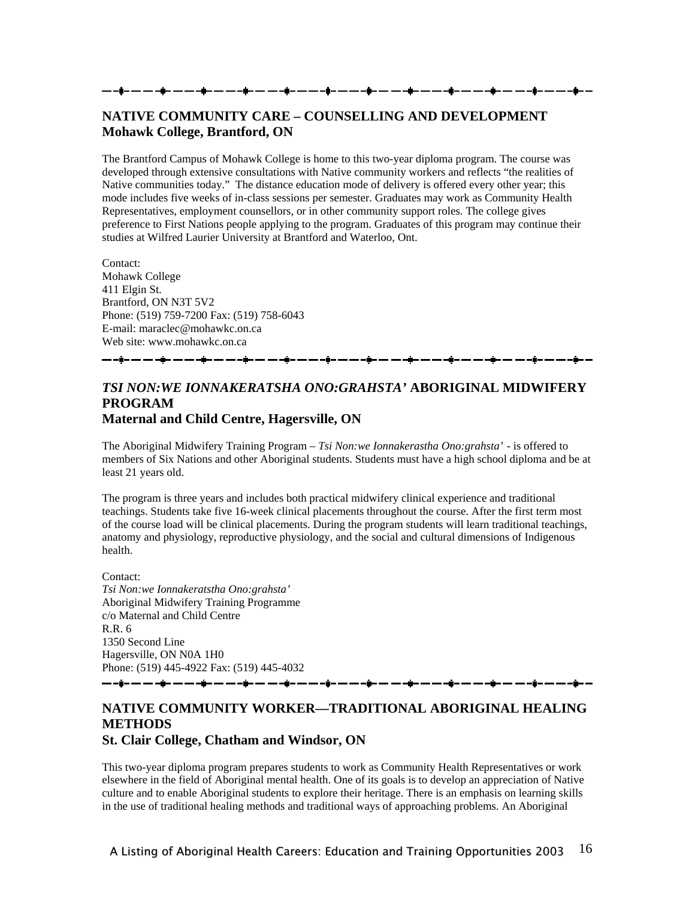## NATIVE COMMUNITY CARE – COUNSELLING AND DEVELOPMENT
**Mohawk College, Brantford, ON**

The Brantford Campus of Mohawk College is home to this two-year diploma program. The course was developed through extensive consultations with Native community workers and reflects "the realities of Native communities today." The distance education mode of delivery is offered every other year; this mode includes five weeks of in-class sessions per semester. Graduates may work as Community Health Representatives, employment counsellors, or in other community support roles. The college gives preference to First Nations people applying to the program. Graduates of this program may continue their studies at Wilfred Laurier University at Brantford and Waterloo, Ont.

Contact:
Mohawk College
411 Elgin St.
Brantford, ON N3T 5V2
Phone: (519) 759-7200 Fax: (519) 758-6043
E-mail: maraclec@mohawkc.on.ca
Web site: www.mohawkc.on.ca

## *TSI NON:WE IONNAKERATSHA ONO:GRAHSTA'* ABORIGINAL MIDWIFERY PROGRAM
**Maternal and Child Centre, Hagersville, ON**

The Aboriginal Midwifery Training Program – *Tsi Non:we Ionnakerastha Ono:grahsta'* - is offered to members of Six Nations and other Aboriginal students. Students must have a high school diploma and be at least 21 years old.

The program is three years and includes both practical midwifery clinical experience and traditional teachings. Students take five 16-week clinical placements throughout the course. After the first term most of the course load will be clinical placements. During the program students will learn traditional teachings, anatomy and physiology, reproductive physiology, and the social and cultural dimensions of Indigenous health.

Contact:
*Tsi Non:we Ionnakeratstha Ono:grahsta'*
Aboriginal Midwifery Training Programme
c/o Maternal and Child Centre
R.R. 6
1350 Second Line
Hagersville, ON N0A 1H0
Phone: (519) 445-4922 Fax: (519) 445-4032

## NATIVE COMMUNITY WORKER—TRADITIONAL ABORIGINAL HEALING METHODS
**St. Clair College, Chatham and Windsor, ON**

This two-year diploma program prepares students to work as Community Health Representatives or work elsewhere in the field of Aboriginal mental health. One of its goals is to develop an appreciation of Native culture and to enable Aboriginal students to explore their heritage. There is an emphasis on learning skills in the use of traditional healing methods and traditional ways of approaching problems. An Aboriginal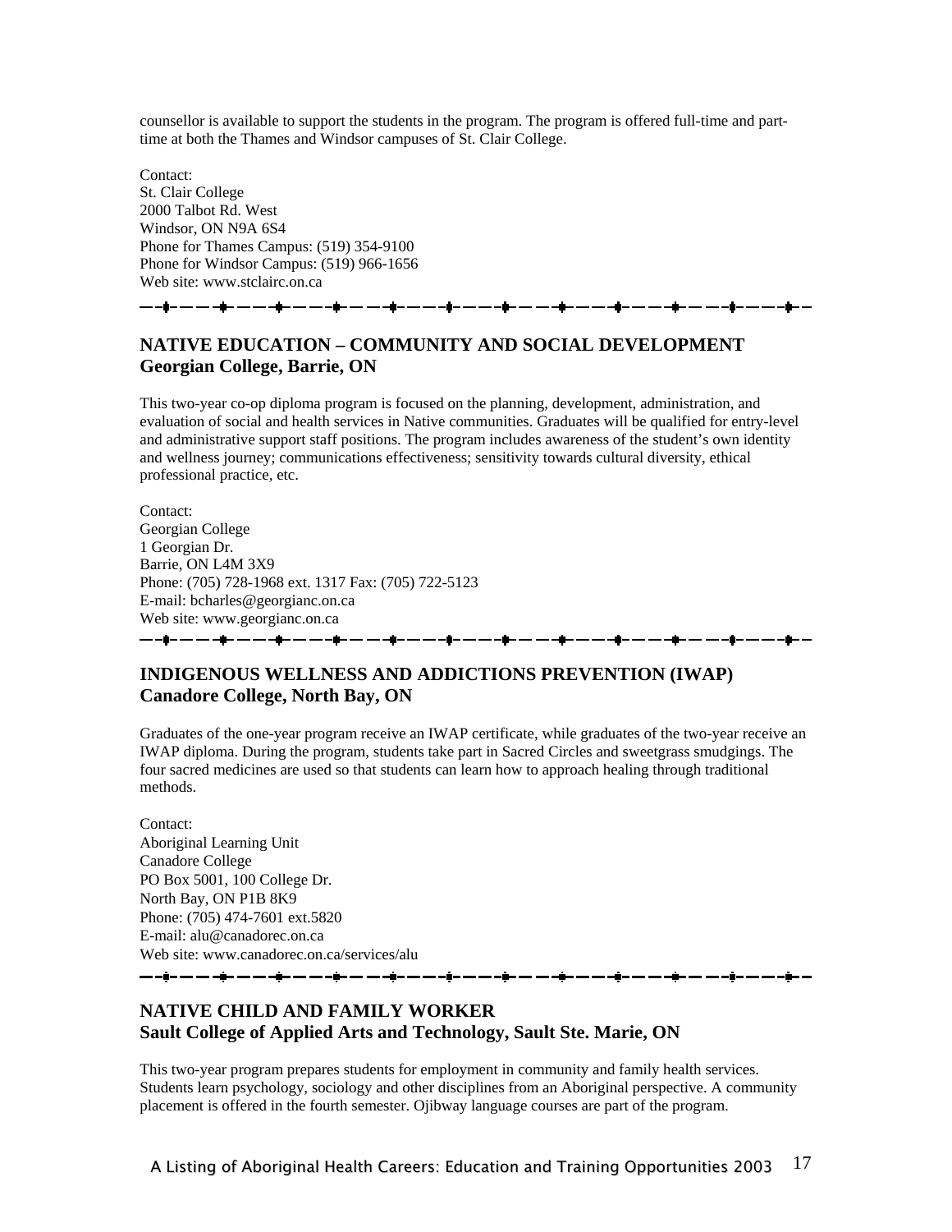counsellor is available to support the students in the program. The program is offered full-time and part-time at both the Thames and Windsor campuses of St. Clair College.

Contact:
St. Clair College
2000 Talbot Rd. West
Windsor, ON N9A 6S4
Phone for Thames Campus: (519) 354-9100
Phone for Windsor Campus: (519) 966-1656
Web site: www.stclairc.on.ca

---

## NATIVE EDUCATION – COMMUNITY AND SOCIAL DEVELOPMENT
**Georgian College, Barrie, ON**

This two-year co-op diploma program is focused on the planning, development, administration, and evaluation of social and health services in Native communities. Graduates will be qualified for entry-level and administrative support staff positions. The program includes awareness of the student's own identity and wellness journey; communications effectiveness; sensitivity towards cultural diversity, ethical professional practice, etc.

Contact:
Georgian College
1 Georgian Dr.
Barrie, ON L4M 3X9
Phone: (705) 728-1968 ext. 1317 Fax: (705) 722-5123
E-mail: bcharles@georgianc.on.ca
Web site: www.georgianc.on.ca

---

## INDIGENOUS WELLNESS AND ADDICTIONS PREVENTION (IWAP)
**Canadore College, North Bay, ON**

Graduates of the one-year program receive an IWAP certificate, while graduates of the two-year receive an IWAP diploma. During the program, students take part in Sacred Circles and sweetgrass smudgings. The four sacred medicines are used so that students can learn how to approach healing through traditional methods.

Contact:
Aboriginal Learning Unit
Canadore College
PO Box 5001, 100 College Dr.
North Bay, ON P1B 8K9
Phone: (705) 474-7601 ext.5820
E-mail: alu@canadorec.on.ca
Web site: www.canadorec.on.ca/services/alu

---

## NATIVE CHILD AND FAMILY WORKER
**Sault College of Applied Arts and Technology, Sault Ste. Marie, ON**

This two-year program prepares students for employment in community and family health services. Students learn psychology, sociology and other disciplines from an Aboriginal perspective. A community placement is offered in the fourth semester. Ojibway language courses are part of the program.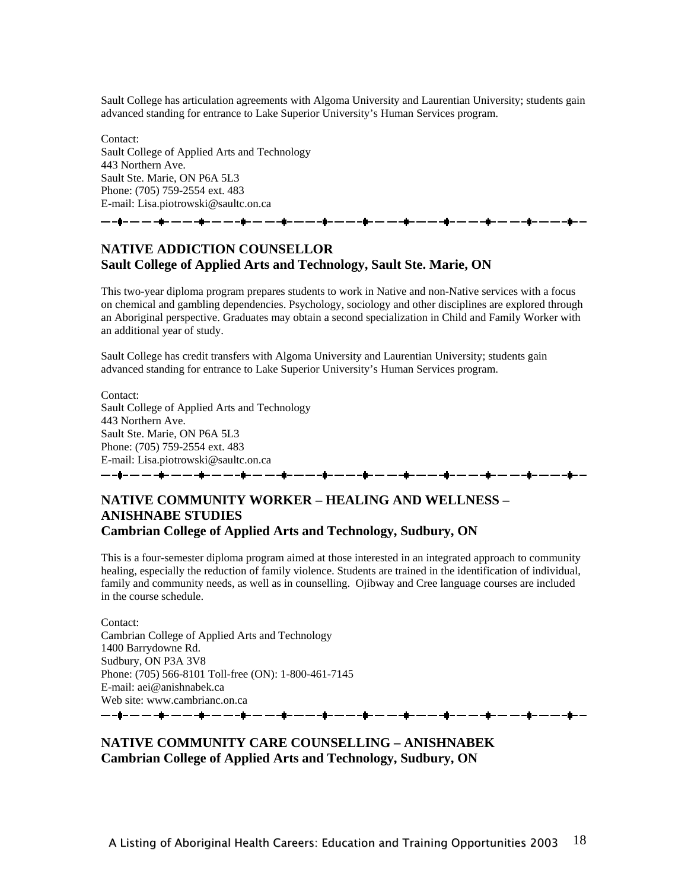Sault College has articulation agreements with Algoma University and Laurentian University; students gain advanced standing for entrance to Lake Superior University's Human Services program.

Contact:
Sault College of Applied Arts and Technology
443 Northern Ave.
Sault Ste. Marie, ON P6A 5L3
Phone: (705) 759-2554 ext. 483
E-mail: Lisa.piotrowski@saultc.on.ca

---

## NATIVE ADDICTION COUNSELLOR
### Sault College of Applied Arts and Technology, Sault Ste. Marie, ON

This two-year diploma program prepares students to work in Native and non-Native services with a focus on chemical and gambling dependencies. Psychology, sociology and other disciplines are explored through an Aboriginal perspective. Graduates may obtain a second specialization in Child and Family Worker with an additional year of study.

Sault College has credit transfers with Algoma University and Laurentian University; students gain advanced standing for entrance to Lake Superior University's Human Services program.

Contact:
Sault College of Applied Arts and Technology
443 Northern Ave.
Sault Ste. Marie, ON P6A 5L3
Phone: (705) 759-2554 ext. 483
E-mail: Lisa.piotrowski@saultc.on.ca

---

## NATIVE COMMUNITY WORKER – HEALING AND WELLNESS – ANISHNABE STUDIES
### Cambrian College of Applied Arts and Technology, Sudbury, ON

This is a four-semester diploma program aimed at those interested in an integrated approach to community healing, especially the reduction of family violence. Students are trained in the identification of individual, family and community needs, as well as in counselling. Ojibway and Cree language courses are included in the course schedule.

Contact:
Cambrian College of Applied Arts and Technology
1400 Barrydowne Rd.
Sudbury, ON P3A 3V8
Phone: (705) 566-8101 Toll-free (ON): 1-800-461-7145
E-mail: aei@anishnabek.ca
Web site: www.cambrianc.on.ca

---

## NATIVE COMMUNITY CARE COUNSELLING – ANISHNABEK
### Cambrian College of Applied Arts and Technology, Sudbury, ON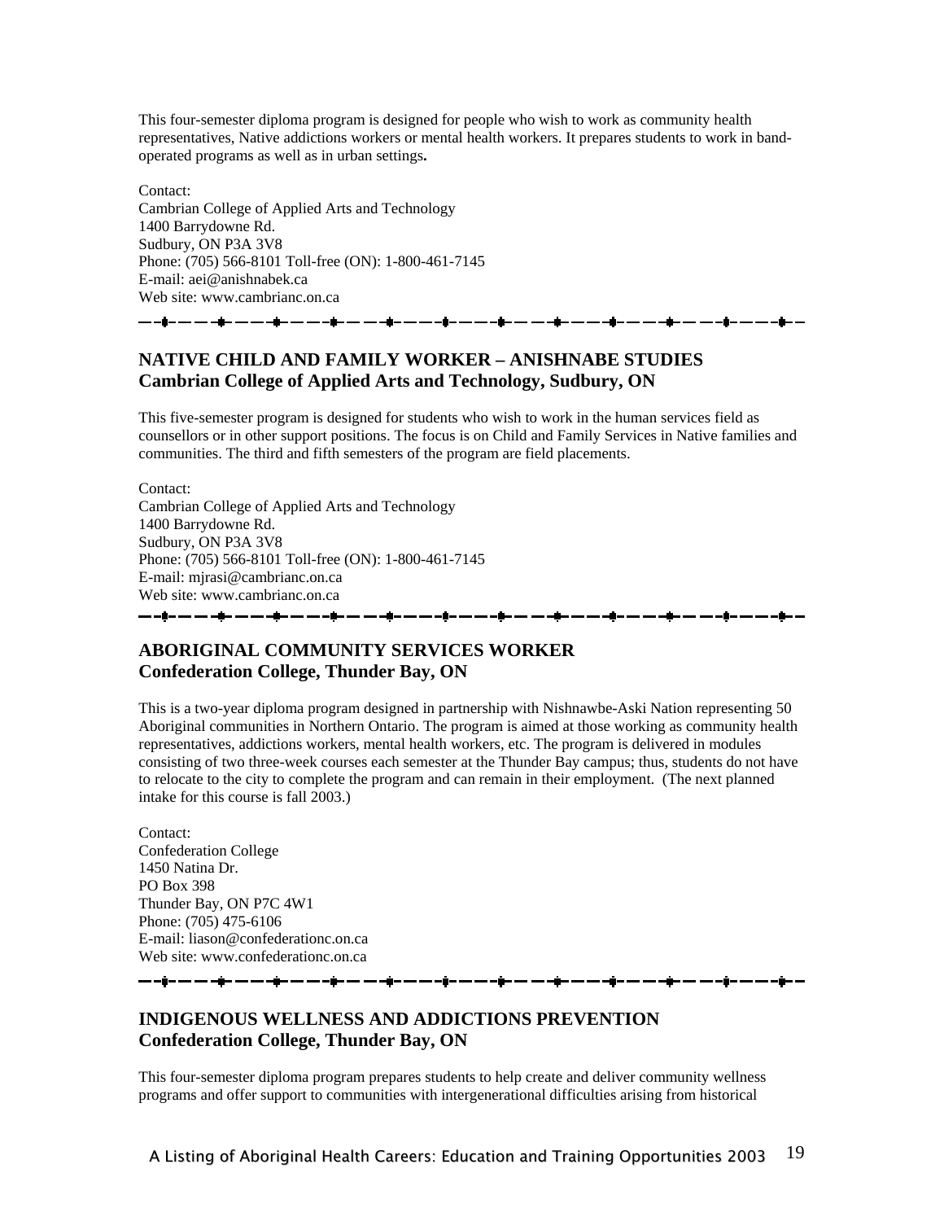This four-semester diploma program is designed for people who wish to work as community health representatives, Native addictions workers or mental health workers. It prepares students to work in band-operated programs as well as in urban settings**.**

Contact:
Cambrian College of Applied Arts and Technology
1400 Barrydowne Rd.
Sudbury, ON P3A 3V8
Phone: (705) 566-8101 Toll-free (ON): 1-800-461-7145
E-mail: aei@anishnabek.ca
Web site: www.cambrianc.on.ca

---

## NATIVE CHILD AND FAMILY WORKER – ANISHNABE STUDIES
**Cambrian College of Applied Arts and Technology, Sudbury, ON**

This five-semester program is designed for students who wish to work in the human services field as counsellors or in other support positions. The focus is on Child and Family Services in Native families and communities. The third and fifth semesters of the program are field placements.

Contact:
Cambrian College of Applied Arts and Technology
1400 Barrydowne Rd.
Sudbury, ON P3A 3V8
Phone: (705) 566-8101 Toll-free (ON): 1-800-461-7145
E-mail: mjrasi@cambrianc.on.ca
Web site: www.cambrianc.on.ca

---

## ABORIGINAL COMMUNITY SERVICES WORKER
**Confederation College, Thunder Bay, ON**

This is a two-year diploma program designed in partnership with Nishnawbe-Aski Nation representing 50 Aboriginal communities in Northern Ontario. The program is aimed at those working as community health representatives, addictions workers, mental health workers, etc. The program is delivered in modules consisting of two three-week courses each semester at the Thunder Bay campus; thus, students do not have to relocate to the city to complete the program and can remain in their employment. (The next planned intake for this course is fall 2003.)

Contact:
Confederation College
1450 Natina Dr.
PO Box 398
Thunder Bay, ON P7C 4W1
Phone: (705) 475-6106
E-mail: liason@confederationc.on.ca
Web site: www.confederationc.on.ca

---

## INDIGENOUS WELLNESS AND ADDICTIONS PREVENTION
**Confederation College, Thunder Bay, ON**

This four-semester diploma program prepares students to help create and deliver community wellness programs and offer support to communities with intergenerational difficulties arising from historical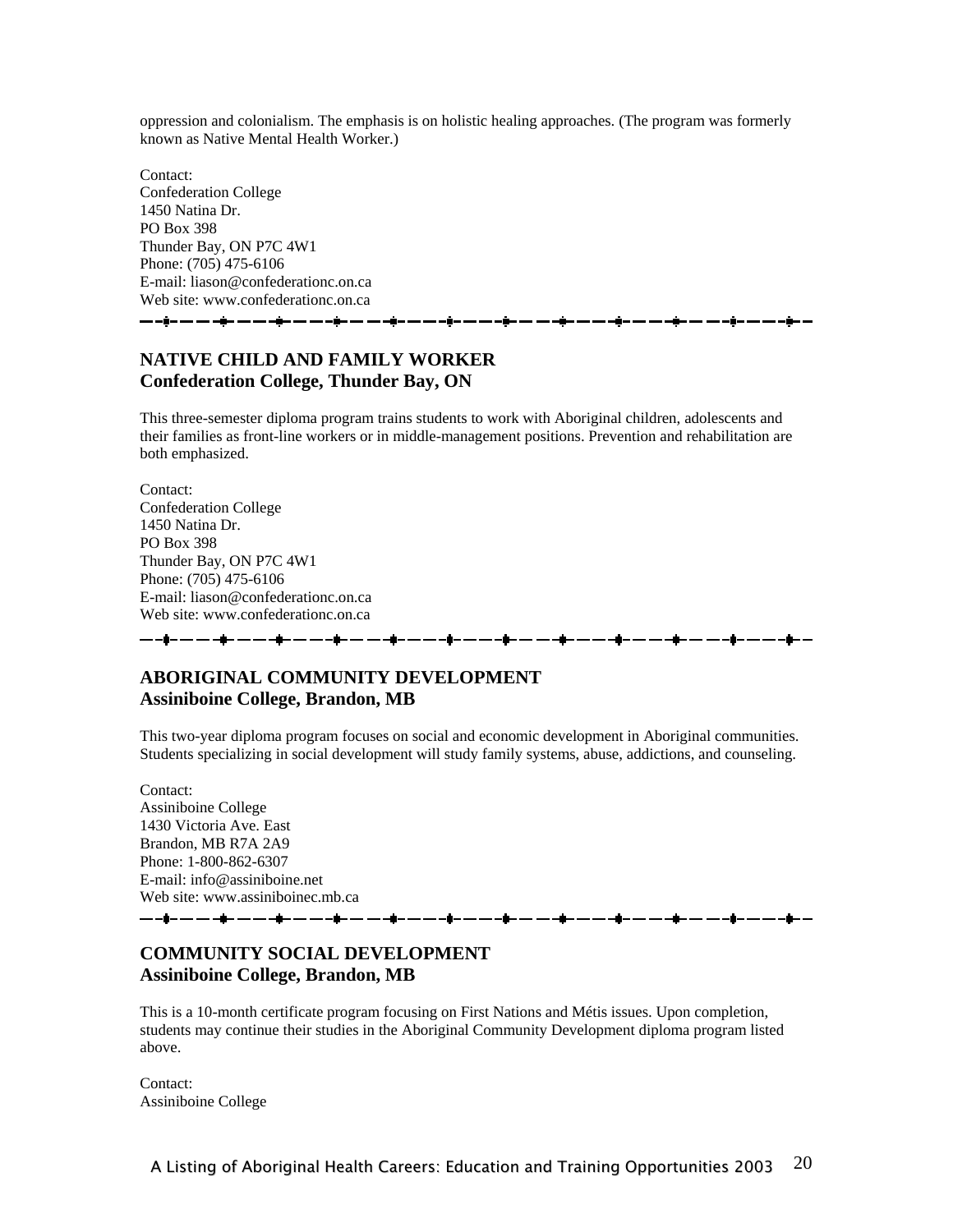oppression and colonialism. The emphasis is on holistic healing approaches. (The program was formerly known as Native Mental Health Worker.)

Contact:
Confederation College
1450 Natina Dr.
PO Box 398
Thunder Bay, ON P7C 4W1
Phone: (705) 475-6106
E-mail: liason@confederationc.on.ca
Web site: www.confederationc.on.ca

---

## NATIVE CHILD AND FAMILY WORKER
**Confederation College, Thunder Bay, ON**

This three-semester diploma program trains students to work with Aboriginal children, adolescents and their families as front-line workers or in middle-management positions. Prevention and rehabilitation are both emphasized.

Contact:
Confederation College
1450 Natina Dr.
PO Box 398
Thunder Bay, ON P7C 4W1
Phone: (705) 475-6106
E-mail: liason@confederationc.on.ca
Web site: www.confederationc.on.ca

---

## ABORIGINAL COMMUNITY DEVELOPMENT
**Assiniboine College, Brandon, MB**

This two-year diploma program focuses on social and economic development in Aboriginal communities. Students specializing in social development will study family systems, abuse, addictions, and counseling.

Contact:
Assiniboine College
1430 Victoria Ave. East
Brandon, MB R7A 2A9
Phone: 1-800-862-6307
E-mail: info@assiniboine.net
Web site: www.assiniboinec.mb.ca

---

## COMMUNITY SOCIAL DEVELOPMENT
**Assiniboine College, Brandon, MB**

This is a 10-month certificate program focusing on First Nations and Métis issues. Upon completion, students may continue their studies in the Aboriginal Community Development diploma program listed above.

Contact:
Assiniboine College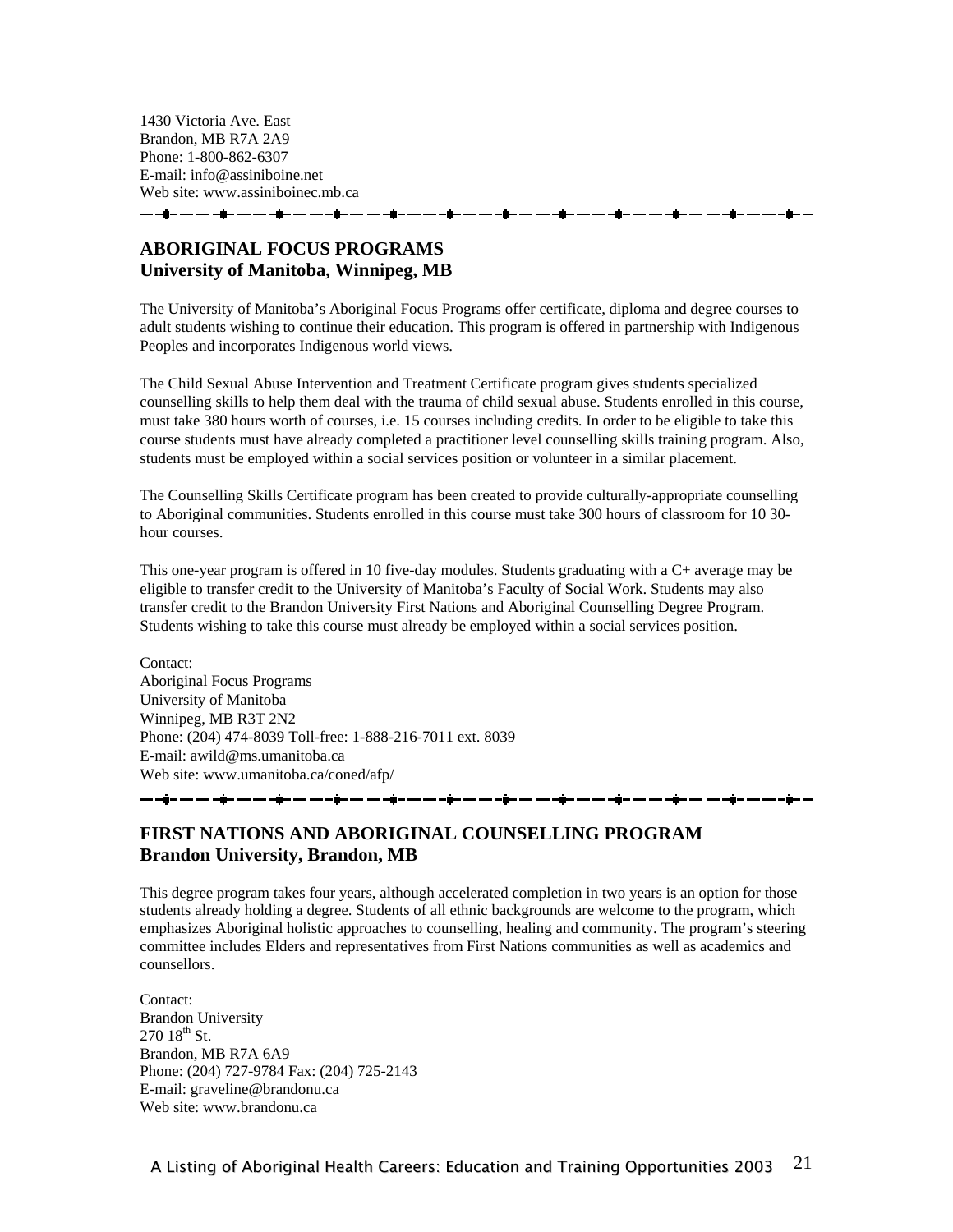1430 Victoria Ave. East
Brandon, MB R7A 2A9
Phone: 1-800-862-6307
E-mail: info@assiniboine.net
Web site: www.assiniboinec.mb.ca

---

## ABORIGINAL FOCUS PROGRAMS
## University of Manitoba, Winnipeg, MB

The University of Manitoba's Aboriginal Focus Programs offer certificate, diploma and degree courses to adult students wishing to continue their education. This program is offered in partnership with Indigenous Peoples and incorporates Indigenous world views.

The Child Sexual Abuse Intervention and Treatment Certificate program gives students specialized counselling skills to help them deal with the trauma of child sexual abuse. Students enrolled in this course, must take 380 hours worth of courses, i.e. 15 courses including credits. In order to be eligible to take this course students must have already completed a practitioner level counselling skills training program. Also, students must be employed within a social services position or volunteer in a similar placement.

The Counselling Skills Certificate program has been created to provide culturally-appropriate counselling to Aboriginal communities. Students enrolled in this course must take 300 hours of classroom for 10 30-hour courses.

This one-year program is offered in 10 five-day modules. Students graduating with a C+ average may be eligible to transfer credit to the University of Manitoba's Faculty of Social Work. Students may also transfer credit to the Brandon University First Nations and Aboriginal Counselling Degree Program. Students wishing to take this course must already be employed within a social services position.

Contact:
Aboriginal Focus Programs
University of Manitoba
Winnipeg, MB R3T 2N2
Phone: (204) 474-8039 Toll-free: 1-888-216-7011 ext. 8039
E-mail: awild@ms.umanitoba.ca
Web site: www.umanitoba.ca/coned/afp/

---

## FIRST NATIONS AND ABORIGINAL COUNSELLING PROGRAM
## Brandon University, Brandon, MB

This degree program takes four years, although accelerated completion in two years is an option for those students already holding a degree. Students of all ethnic backgrounds are welcome to the program, which emphasizes Aboriginal holistic approaches to counselling, healing and community. The program's steering committee includes Elders and representatives from First Nations communities as well as academics and counsellors.

Contact:
Brandon University
270 18th St.
Brandon, MB R7A 6A9
Phone: (204) 727-9784 Fax: (204) 725-2143
E-mail: graveline@brandonu.ca
Web site: www.brandonu.ca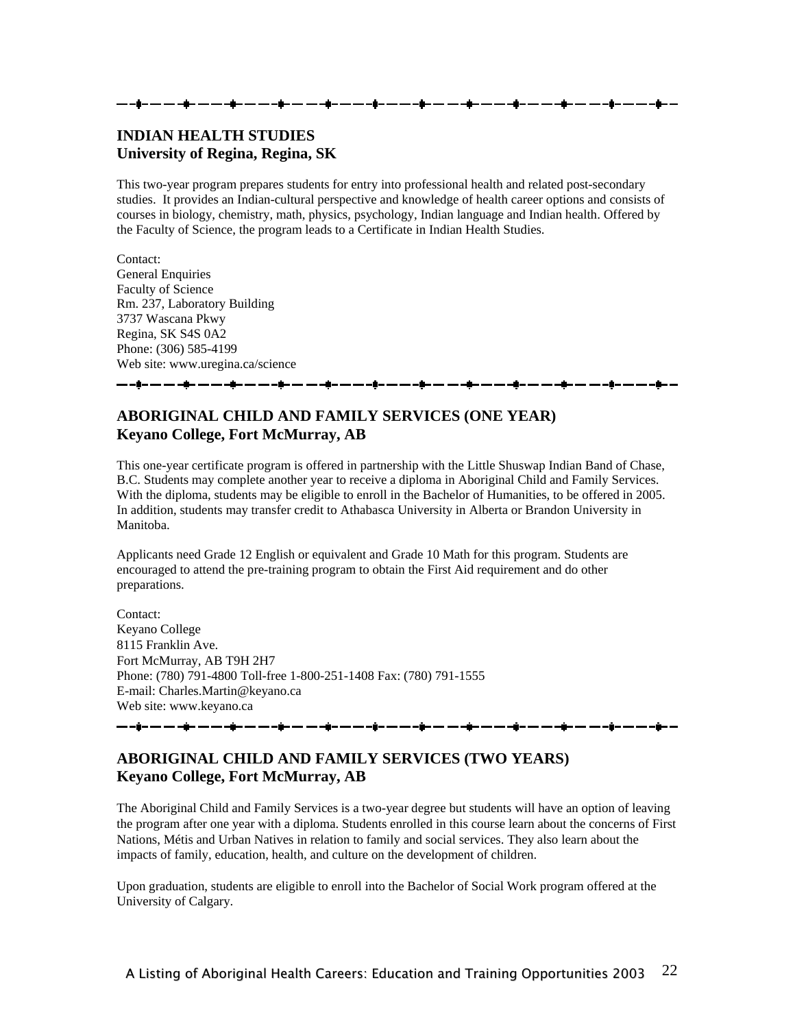---

## INDIAN HEALTH STUDIES
**University of Regina, Regina, SK**

This two-year program prepares students for entry into professional health and related post-secondary studies. It provides an Indian-cultural perspective and knowledge of health career options and consists of courses in biology, chemistry, math, physics, psychology, Indian language and Indian health. Offered by the Faculty of Science, the program leads to a Certificate in Indian Health Studies.

Contact:
General Enquiries
Faculty of Science
Rm. 237, Laboratory Building
3737 Wascana Pkwy
Regina, SK S4S 0A2
Phone: (306) 585-4199
Web site: www.uregina.ca/science

---

## ABORIGINAL CHILD AND FAMILY SERVICES (ONE YEAR)
**Keyano College, Fort McMurray, AB**

This one-year certificate program is offered in partnership with the Little Shuswap Indian Band of Chase, B.C. Students may complete another year to receive a diploma in Aboriginal Child and Family Services. With the diploma, students may be eligible to enroll in the Bachelor of Humanities, to be offered in 2005. In addition, students may transfer credit to Athabasca University in Alberta or Brandon University in Manitoba.

Applicants need Grade 12 English or equivalent and Grade 10 Math for this program. Students are encouraged to attend the pre-training program to obtain the First Aid requirement and do other preparations.

Contact:
Keyano College
8115 Franklin Ave.
Fort McMurray, AB T9H 2H7
Phone: (780) 791-4800 Toll-free 1-800-251-1408 Fax: (780) 791-1555
E-mail: Charles.Martin@keyano.ca
Web site: www.keyano.ca

---

## ABORIGINAL CHILD AND FAMILY SERVICES (TWO YEARS)
**Keyano College, Fort McMurray, AB**

The Aboriginal Child and Family Services is a two-year degree but students will have an option of leaving the program after one year with a diploma. Students enrolled in this course learn about the concerns of First Nations, Métis and Urban Natives in relation to family and social services. They also learn about the impacts of family, education, health, and culture on the development of children.

Upon graduation, students are eligible to enroll into the Bachelor of Social Work program offered at the University of Calgary.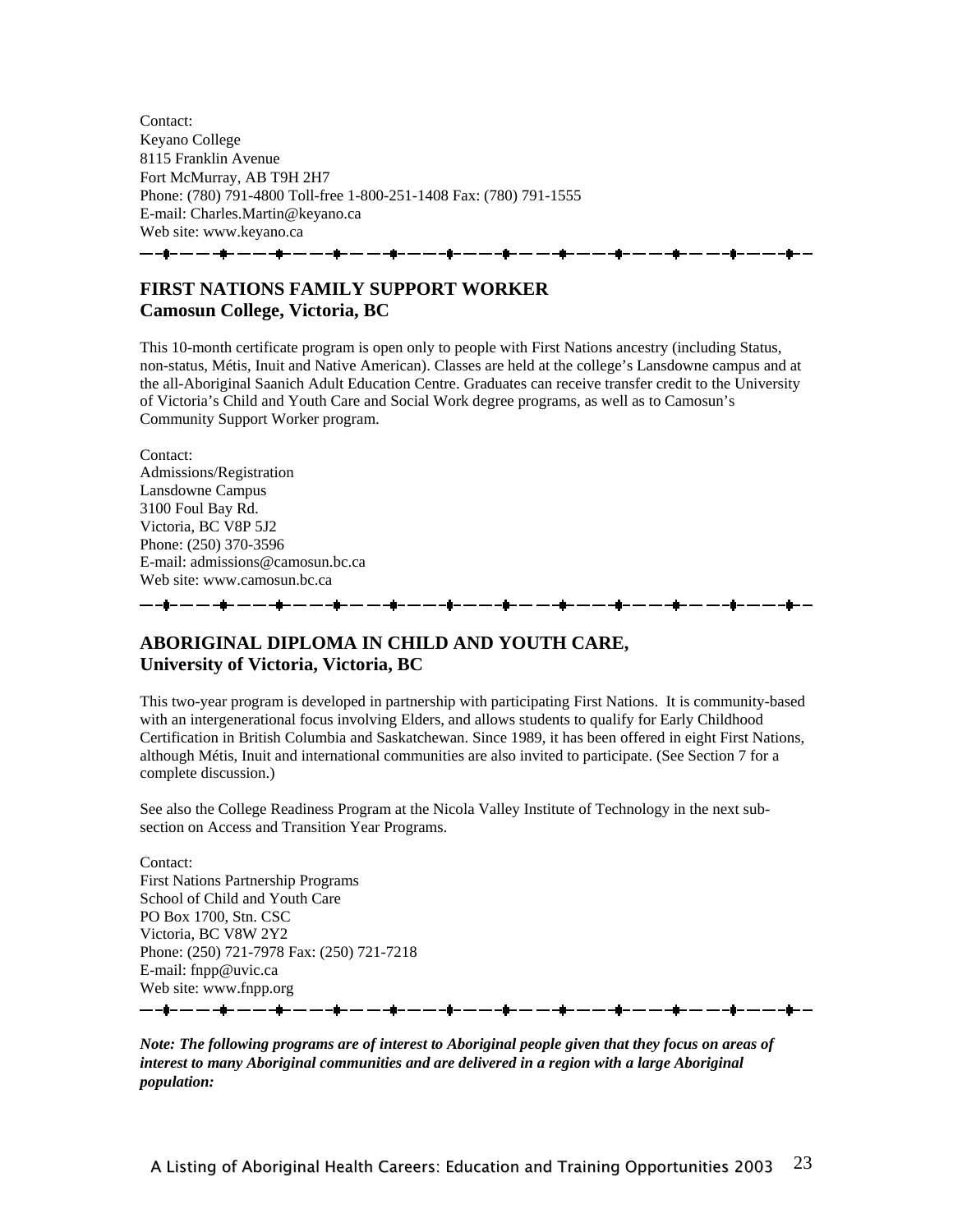Contact:
Keyano College
8115 Franklin Avenue
Fort McMurray, AB T9H 2H7
Phone: (780) 791-4800 Toll-free 1-800-251-1408 Fax: (780) 791-1555
E-mail: Charles.Martin@keyano.ca
Web site: www.keyano.ca

---

## FIRST NATIONS FAMILY SUPPORT WORKER
## Camosun College, Victoria, BC

This 10-month certificate program is open only to people with First Nations ancestry (including Status, non-status, Métis, Inuit and Native American). Classes are held at the college's Lansdowne campus and at the all-Aboriginal Saanich Adult Education Centre. Graduates can receive transfer credit to the University of Victoria's Child and Youth Care and Social Work degree programs, as well as to Camosun's Community Support Worker program.

Contact:
Admissions/Registration
Lansdowne Campus
3100 Foul Bay Rd.
Victoria, BC V8P 5J2
Phone: (250) 370-3596
E-mail: admissions@camosun.bc.ca
Web site: www.camosun.bc.ca

---

## ABORIGINAL DIPLOMA IN CHILD AND YOUTH CARE,
## University of Victoria, Victoria, BC

This two-year program is developed in partnership with participating First Nations. It is community-based with an intergenerational focus involving Elders, and allows students to qualify for Early Childhood Certification in British Columbia and Saskatchewan. Since 1989, it has been offered in eight First Nations, although Métis, Inuit and international communities are also invited to participate. (See Section 7 for a complete discussion.)

See also the College Readiness Program at the Nicola Valley Institute of Technology in the next sub-section on Access and Transition Year Programs.

Contact:
First Nations Partnership Programs
School of Child and Youth Care
PO Box 1700, Stn. CSC
Victoria, BC V8W 2Y2
Phone: (250) 721-7978 Fax: (250) 721-7218
E-mail: fnpp@uvic.ca
Web site: www.fnpp.org

---

***Note: The following programs are of interest to Aboriginal people given that they focus on areas of interest to many Aboriginal communities and are delivered in a region with a large Aboriginal population:***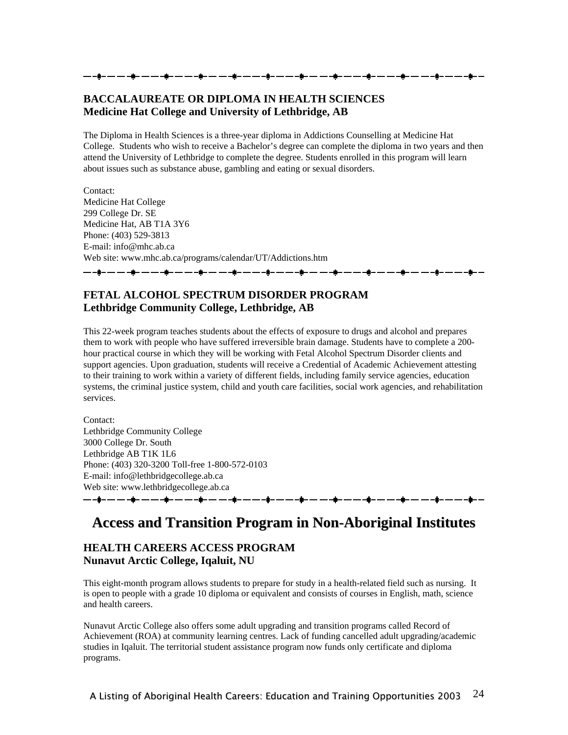### BACCALAUREATE OR DIPLOMA IN HEALTH SCIENCES
**Medicine Hat College and University of Lethbridge, AB**

The Diploma in Health Sciences is a three-year diploma in Addictions Counselling at Medicine Hat College. Students who wish to receive a Bachelor's degree can complete the diploma in two years and then attend the University of Lethbridge to complete the degree. Students enrolled in this program will learn about issues such as substance abuse, gambling and eating or sexual disorders.

Contact:
Medicine Hat College
299 College Dr. SE
Medicine Hat, AB T1A 3Y6
Phone: (403) 529-3813
E-mail: info@mhc.ab.ca
Web site: www.mhc.ab.ca/programs/calendar/UT/Addictions.htm

### FETAL ALCOHOL SPECTRUM DISORDER PROGRAM
**Lethbridge Community College, Lethbridge, AB**

This 22-week program teaches students about the effects of exposure to drugs and alcohol and prepares them to work with people who have suffered irreversible brain damage. Students have to complete a 200-hour practical course in which they will be working with Fetal Alcohol Spectrum Disorder clients and support agencies. Upon graduation, students will receive a Credential of Academic Achievement attesting to their training to work within a variety of different fields, including family service agencies, education systems, the criminal justice system, child and youth care facilities, social work agencies, and rehabilitation services.

Contact:
Lethbridge Community College
3000 College Dr. South
Lethbridge AB T1K 1L6
Phone: (403) 320-3200 Toll-free 1-800-572-0103
E-mail: info@lethbridgecollege.ab.ca
Web site: www.lethbridgecollege.ab.ca

## Access and Transition Program in Non-Aboriginal Institutes

### HEALTH CAREERS ACCESS PROGRAM
**Nunavut Arctic College, Iqaluit, NU**

This eight-month program allows students to prepare for study in a health-related field such as nursing. It is open to people with a grade 10 diploma or equivalent and consists of courses in English, math, science and health careers.

Nunavut Arctic College also offers some adult upgrading and transition programs called Record of Achievement (ROA) at community learning centres. Lack of funding cancelled adult upgrading/academic studies in Iqaluit. The territorial student assistance program now funds only certificate and diploma programs.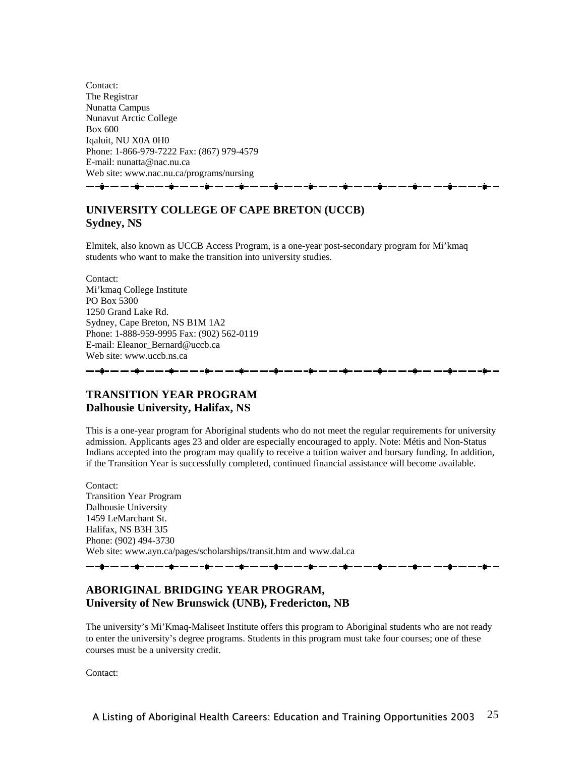Contact:
The Registrar
Nunatta Campus
Nunavut Arctic College
Box 600
Iqaluit, NU X0A 0H0
Phone: 1-866-979-7222 Fax: (867) 979-4579
E-mail: nunatta@nac.nu.ca
Web site: www.nac.nu.ca/programs/nursing

---

## UNIVERSITY COLLEGE OF CAPE BRETON (UCCB)
## Sydney, NS

Elmitek, also known as UCCB Access Program, is a one-year post-secondary program for Mi'kmaq students who want to make the transition into university studies.

Contact:
Mi'kmaq College Institute
PO Box 5300
1250 Grand Lake Rd.
Sydney, Cape Breton, NS B1M 1A2
Phone: 1-888-959-9995 Fax: (902) 562-0119
E-mail: Eleanor_Bernard@uccb.ca
Web site: www.uccb.ns.ca

---

## TRANSITION YEAR PROGRAM
## Dalhousie University, Halifax, NS

This is a one-year program for Aboriginal students who do not meet the regular requirements for university admission. Applicants ages 23 and older are especially encouraged to apply. Note: Métis and Non-Status Indians accepted into the program may qualify to receive a tuition waiver and bursary funding. In addition, if the Transition Year is successfully completed, continued financial assistance will become available.

Contact:
Transition Year Program
Dalhousie University
1459 LeMarchant St.
Halifax, NS B3H 3J5
Phone: (902) 494-3730
Web site: www.ayn.ca/pages/scholarships/transit.htm and www.dal.ca

---

## ABORIGINAL BRIDGING YEAR PROGRAM,
## University of New Brunswick (UNB), Fredericton, NB

The university's Mi'Kmaq-Maliseet Institute offers this program to Aboriginal students who are not ready to enter the university's degree programs. Students in this program must take four courses; one of these courses must be a university credit.

Contact: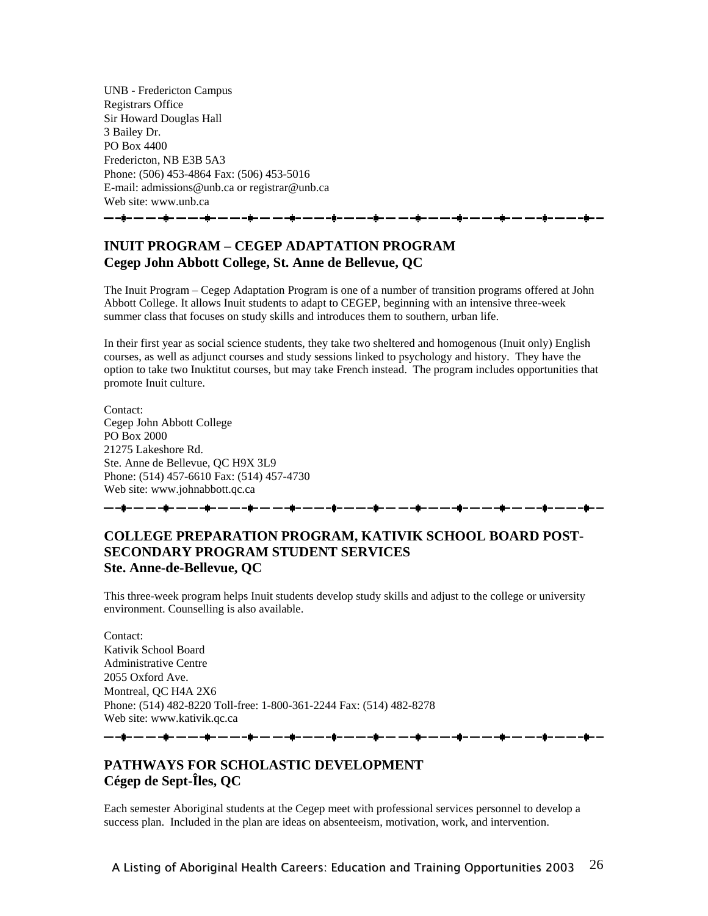UNB - Fredericton Campus
Registrars Office
Sir Howard Douglas Hall
3 Bailey Dr.
PO Box 4400
Fredericton, NB E3B 5A3
Phone: (506) 453-4864 Fax: (506) 453-5016
E-mail: admissions@unb.ca or registrar@unb.ca
Web site: www.unb.ca

---

### INUIT PROGRAM – CEGEP ADAPTATION PROGRAM
### Cegep John Abbott College, St. Anne de Bellevue, QC

The Inuit Program – Cegep Adaptation Program is one of a number of transition programs offered at John Abbott College. It allows Inuit students to adapt to CEGEP, beginning with an intensive three-week summer class that focuses on study skills and introduces them to southern, urban life.

In their first year as social science students, they take two sheltered and homogenous (Inuit only) English courses, as well as adjunct courses and study sessions linked to psychology and history. They have the option to take two Inuktitut courses, but may take French instead. The program includes opportunities that promote Inuit culture.

Contact:
Cegep John Abbott College
PO Box 2000
21275 Lakeshore Rd.
Ste. Anne de Bellevue, QC H9X 3L9
Phone: (514) 457-6610 Fax: (514) 457-4730
Web site: www.johnabbott.qc.ca

---

### COLLEGE PREPARATION PROGRAM, KATIVIK SCHOOL BOARD POST-SECONDARY PROGRAM STUDENT SERVICES
### Ste. Anne-de-Bellevue, QC

This three-week program helps Inuit students develop study skills and adjust to the college or university environment. Counselling is also available.

Contact:
Kativik School Board
Administrative Centre
2055 Oxford Ave.
Montreal, QC H4A 2X6
Phone: (514) 482-8220 Toll-free: 1-800-361-2244 Fax: (514) 482-8278
Web site: www.kativik.qc.ca

---

### PATHWAYS FOR SCHOLASTIC DEVELOPMENT
### Cégep de Sept-Îles, QC

Each semester Aboriginal students at the Cegep meet with professional services personnel to develop a success plan. Included in the plan are ideas on absenteeism, motivation, work, and intervention.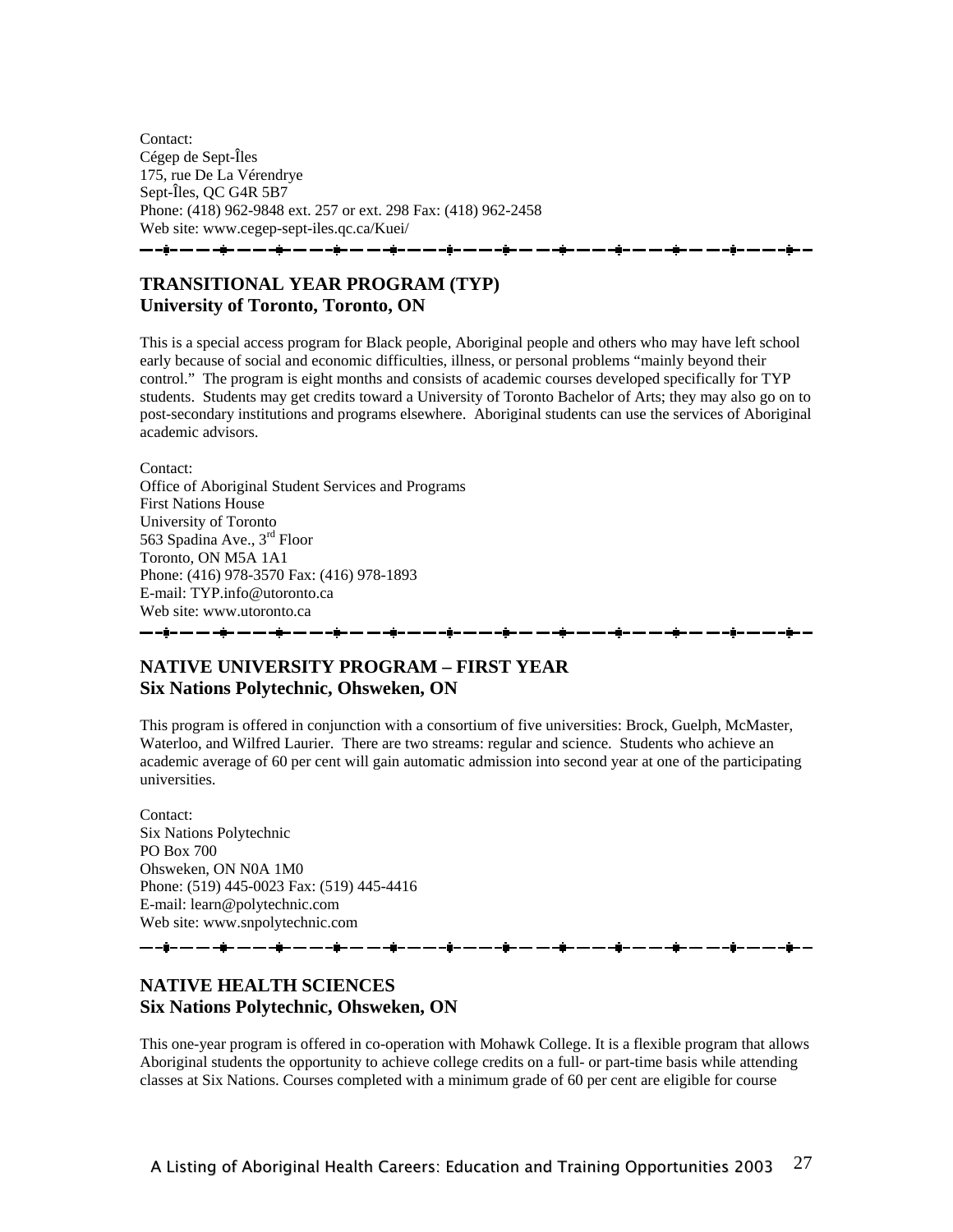Contact:
Cégep de Sept-Îles
175, rue De La Vérendrye
Sept-Îles, QC G4R 5B7
Phone: (418) 962-9848 ext. 257 or ext. 298 Fax: (418) 962-2458
Web site: www.cegep-sept-iles.qc.ca/Kuei/

---

## TRANSITIONAL YEAR PROGRAM (TYP)
## University of Toronto, Toronto, ON

This is a special access program for Black people, Aboriginal people and others who may have left school early because of social and economic difficulties, illness, or personal problems "mainly beyond their control." The program is eight months and consists of academic courses developed specifically for TYP students. Students may get credits toward a University of Toronto Bachelor of Arts; they may also go on to post-secondary institutions and programs elsewhere. Aboriginal students can use the services of Aboriginal academic advisors.

Contact:
Office of Aboriginal Student Services and Programs
First Nations House
University of Toronto
563 Spadina Ave., 3rd Floor
Toronto, ON M5A 1A1
Phone: (416) 978-3570 Fax: (416) 978-1893
E-mail: TYP.info@utoronto.ca
Web site: www.utoronto.ca

---

## NATIVE UNIVERSITY PROGRAM – FIRST YEAR
## Six Nations Polytechnic, Ohsweken, ON

This program is offered in conjunction with a consortium of five universities: Brock, Guelph, McMaster, Waterloo, and Wilfred Laurier. There are two streams: regular and science. Students who achieve an academic average of 60 per cent will gain automatic admission into second year at one of the participating universities.

Contact:
Six Nations Polytechnic
PO Box 700
Ohsweken, ON N0A 1M0
Phone: (519) 445-0023 Fax: (519) 445-4416
E-mail: learn@polytechnic.com
Web site: www.snpolytechnic.com

---

## NATIVE HEALTH SCIENCES
## Six Nations Polytechnic, Ohsweken, ON

This one-year program is offered in co-operation with Mohawk College. It is a flexible program that allows Aboriginal students the opportunity to achieve college credits on a full- or part-time basis while attending classes at Six Nations. Courses completed with a minimum grade of 60 per cent are eligible for course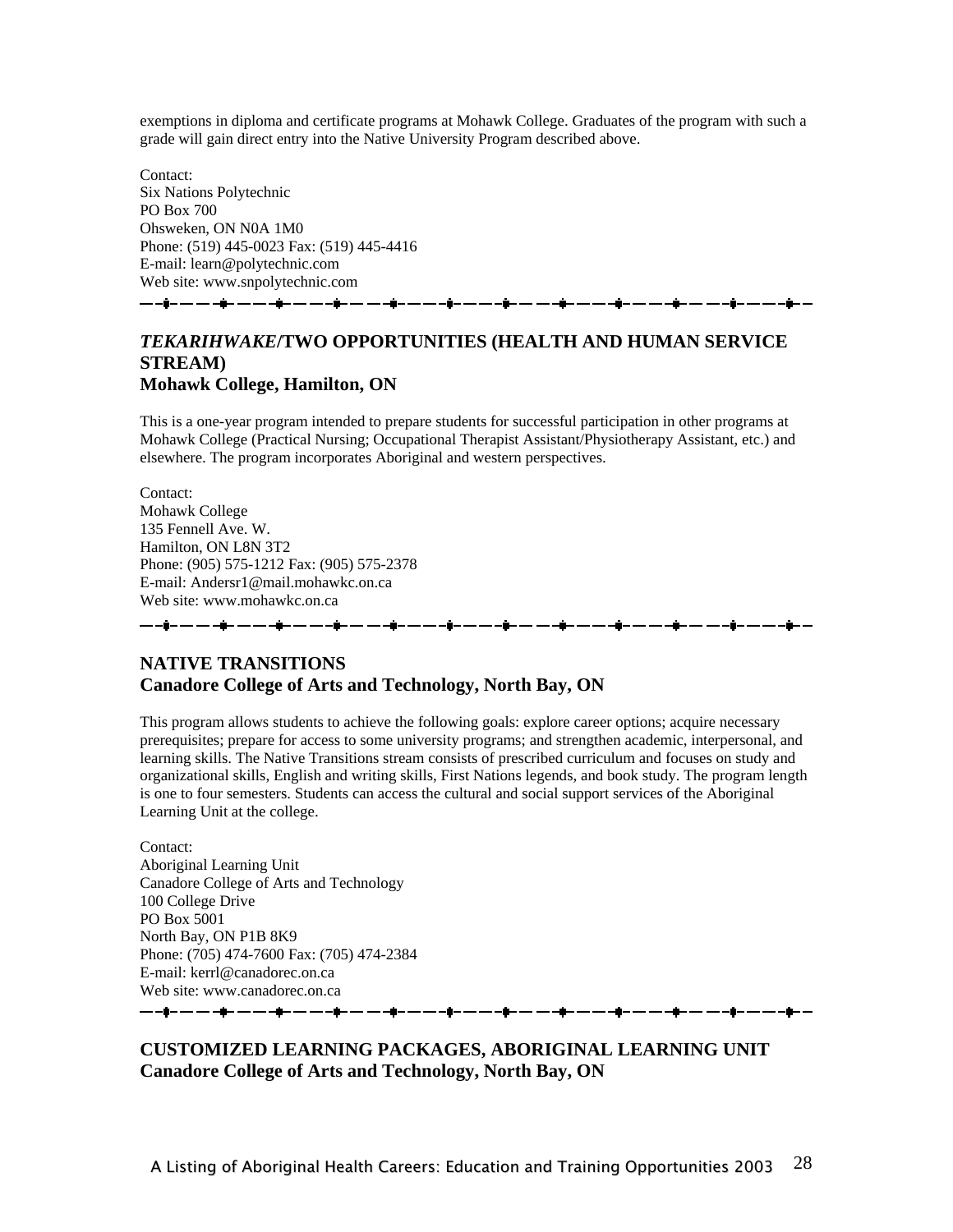exemptions in diploma and certificate programs at Mohawk College. Graduates of the program with such a grade will gain direct entry into the Native University Program described above.

Contact:
Six Nations Polytechnic
PO Box 700
Ohsweken, ON N0A 1M0
Phone: (519) 445-0023 Fax: (519) 445-4416
E-mail: learn@polytechnic.com
Web site: www.snpolytechnic.com

---

## *TEKARIHWAKE*/TWO OPPORTUNITIES (HEALTH AND HUMAN SERVICE STREAM)
## Mohawk College, Hamilton, ON

This is a one-year program intended to prepare students for successful participation in other programs at Mohawk College (Practical Nursing; Occupational Therapist Assistant/Physiotherapy Assistant, etc.) and elsewhere. The program incorporates Aboriginal and western perspectives.

Contact:
Mohawk College
135 Fennell Ave. W.
Hamilton, ON L8N 3T2
Phone: (905) 575-1212 Fax: (905) 575-2378
E-mail: Andersr1@mail.mohawkc.on.ca
Web site: www.mohawkc.on.ca

---

## NATIVE TRANSITIONS
## Canadore College of Arts and Technology, North Bay, ON

This program allows students to achieve the following goals: explore career options; acquire necessary prerequisites; prepare for access to some university programs; and strengthen academic, interpersonal, and learning skills. The Native Transitions stream consists of prescribed curriculum and focuses on study and organizational skills, English and writing skills, First Nations legends, and book study. The program length is one to four semesters. Students can access the cultural and social support services of the Aboriginal Learning Unit at the college.

Contact:
Aboriginal Learning Unit
Canadore College of Arts and Technology
100 College Drive
PO Box 5001
North Bay, ON P1B 8K9
Phone: (705) 474-7600 Fax: (705) 474-2384
E-mail: kerrl@canadorec.on.ca
Web site: www.canadorec.on.ca

---

## CUSTOMIZED LEARNING PACKAGES, ABORIGINAL LEARNING UNIT
## Canadore College of Arts and Technology, North Bay, ON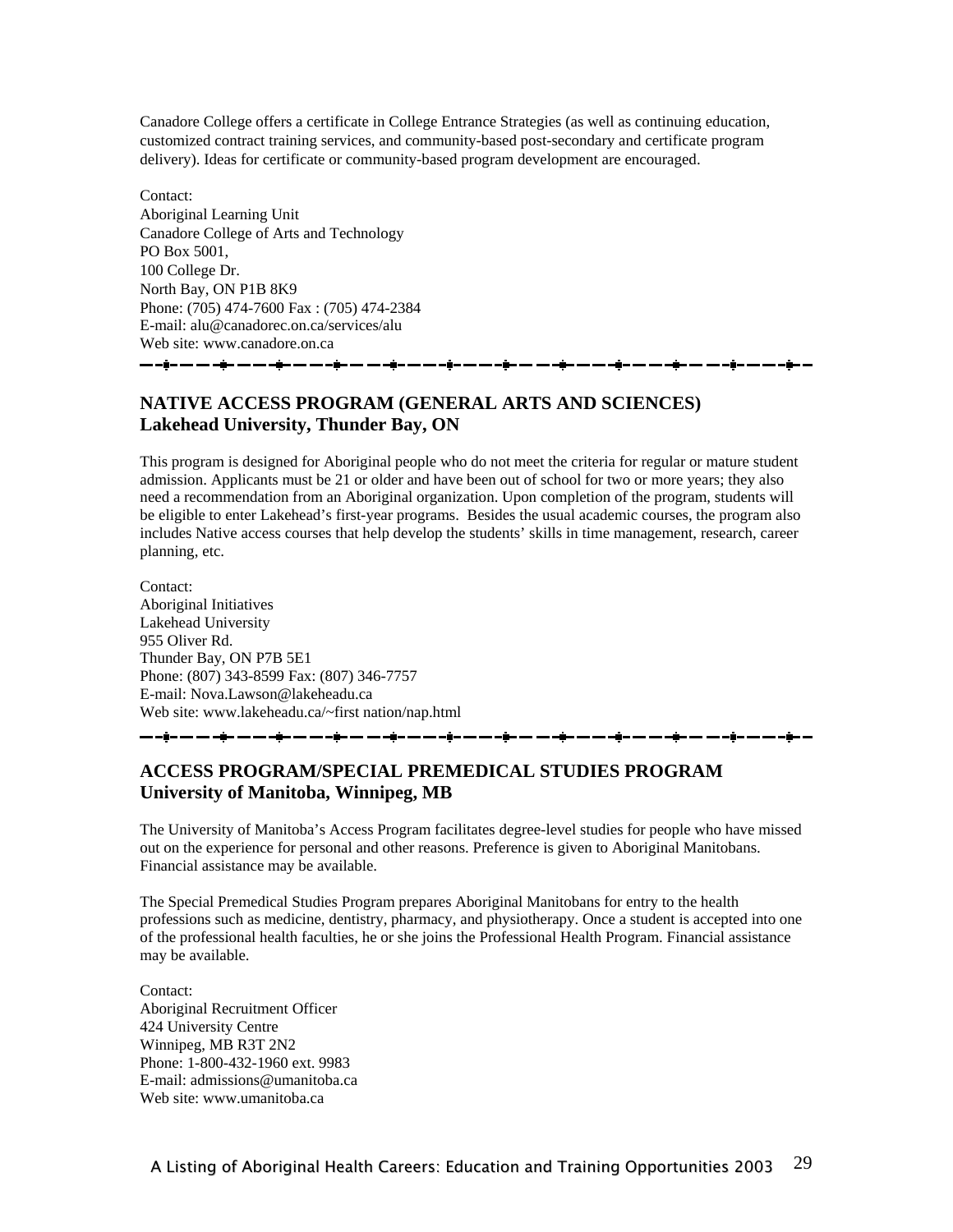Canadore College offers a certificate in College Entrance Strategies (as well as continuing education, customized contract training services, and community-based post-secondary and certificate program delivery). Ideas for certificate or community-based program development are encouraged.

Contact:
Aboriginal Learning Unit
Canadore College of Arts and Technology
PO Box 5001,
100 College Dr.
North Bay, ON P1B 8K9
Phone: (705) 474-7600 Fax : (705) 474-2384
E-mail: alu@canadorec.on.ca/services/alu
Web site: www.canadore.on.ca

---

## NATIVE ACCESS PROGRAM (GENERAL ARTS AND SCIENCES)
## Lakehead University, Thunder Bay, ON

This program is designed for Aboriginal people who do not meet the criteria for regular or mature student admission. Applicants must be 21 or older and have been out of school for two or more years; they also need a recommendation from an Aboriginal organization. Upon completion of the program, students will be eligible to enter Lakehead's first-year programs. Besides the usual academic courses, the program also includes Native access courses that help develop the students' skills in time management, research, career planning, etc.

Contact:
Aboriginal Initiatives
Lakehead University
955 Oliver Rd.
Thunder Bay, ON P7B 5E1
Phone: (807) 343-8599 Fax: (807) 346-7757
E-mail: Nova.Lawson@lakeheadu.ca
Web site: www.lakeheadu.ca/~first nation/nap.html

---

## ACCESS PROGRAM/SPECIAL PREMEDICAL STUDIES PROGRAM
## University of Manitoba, Winnipeg, MB

The University of Manitoba's Access Program facilitates degree-level studies for people who have missed out on the experience for personal and other reasons. Preference is given to Aboriginal Manitobans. Financial assistance may be available.

The Special Premedical Studies Program prepares Aboriginal Manitobans for entry to the health professions such as medicine, dentistry, pharmacy, and physiotherapy. Once a student is accepted into one of the professional health faculties, he or she joins the Professional Health Program. Financial assistance may be available.

Contact:
Aboriginal Recruitment Officer
424 University Centre
Winnipeg, MB R3T 2N2
Phone: 1-800-432-1960 ext. 9983
E-mail: admissions@umanitoba.ca
Web site: www.umanitoba.ca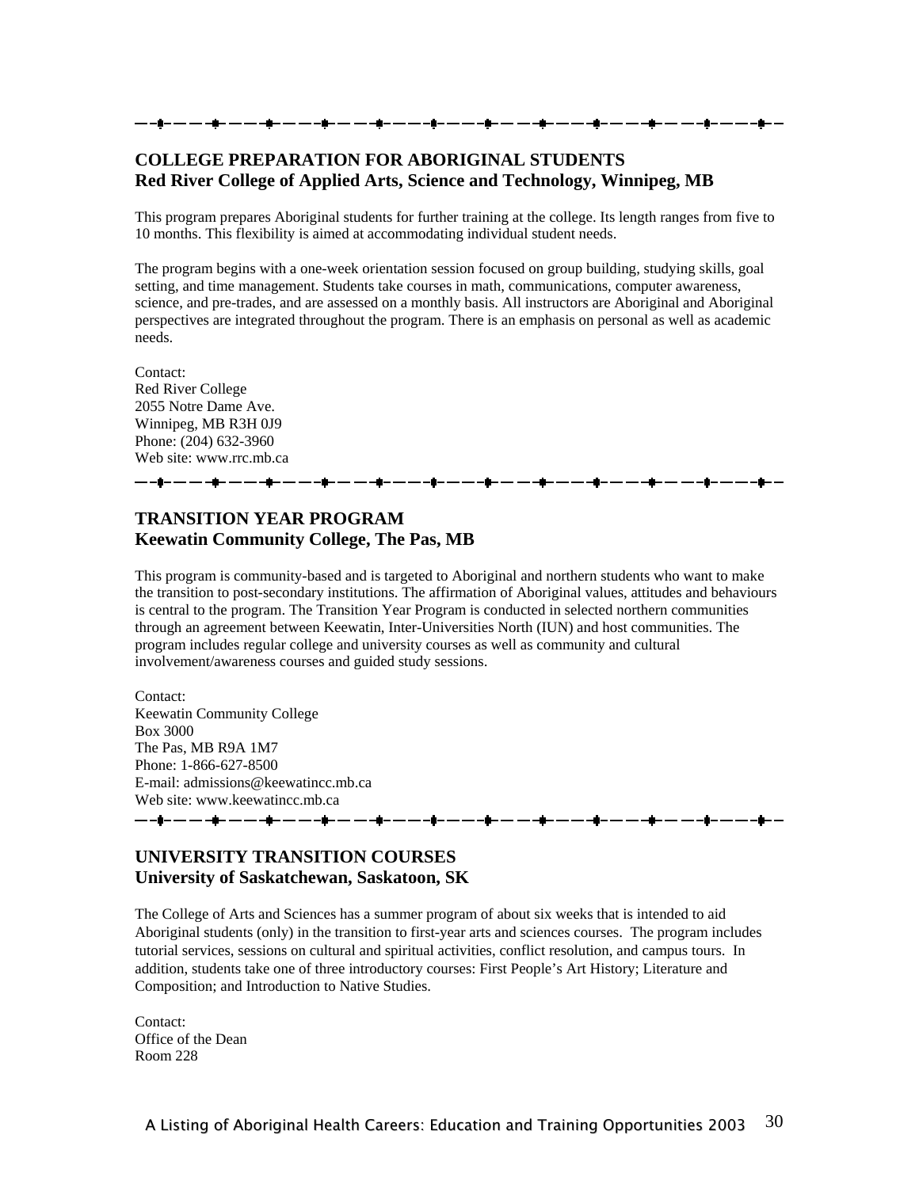---

## COLLEGE PREPARATION FOR ABORIGINAL STUDENTS
## Red River College of Applied Arts, Science and Technology, Winnipeg, MB

This program prepares Aboriginal students for further training at the college. Its length ranges from five to 10 months. This flexibility is aimed at accommodating individual student needs.

The program begins with a one-week orientation session focused on group building, studying skills, goal setting, and time management. Students take courses in math, communications, computer awareness, science, and pre-trades, and are assessed on a monthly basis. All instructors are Aboriginal and Aboriginal perspectives are integrated throughout the program. There is an emphasis on personal as well as academic needs.

Contact:
Red River College
2055 Notre Dame Ave.
Winnipeg, MB R3H 0J9
Phone: (204) 632-3960
Web site: www.rrc.mb.ca

---

## TRANSITION YEAR PROGRAM
## Keewatin Community College, The Pas, MB

This program is community-based and is targeted to Aboriginal and northern students who want to make the transition to post-secondary institutions. The affirmation of Aboriginal values, attitudes and behaviours is central to the program. The Transition Year Program is conducted in selected northern communities through an agreement between Keewatin, Inter-Universities North (IUN) and host communities. The program includes regular college and university courses as well as community and cultural involvement/awareness courses and guided study sessions.

Contact:
Keewatin Community College
Box 3000
The Pas, MB R9A 1M7
Phone: 1-866-627-8500
E-mail: admissions@keewatincc.mb.ca
Web site: www.keewatincc.mb.ca

---

## UNIVERSITY TRANSITION COURSES
## University of Saskatchewan, Saskatoon, SK

The College of Arts and Sciences has a summer program of about six weeks that is intended to aid Aboriginal students (only) in the transition to first-year arts and sciences courses. The program includes tutorial services, sessions on cultural and spiritual activities, conflict resolution, and campus tours. In addition, students take one of three introductory courses: First People's Art History; Literature and Composition; and Introduction to Native Studies.

Contact:
Office of the Dean
Room 228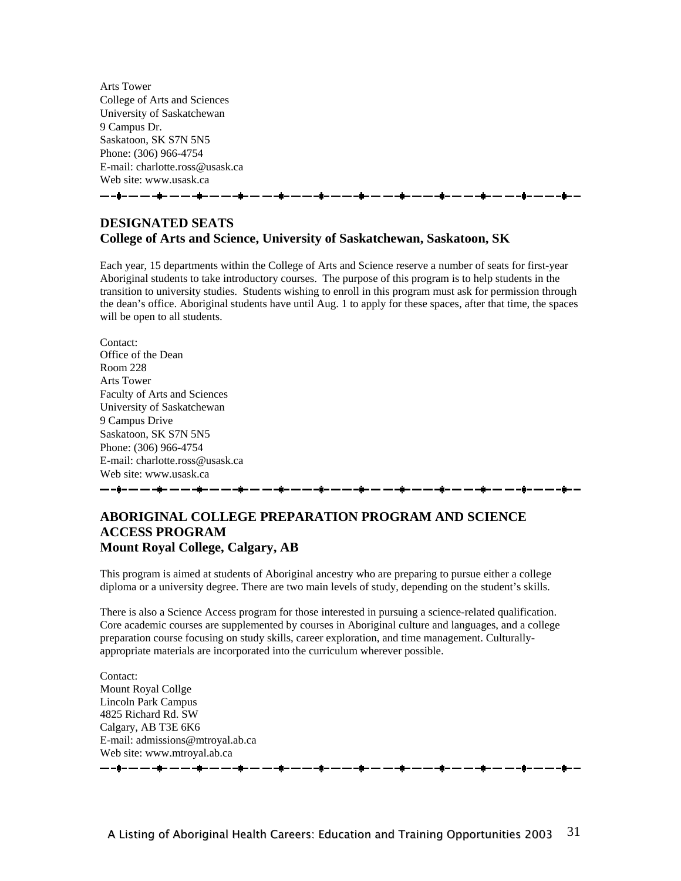Arts Tower  
College of Arts and Sciences  
University of Saskatchewan  
9 Campus Dr.  
Saskatoon, SK S7N 5N5  
Phone: (306) 966-4754  
E-mail: charlotte.ross@usask.ca  
Web site: www.usask.ca

---

## DESIGNATED SEATS
### College of Arts and Science, University of Saskatchewan, Saskatoon, SK

Each year, 15 departments within the College of Arts and Science reserve a number of seats for first-year Aboriginal students to take introductory courses. The purpose of this program is to help students in the transition to university studies. Students wishing to enroll in this program must ask for permission through the dean's office. Aboriginal students have until Aug. 1 to apply for these spaces, after that time, the spaces will be open to all students.

Contact:  
Office of the Dean  
Room 228  
Arts Tower  
Faculty of Arts and Sciences  
University of Saskatchewan  
9 Campus Drive  
Saskatoon, SK S7N 5N5  
Phone: (306) 966-4754  
E-mail: charlotte.ross@usask.ca  
Web site: www.usask.ca

---

## ABORIGINAL COLLEGE PREPARATION PROGRAM AND SCIENCE ACCESS PROGRAM
### Mount Royal College, Calgary, AB

This program is aimed at students of Aboriginal ancestry who are preparing to pursue either a college diploma or a university degree. There are two main levels of study, depending on the student's skills.

There is also a Science Access program for those interested in pursuing a science-related qualification. Core academic courses are supplemented by courses in Aboriginal culture and languages, and a college preparation course focusing on study skills, career exploration, and time management. Culturally-appropriate materials are incorporated into the curriculum wherever possible.

Contact:  
Mount Royal Collge  
Lincoln Park Campus  
4825 Richard Rd. SW  
Calgary, AB T3E 6K6  
E-mail: admissions@mtroyal.ab.ca  
Web site: www.mtroyal.ab.ca

---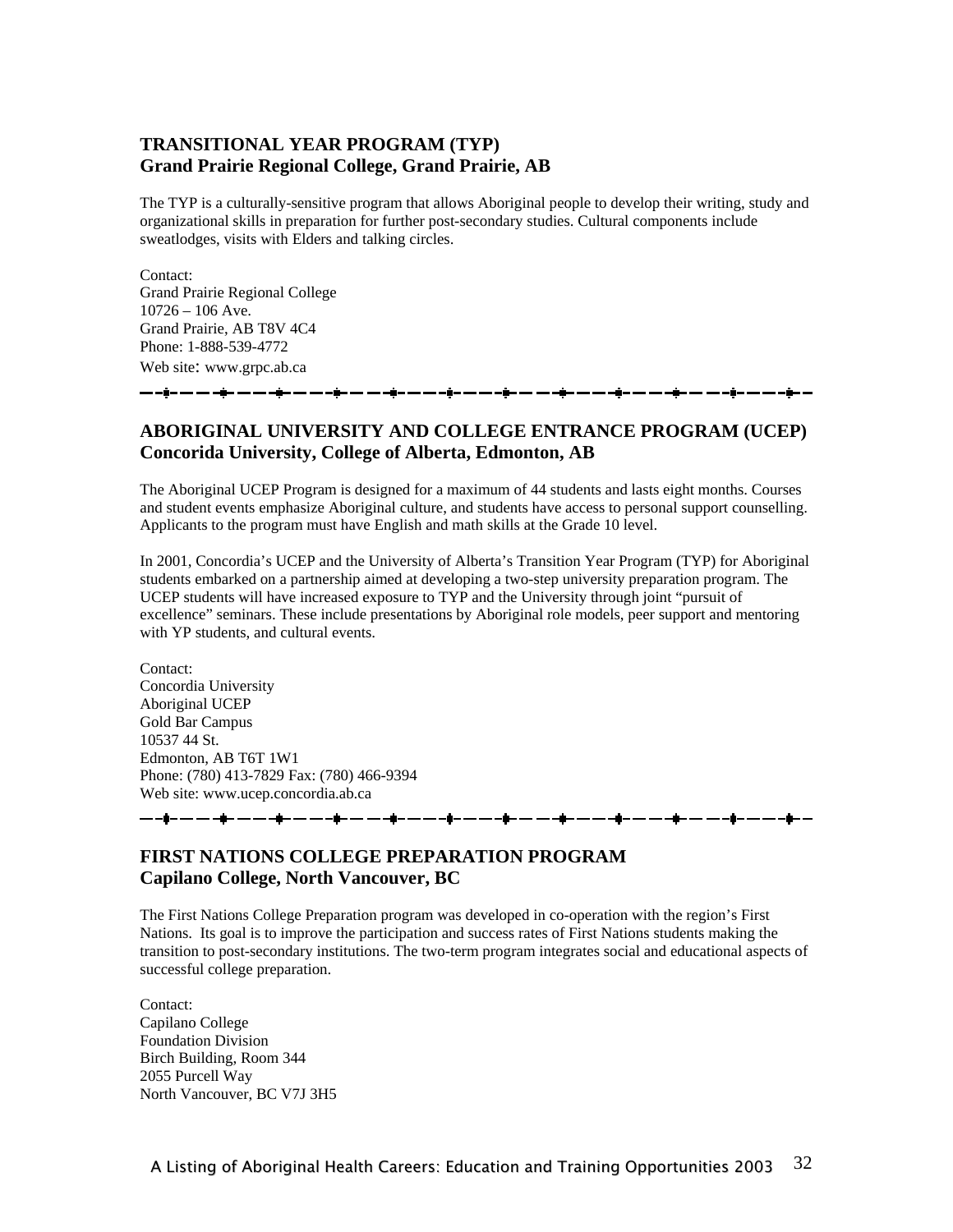## TRANSITIONAL YEAR PROGRAM (TYP)
## Grand Prairie Regional College, Grand Prairie, AB

The TYP is a culturally-sensitive program that allows Aboriginal people to develop their writing, study and organizational skills in preparation for further post-secondary studies. Cultural components include sweatlodges, visits with Elders and talking circles.

Contact:
Grand Prairie Regional College
10726 – 106 Ave.
Grand Prairie, AB T8V 4C4
Phone: 1-888-539-4772
Web site: www.grpc.ab.ca

---

## ABORIGINAL UNIVERSITY AND COLLEGE ENTRANCE PROGRAM (UCEP)
## Concorida University, College of Alberta, Edmonton, AB

The Aboriginal UCEP Program is designed for a maximum of 44 students and lasts eight months. Courses and student events emphasize Aboriginal culture, and students have access to personal support counselling. Applicants to the program must have English and math skills at the Grade 10 level.

In 2001, Concordia's UCEP and the University of Alberta's Transition Year Program (TYP) for Aboriginal students embarked on a partnership aimed at developing a two-step university preparation program. The UCEP students will have increased exposure to TYP and the University through joint "pursuit of excellence" seminars. These include presentations by Aboriginal role models, peer support and mentoring with YP students, and cultural events.

Contact:
Concordia University
Aboriginal UCEP
Gold Bar Campus
10537 44 St.
Edmonton, AB T6T 1W1
Phone: (780) 413-7829 Fax: (780) 466-9394
Web site: www.ucep.concordia.ab.ca

---

## FIRST NATIONS COLLEGE PREPARATION PROGRAM
## Capilano College, North Vancouver, BC

The First Nations College Preparation program was developed in co-operation with the region's First Nations. Its goal is to improve the participation and success rates of First Nations students making the transition to post-secondary institutions. The two-term program integrates social and educational aspects of successful college preparation.

Contact:
Capilano College
Foundation Division
Birch Building, Room 344
2055 Purcell Way
North Vancouver, BC V7J 3H5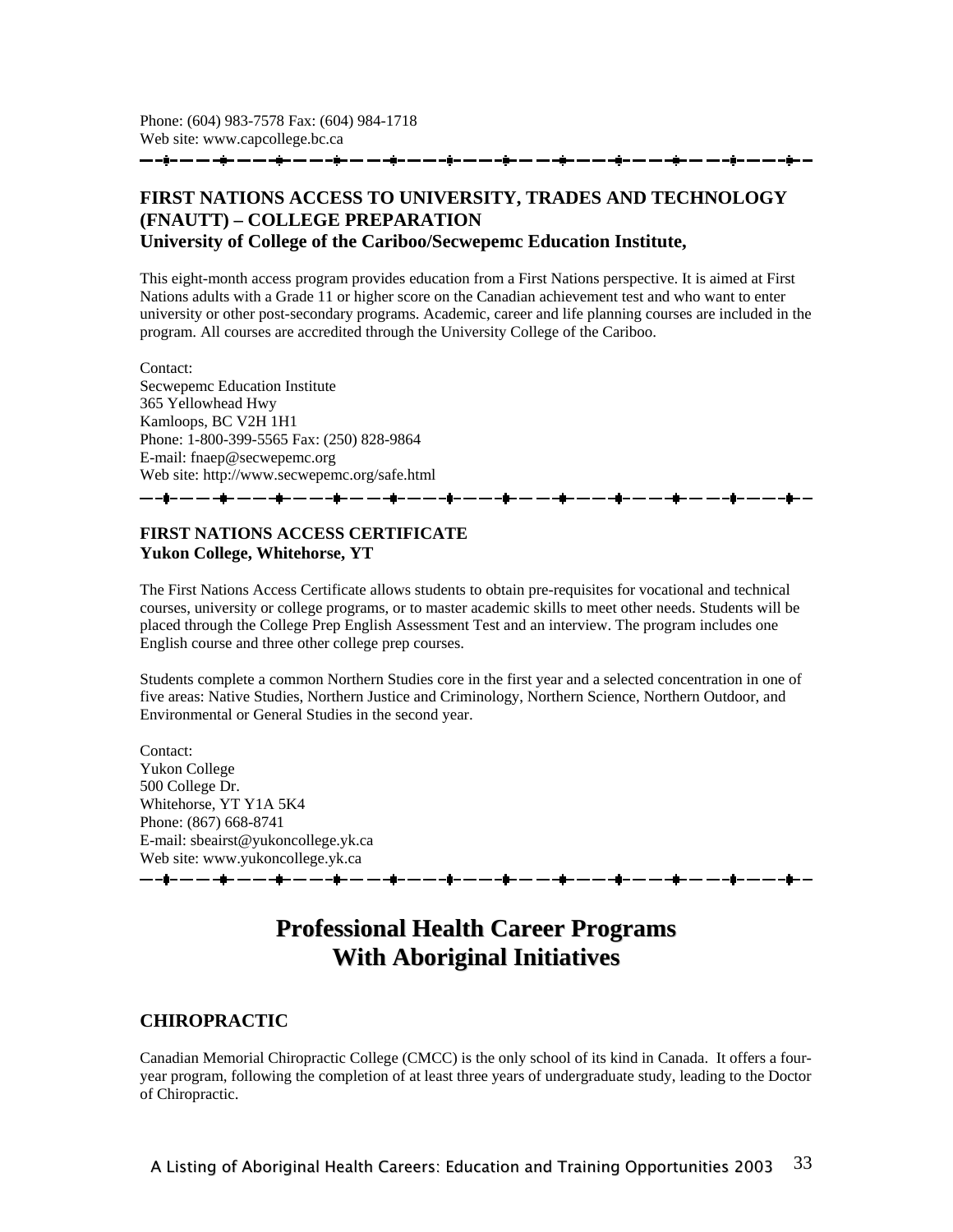Phone: (604) 983-7578 Fax: (604) 984-1718
Web site: www.capcollege.bc.ca

---

### FIRST NATIONS ACCESS TO UNIVERSITY, TRADES AND TECHNOLOGY (FNAUTT) – COLLEGE PREPARATION
**University of College of the Cariboo/Secwepemc Education Institute,**

This eight-month access program provides education from a First Nations perspective. It is aimed at First Nations adults with a Grade 11 or higher score on the Canadian achievement test and who want to enter university or other post-secondary programs. Academic, career and life planning courses are included in the program. All courses are accredited through the University College of the Cariboo.

Contact:
Secwepemc Education Institute
365 Yellowhead Hwy
Kamloops, BC V2H 1H1
Phone: 1-800-399-5565 Fax: (250) 828-9864
E-mail: fnaep@secwepemc.org
Web site: http://www.secwepemc.org/safe.html

---

**FIRST NATIONS ACCESS CERTIFICATE**
**Yukon College, Whitehorse, YT**

The First Nations Access Certificate allows students to obtain pre-requisites for vocational and technical courses, university or college programs, or to master academic skills to meet other needs. Students will be placed through the College Prep English Assessment Test and an interview. The program includes one English course and three other college prep courses.

Students complete a common Northern Studies core in the first year and a selected concentration in one of five areas: Native Studies, Northern Justice and Criminology, Northern Science, Northern Outdoor, and Environmental or General Studies in the second year.

Contact:
Yukon College
500 College Dr.
Whitehorse, YT Y1A 5K4
Phone: (867) 668-8741
E-mail: sbeairst@yukoncollege.yk.ca
Web site: www.yukoncollege.yk.ca

---

# Professional Health Career Programs With Aboriginal Initiatives

## CHIROPRACTIC

Canadian Memorial Chiropractic College (CMCC) is the only school of its kind in Canada. It offers a four-year program, following the completion of at least three years of undergraduate study, leading to the Doctor of Chiropractic.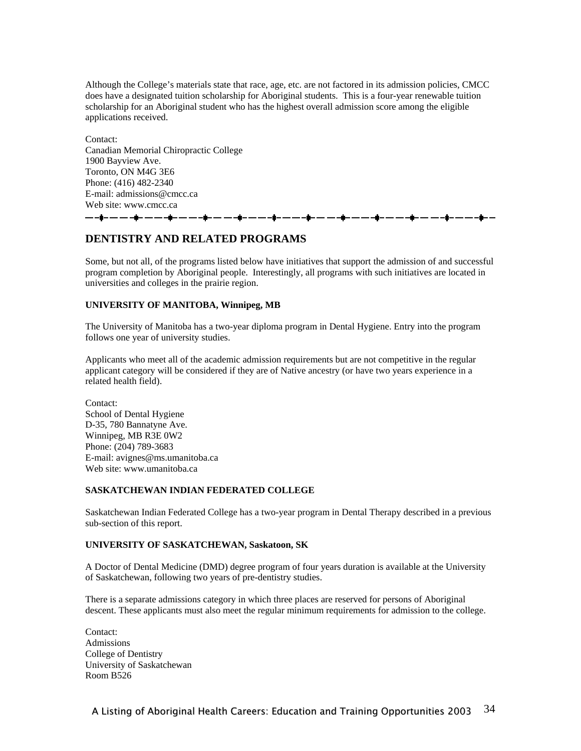Although the College's materials state that race, age, etc. are not factored in its admission policies, CMCC does have a designated tuition scholarship for Aboriginal students. This is a four-year renewable tuition scholarship for an Aboriginal student who has the highest overall admission score among the eligible applications received.

Contact:
Canadian Memorial Chiropractic College
1900 Bayview Ave.
Toronto, ON M4G 3E6
Phone: (416) 482-2340
E-mail: admissions@cmcc.ca
Web site: www.cmcc.ca

---

## DENTISTRY AND RELATED PROGRAMS

Some, but not all, of the programs listed below have initiatives that support the admission of and successful program completion by Aboriginal people. Interestingly, all programs with such initiatives are located in universities and colleges in the prairie region.

**UNIVERSITY OF MANITOBA, Winnipeg, MB**

The University of Manitoba has a two-year diploma program in Dental Hygiene. Entry into the program follows one year of university studies.

Applicants who meet all of the academic admission requirements but are not competitive in the regular applicant category will be considered if they are of Native ancestry (or have two years experience in a related health field).

Contact:
School of Dental Hygiene
D-35, 780 Bannatyne Ave.
Winnipeg, MB R3E 0W2
Phone: (204) 789-3683
E-mail: avignes@ms.umanitoba.ca
Web site: www.umanitoba.ca

**SASKATCHEWAN INDIAN FEDERATED COLLEGE**

Saskatchewan Indian Federated College has a two-year program in Dental Therapy described in a previous sub-section of this report.

**UNIVERSITY OF SASKATCHEWAN, Saskatoon, SK**

A Doctor of Dental Medicine (DMD) degree program of four years duration is available at the University of Saskatchewan, following two years of pre-dentistry studies.

There is a separate admissions category in which three places are reserved for persons of Aboriginal descent. These applicants must also meet the regular minimum requirements for admission to the college.

Contact:
Admissions
College of Dentistry
University of Saskatchewan
Room B526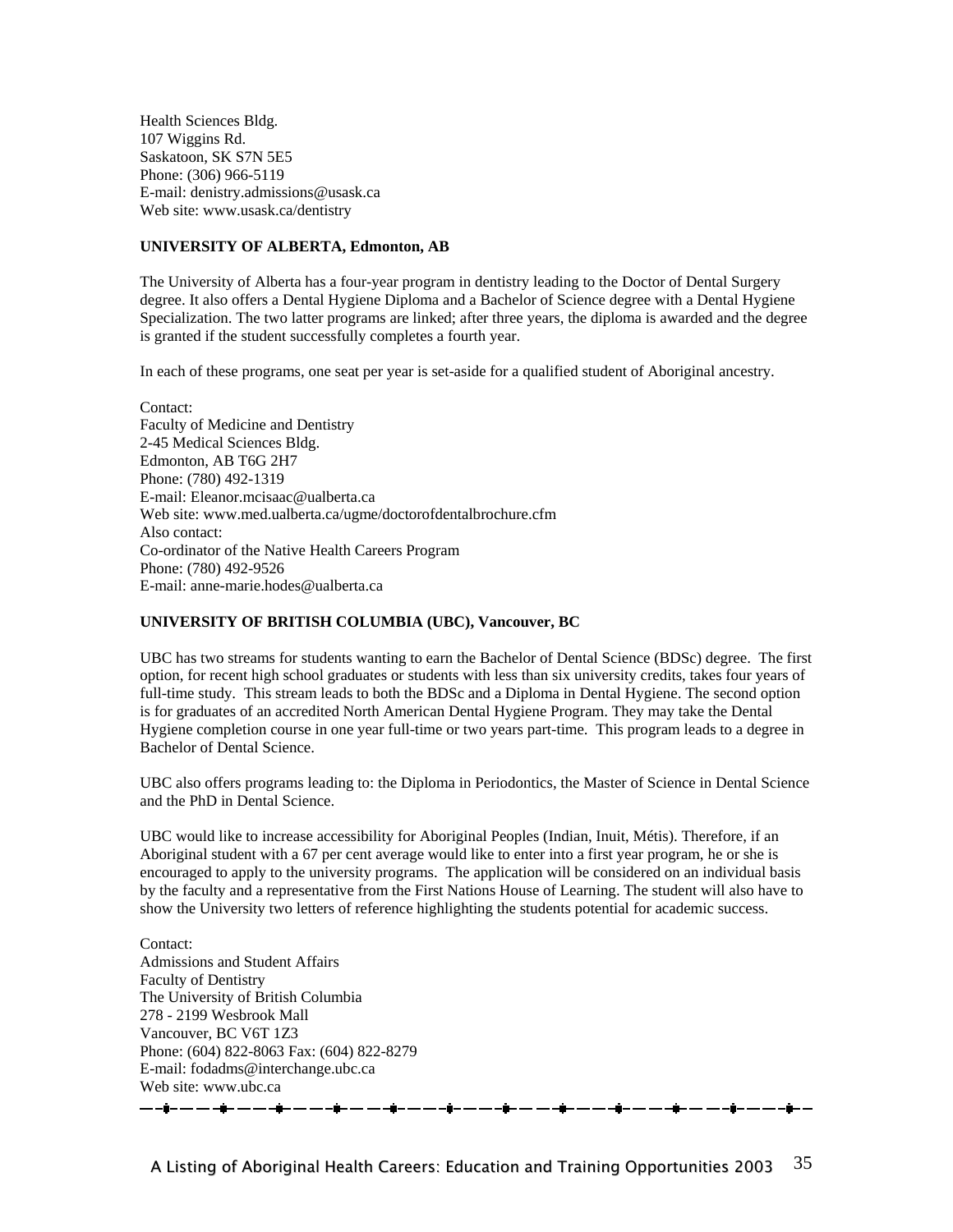Health Sciences Bldg.
107 Wiggins Rd.
Saskatoon, SK S7N 5E5
Phone: (306) 966-5119
E-mail: denistry.admissions@usask.ca
Web site: www.usask.ca/dentistry

**UNIVERSITY OF ALBERTA, Edmonton, AB**

The University of Alberta has a four-year program in dentistry leading to the Doctor of Dental Surgery degree. It also offers a Dental Hygiene Diploma and a Bachelor of Science degree with a Dental Hygiene Specialization. The two latter programs are linked; after three years, the diploma is awarded and the degree is granted if the student successfully completes a fourth year.

In each of these programs, one seat per year is set-aside for a qualified student of Aboriginal ancestry.

Contact:
Faculty of Medicine and Dentistry
2-45 Medical Sciences Bldg.
Edmonton, AB T6G 2H7
Phone: (780) 492-1319
E-mail: Eleanor.mcisaac@ualberta.ca
Web site: www.med.ualberta.ca/ugme/doctorofdentalbrochure.cfm
Also contact:
Co-ordinator of the Native Health Careers Program
Phone: (780) 492-9526
E-mail: anne-marie.hodes@ualberta.ca

**UNIVERSITY OF BRITISH COLUMBIA (UBC), Vancouver, BC**

UBC has two streams for students wanting to earn the Bachelor of Dental Science (BDSc) degree. The first option, for recent high school graduates or students with less than six university credits, takes four years of full-time study. This stream leads to both the BDSc and a Diploma in Dental Hygiene. The second option is for graduates of an accredited North American Dental Hygiene Program. They may take the Dental Hygiene completion course in one year full-time or two years part-time. This program leads to a degree in Bachelor of Dental Science.

UBC also offers programs leading to: the Diploma in Periodontics, the Master of Science in Dental Science and the PhD in Dental Science.

UBC would like to increase accessibility for Aboriginal Peoples (Indian, Inuit, Métis). Therefore, if an Aboriginal student with a 67 per cent average would like to enter into a first year program, he or she is encouraged to apply to the university programs. The application will be considered on an individual basis by the faculty and a representative from the First Nations House of Learning. The student will also have to show the University two letters of reference highlighting the students potential for academic success.

Contact:
Admissions and Student Affairs
Faculty of Dentistry
The University of British Columbia
278 - 2199 Wesbrook Mall
Vancouver, BC V6T 1Z3
Phone: (604) 822-8063 Fax: (604) 822-8279
E-mail: fodadms@interchange.ubc.ca
Web site: www.ubc.ca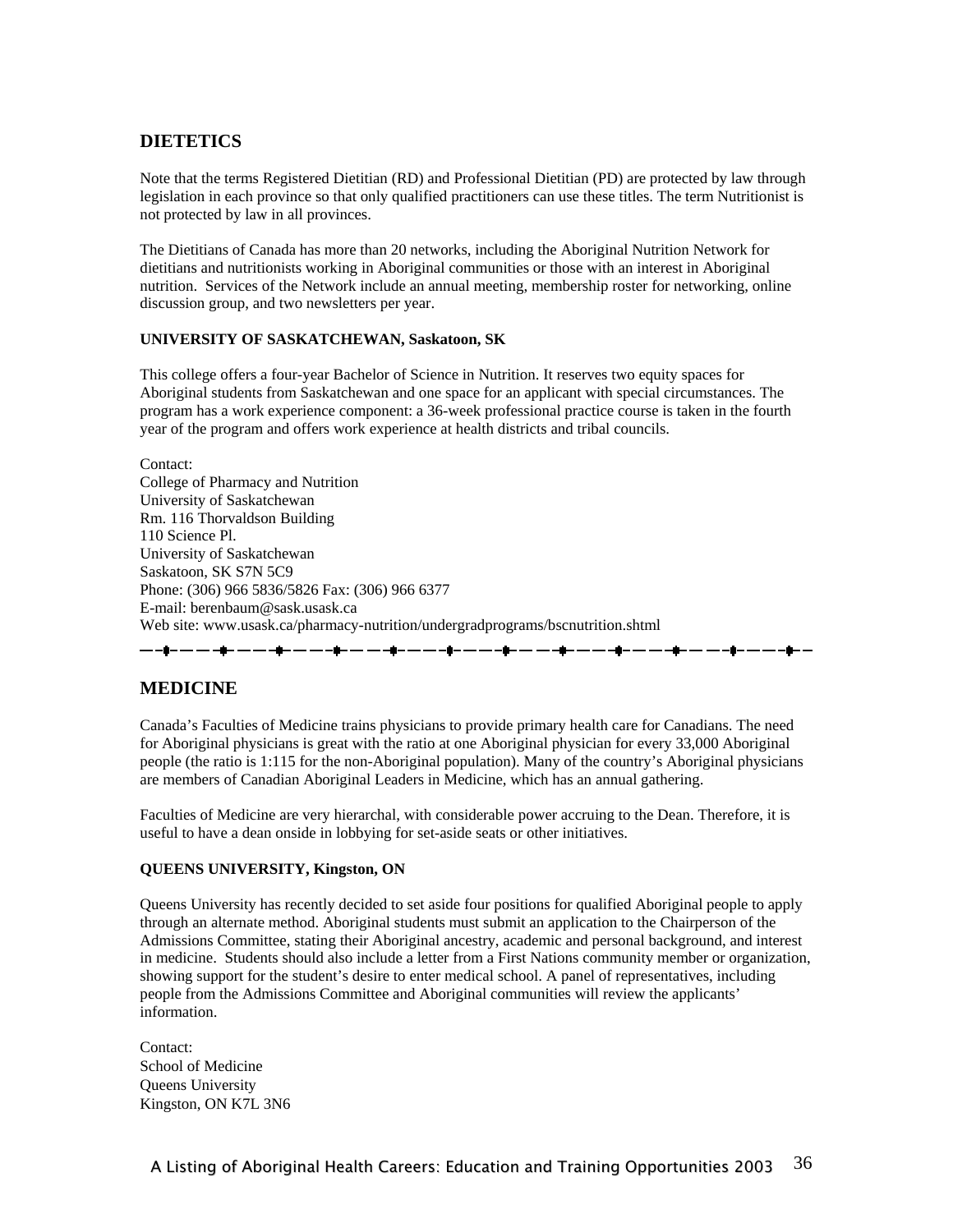## DIETETICS

Note that the terms Registered Dietitian (RD) and Professional Dietitian (PD) are protected by law through legislation in each province so that only qualified practitioners can use these titles. The term Nutritionist is not protected by law in all provinces.

The Dietitians of Canada has more than 20 networks, including the Aboriginal Nutrition Network for dietitians and nutritionists working in Aboriginal communities or those with an interest in Aboriginal nutrition. Services of the Network include an annual meeting, membership roster for networking, online discussion group, and two newsletters per year.

**UNIVERSITY OF SASKATCHEWAN, Saskatoon, SK**

This college offers a four-year Bachelor of Science in Nutrition. It reserves two equity spaces for Aboriginal students from Saskatchewan and one space for an applicant with special circumstances. The program has a work experience component: a 36-week professional practice course is taken in the fourth year of the program and offers work experience at health districts and tribal councils.

Contact:
College of Pharmacy and Nutrition
University of Saskatchewan
Rm. 116 Thorvaldson Building
110 Science Pl.
University of Saskatchewan
Saskatoon, SK S7N 5C9
Phone: (306) 966 5836/5826 Fax: (306) 966 6377
E-mail: berenbaum@sask.usask.ca
Web site: www.usask.ca/pharmacy-nutrition/undergradprograms/bscnutrition.shtml

---

## MEDICINE

Canada's Faculties of Medicine trains physicians to provide primary health care for Canadians. The need for Aboriginal physicians is great with the ratio at one Aboriginal physician for every 33,000 Aboriginal people (the ratio is 1:115 for the non-Aboriginal population). Many of the country's Aboriginal physicians are members of Canadian Aboriginal Leaders in Medicine, which has an annual gathering.

Faculties of Medicine are very hierarchal, with considerable power accruing to the Dean. Therefore, it is useful to have a dean onside in lobbying for set-aside seats or other initiatives.

**QUEENS UNIVERSITY, Kingston, ON**

Queens University has recently decided to set aside four positions for qualified Aboriginal people to apply through an alternate method. Aboriginal students must submit an application to the Chairperson of the Admissions Committee, stating their Aboriginal ancestry, academic and personal background, and interest in medicine. Students should also include a letter from a First Nations community member or organization, showing support for the student's desire to enter medical school. A panel of representatives, including people from the Admissions Committee and Aboriginal communities will review the applicants' information.

Contact:
School of Medicine
Queens University
Kingston, ON K7L 3N6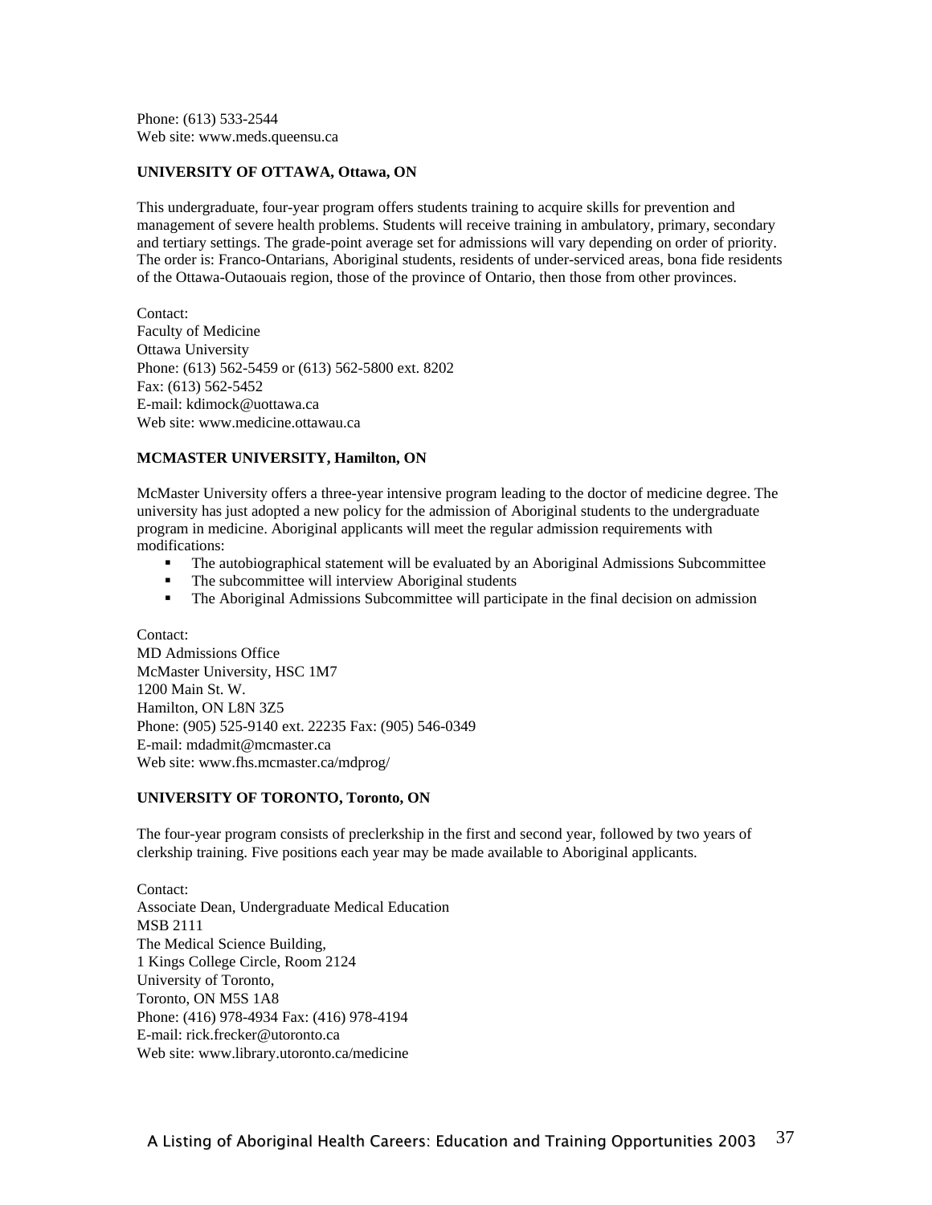Phone: (613) 533-2544
Web site: www.meds.queensu.ca

**UNIVERSITY OF OTTAWA, Ottawa, ON**

This undergraduate, four-year program offers students training to acquire skills for prevention and management of severe health problems. Students will receive training in ambulatory, primary, secondary and tertiary settings. The grade-point average set for admissions will vary depending on order of priority. The order is: Franco-Ontarians, Aboriginal students, residents of under-serviced areas, bona fide residents of the Ottawa-Outaouais region, those of the province of Ontario, then those from other provinces.

Contact:
Faculty of Medicine
Ottawa University
Phone: (613) 562-5459 or (613) 562-5800 ext. 8202
Fax: (613) 562-5452
E-mail: kdimock@uottawa.ca
Web site: www.medicine.ottawau.ca

**MCMASTER UNIVERSITY, Hamilton, ON**

McMaster University offers a three-year intensive program leading to the doctor of medicine degree. The university has just adopted a new policy for the admission of Aboriginal students to the undergraduate program in medicine. Aboriginal applicants will meet the regular admission requirements with modifications:

- The autobiographical statement will be evaluated by an Aboriginal Admissions Subcommittee
- The subcommittee will interview Aboriginal students
- The Aboriginal Admissions Subcommittee will participate in the final decision on admission

Contact:
MD Admissions Office
McMaster University, HSC 1M7
1200 Main St. W.
Hamilton, ON L8N 3Z5
Phone: (905) 525-9140 ext. 22235 Fax: (905) 546-0349
E-mail: mdadmit@mcmaster.ca
Web site: www.fhs.mcmaster.ca/mdprog/

**UNIVERSITY OF TORONTO, Toronto, ON**

The four-year program consists of preclerkship in the first and second year, followed by two years of clerkship training. Five positions each year may be made available to Aboriginal applicants.

Contact:
Associate Dean, Undergraduate Medical Education
MSB 2111
The Medical Science Building,
1 Kings College Circle, Room 2124
University of Toronto,
Toronto, ON M5S 1A8
Phone: (416) 978-4934 Fax: (416) 978-4194
E-mail: rick.frecker@utoronto.ca
Web site: www.library.utoronto.ca/medicine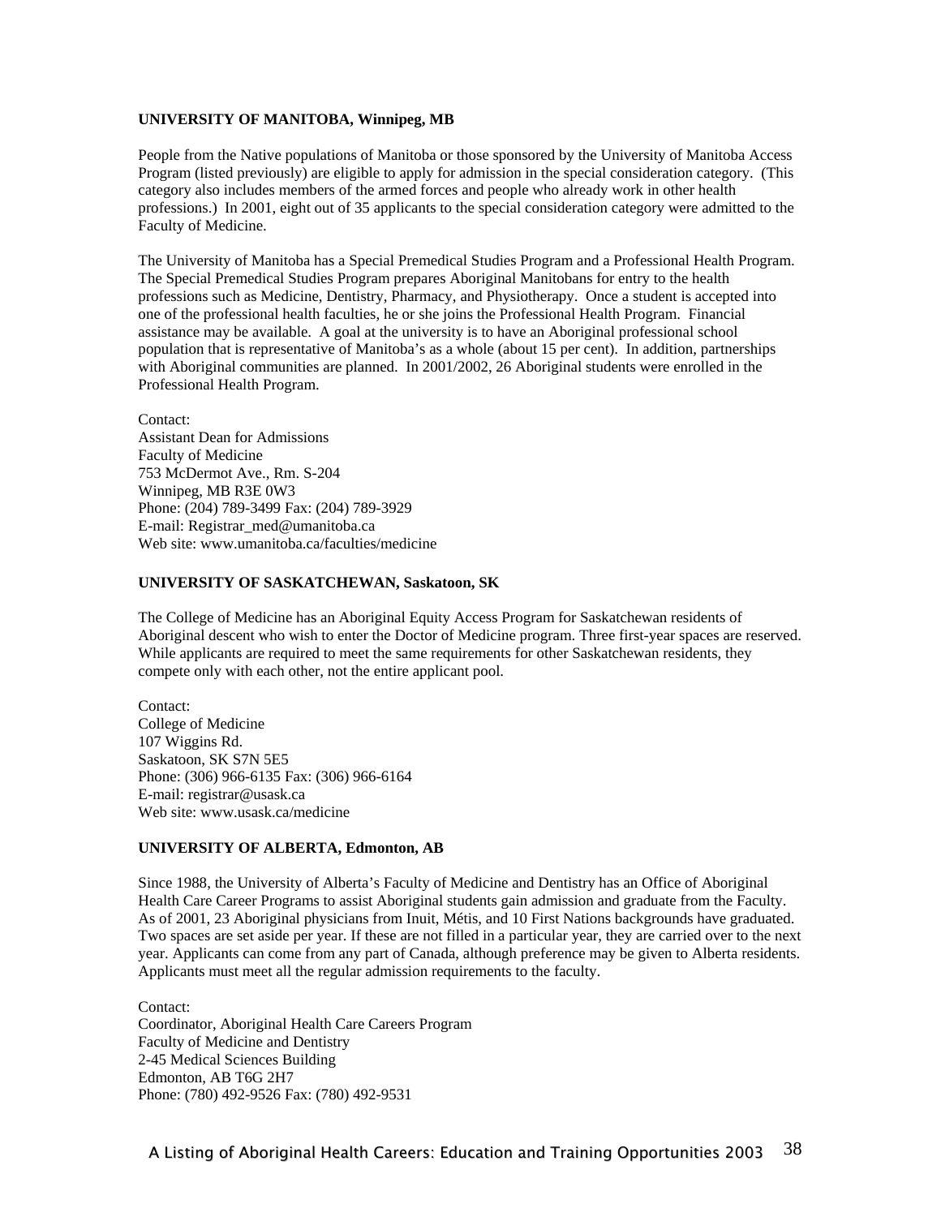**UNIVERSITY OF MANITOBA, Winnipeg, MB**

People from the Native populations of Manitoba or those sponsored by the University of Manitoba Access Program (listed previously) are eligible to apply for admission in the special consideration category. (This category also includes members of the armed forces and people who already work in other health professions.) In 2001, eight out of 35 applicants to the special consideration category were admitted to the Faculty of Medicine.

The University of Manitoba has a Special Premedical Studies Program and a Professional Health Program. The Special Premedical Studies Program prepares Aboriginal Manitobans for entry to the health professions such as Medicine, Dentistry, Pharmacy, and Physiotherapy. Once a student is accepted into one of the professional health faculties, he or she joins the Professional Health Program. Financial assistance may be available. A goal at the university is to have an Aboriginal professional school population that is representative of Manitoba's as a whole (about 15 per cent). In addition, partnerships with Aboriginal communities are planned. In 2001/2002, 26 Aboriginal students were enrolled in the Professional Health Program.

Contact:
Assistant Dean for Admissions
Faculty of Medicine
753 McDermot Ave., Rm. S-204
Winnipeg, MB R3E 0W3
Phone: (204) 789-3499 Fax: (204) 789-3929
E-mail: Registrar_med@umanitoba.ca
Web site: www.umanitoba.ca/faculties/medicine

**UNIVERSITY OF SASKATCHEWAN, Saskatoon, SK**

The College of Medicine has an Aboriginal Equity Access Program for Saskatchewan residents of Aboriginal descent who wish to enter the Doctor of Medicine program. Three first-year spaces are reserved. While applicants are required to meet the same requirements for other Saskatchewan residents, they compete only with each other, not the entire applicant pool.

Contact:
College of Medicine
107 Wiggins Rd.
Saskatoon, SK S7N 5E5
Phone: (306) 966-6135 Fax: (306) 966-6164
E-mail: registrar@usask.ca
Web site: www.usask.ca/medicine

**UNIVERSITY OF ALBERTA, Edmonton, AB**

Since 1988, the University of Alberta's Faculty of Medicine and Dentistry has an Office of Aboriginal Health Care Career Programs to assist Aboriginal students gain admission and graduate from the Faculty. As of 2001, 23 Aboriginal physicians from Inuit, Métis, and 10 First Nations backgrounds have graduated. Two spaces are set aside per year. If these are not filled in a particular year, they are carried over to the next year. Applicants can come from any part of Canada, although preference may be given to Alberta residents. Applicants must meet all the regular admission requirements to the faculty.

Contact:
Coordinator, Aboriginal Health Care Careers Program
Faculty of Medicine and Dentistry
2-45 Medical Sciences Building
Edmonton, AB T6G 2H7
Phone: (780) 492-9526 Fax: (780) 492-9531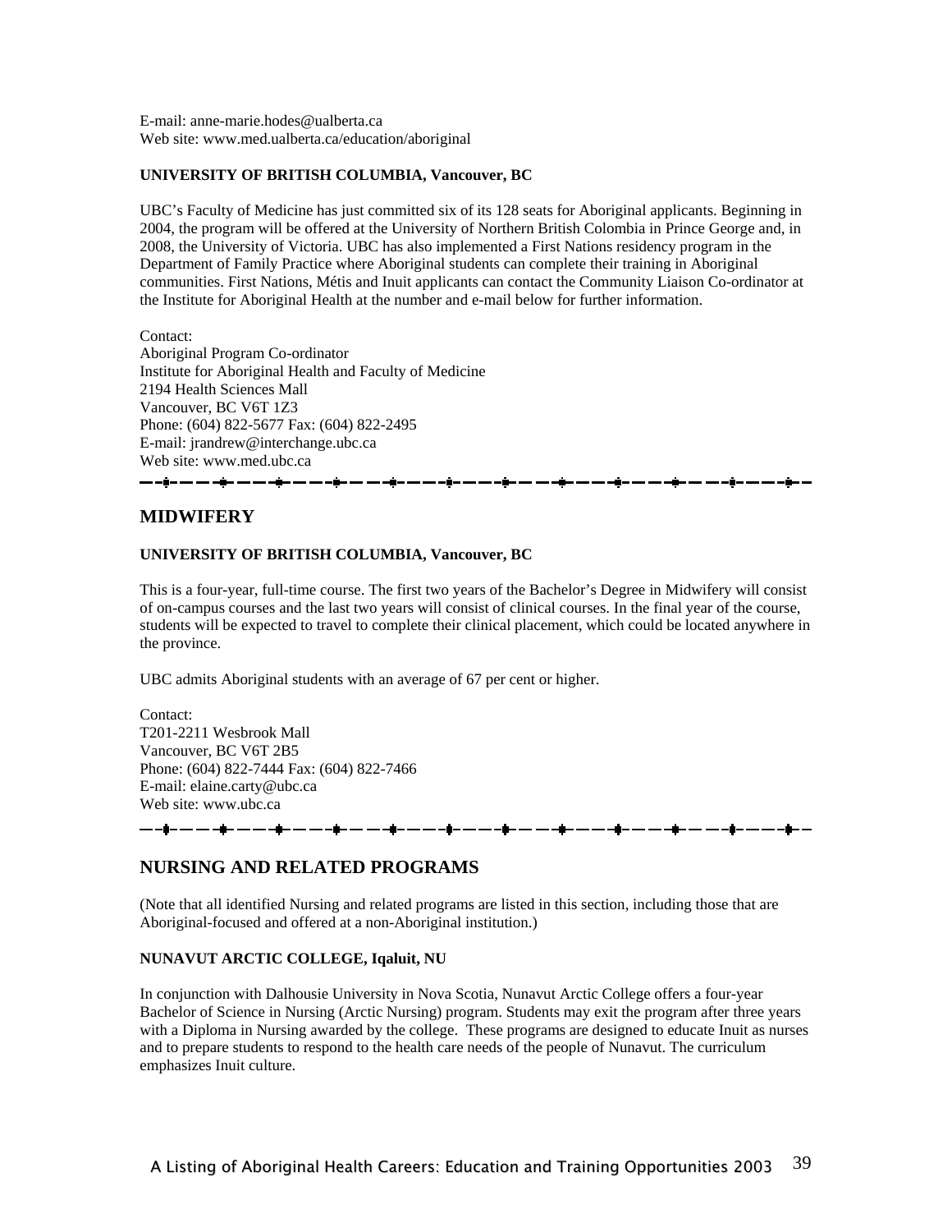E-mail: anne-marie.hodes@ualberta.ca
Web site: www.med.ualberta.ca/education/aboriginal

**UNIVERSITY OF BRITISH COLUMBIA, Vancouver, BC**

UBC's Faculty of Medicine has just committed six of its 128 seats for Aboriginal applicants. Beginning in 2004, the program will be offered at the University of Northern British Colombia in Prince George and, in 2008, the University of Victoria. UBC has also implemented a First Nations residency program in the Department of Family Practice where Aboriginal students can complete their training in Aboriginal communities. First Nations, Métis and Inuit applicants can contact the Community Liaison Co-ordinator at the Institute for Aboriginal Health at the number and e-mail below for further information.

Contact:
Aboriginal Program Co-ordinator
Institute for Aboriginal Health and Faculty of Medicine
2194 Health Sciences Mall
Vancouver, BC V6T 1Z3
Phone: (604) 822-5677 Fax: (604) 822-2495
E-mail: jrandrew@interchange.ubc.ca
Web site: www.med.ubc.ca

## MIDWIFERY

**UNIVERSITY OF BRITISH COLUMBIA, Vancouver, BC**

This is a four-year, full-time course. The first two years of the Bachelor's Degree in Midwifery will consist of on-campus courses and the last two years will consist of clinical courses. In the final year of the course, students will be expected to travel to complete their clinical placement, which could be located anywhere in the province.

UBC admits Aboriginal students with an average of 67 per cent or higher.

Contact:
T201-2211 Wesbrook Mall
Vancouver, BC V6T 2B5
Phone: (604) 822-7444 Fax: (604) 822-7466
E-mail: elaine.carty@ubc.ca
Web site: www.ubc.ca

## NURSING AND RELATED PROGRAMS

(Note that all identified Nursing and related programs are listed in this section, including those that are Aboriginal-focused and offered at a non-Aboriginal institution.)

**NUNAVUT ARCTIC COLLEGE, Iqaluit, NU**

In conjunction with Dalhousie University in Nova Scotia, Nunavut Arctic College offers a four-year Bachelor of Science in Nursing (Arctic Nursing) program. Students may exit the program after three years with a Diploma in Nursing awarded by the college. These programs are designed to educate Inuit as nurses and to prepare students to respond to the health care needs of the people of Nunavut. The curriculum emphasizes Inuit culture.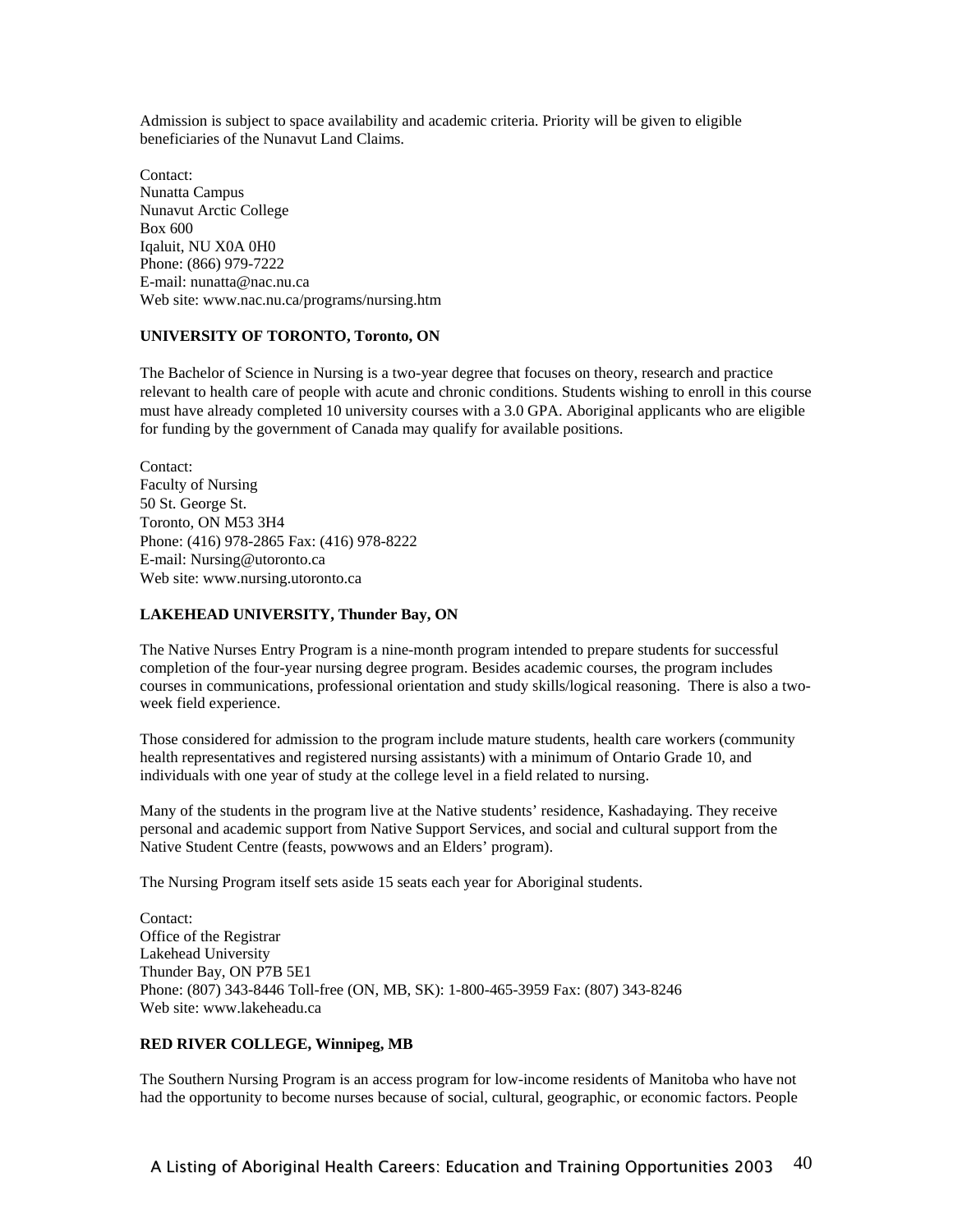Admission is subject to space availability and academic criteria. Priority will be given to eligible beneficiaries of the Nunavut Land Claims.

Contact:
Nunatta Campus
Nunavut Arctic College
Box 600
Iqaluit, NU X0A 0H0
Phone: (866) 979-7222
E-mail: nunatta@nac.nu.ca
Web site: www.nac.nu.ca/programs/nursing.htm

**UNIVERSITY OF TORONTO, Toronto, ON**

The Bachelor of Science in Nursing is a two-year degree that focuses on theory, research and practice relevant to health care of people with acute and chronic conditions. Students wishing to enroll in this course must have already completed 10 university courses with a 3.0 GPA. Aboriginal applicants who are eligible for funding by the government of Canada may qualify for available positions.

Contact:
Faculty of Nursing
50 St. George St.
Toronto, ON M53 3H4
Phone: (416) 978-2865 Fax: (416) 978-8222
E-mail: Nursing@utoronto.ca
Web site: www.nursing.utoronto.ca

**LAKEHEAD UNIVERSITY, Thunder Bay, ON**

The Native Nurses Entry Program is a nine-month program intended to prepare students for successful completion of the four-year nursing degree program. Besides academic courses, the program includes courses in communications, professional orientation and study skills/logical reasoning. There is also a two-week field experience.

Those considered for admission to the program include mature students, health care workers (community health representatives and registered nursing assistants) with a minimum of Ontario Grade 10, and individuals with one year of study at the college level in a field related to nursing.

Many of the students in the program live at the Native students' residence, Kashadaying. They receive personal and academic support from Native Support Services, and social and cultural support from the Native Student Centre (feasts, powwows and an Elders' program).

The Nursing Program itself sets aside 15 seats each year for Aboriginal students.

Contact:
Office of the Registrar
Lakehead University
Thunder Bay, ON P7B 5E1
Phone: (807) 343-8446 Toll-free (ON, MB, SK): 1-800-465-3959 Fax: (807) 343-8246
Web site: www.lakeheadu.ca

**RED RIVER COLLEGE, Winnipeg, MB**

The Southern Nursing Program is an access program for low-income residents of Manitoba who have not had the opportunity to become nurses because of social, cultural, geographic, or economic factors. People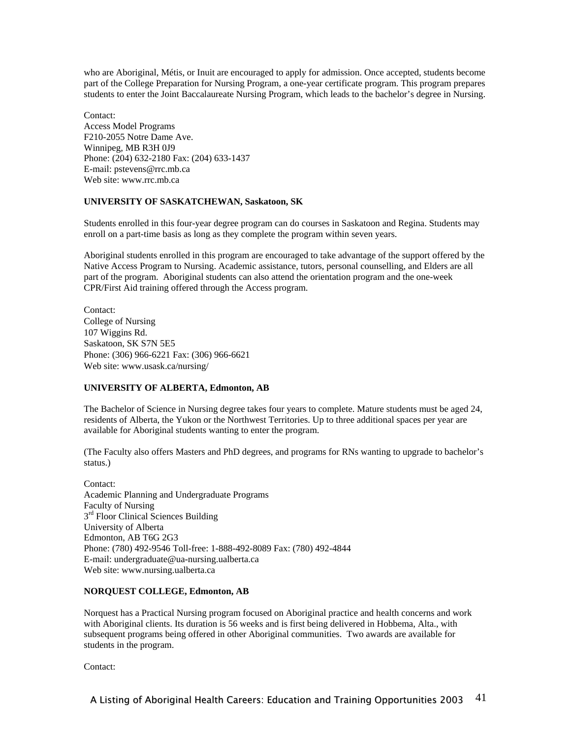who are Aboriginal, Métis, or Inuit are encouraged to apply for admission. Once accepted, students become part of the College Preparation for Nursing Program, a one-year certificate program. This program prepares students to enter the Joint Baccalaureate Nursing Program, which leads to the bachelor's degree in Nursing.

Contact:
Access Model Programs
F210-2055 Notre Dame Ave.
Winnipeg, MB R3H 0J9
Phone: (204) 632-2180 Fax: (204) 633-1437
E-mail: pstevens@rrc.mb.ca
Web site: www.rrc.mb.ca

**UNIVERSITY OF SASKATCHEWAN, Saskatoon, SK**

Students enrolled in this four-year degree program can do courses in Saskatoon and Regina. Students may enroll on a part-time basis as long as they complete the program within seven years.

Aboriginal students enrolled in this program are encouraged to take advantage of the support offered by the Native Access Program to Nursing. Academic assistance, tutors, personal counselling, and Elders are all part of the program. Aboriginal students can also attend the orientation program and the one-week CPR/First Aid training offered through the Access program.

Contact:
College of Nursing
107 Wiggins Rd.
Saskatoon, SK S7N 5E5
Phone: (306) 966-6221 Fax: (306) 966-6621
Web site: www.usask.ca/nursing/

**UNIVERSITY OF ALBERTA, Edmonton, AB**

The Bachelor of Science in Nursing degree takes four years to complete. Mature students must be aged 24, residents of Alberta, the Yukon or the Northwest Territories. Up to three additional spaces per year are available for Aboriginal students wanting to enter the program.

(The Faculty also offers Masters and PhD degrees, and programs for RNs wanting to upgrade to bachelor's status.)

Contact:
Academic Planning and Undergraduate Programs
Faculty of Nursing
3rd Floor Clinical Sciences Building
University of Alberta
Edmonton, AB T6G 2G3
Phone: (780) 492-9546 Toll-free: 1-888-492-8089 Fax: (780) 492-4844
E-mail: undergraduate@ua-nursing.ualberta.ca
Web site: www.nursing.ualberta.ca

**NORQUEST COLLEGE, Edmonton, AB**

Norquest has a Practical Nursing program focused on Aboriginal practice and health concerns and work with Aboriginal clients. Its duration is 56 weeks and is first being delivered in Hobbema, Alta., with subsequent programs being offered in other Aboriginal communities. Two awards are available for students in the program.

Contact: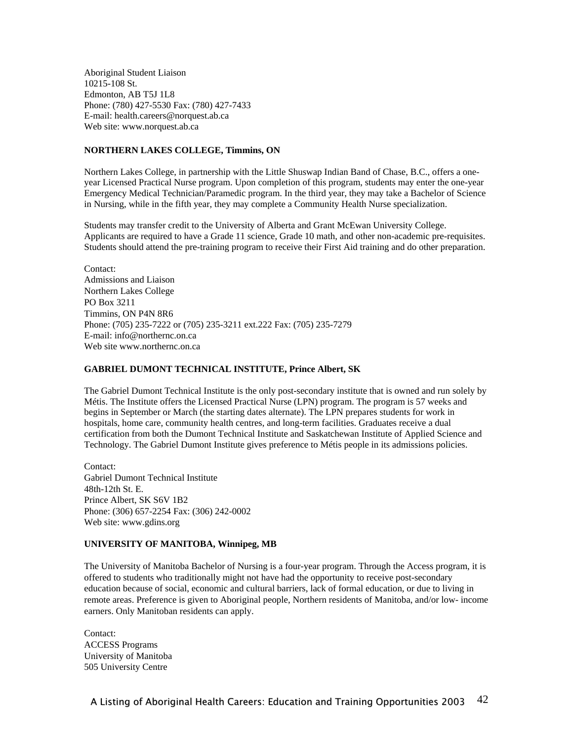Aboriginal Student Liaison
10215-108 St.
Edmonton, AB T5J 1L8
Phone: (780) 427-5530 Fax: (780) 427-7433
E-mail: health.careers@norquest.ab.ca
Web site: www.norquest.ab.ca

**NORTHERN LAKES COLLEGE, Timmins, ON**

Northern Lakes College, in partnership with the Little Shuswap Indian Band of Chase, B.C., offers a one-year Licensed Practical Nurse program. Upon completion of this program, students may enter the one-year Emergency Medical Technician/Paramedic program. In the third year, they may take a Bachelor of Science in Nursing, while in the fifth year, they may complete a Community Health Nurse specialization.

Students may transfer credit to the University of Alberta and Grant McEwan University College. Applicants are required to have a Grade 11 science, Grade 10 math, and other non-academic pre-requisites. Students should attend the pre-training program to receive their First Aid training and do other preparation.

Contact:
Admissions and Liaison
Northern Lakes College
PO Box 3211
Timmins, ON P4N 8R6
Phone: (705) 235-7222 or (705) 235-3211 ext.222 Fax: (705) 235-7279
E-mail: info@northernc.on.ca
Web site www.northernc.on.ca

**GABRIEL DUMONT TECHNICAL INSTITUTE, Prince Albert, SK**

The Gabriel Dumont Technical Institute is the only post-secondary institute that is owned and run solely by Métis. The Institute offers the Licensed Practical Nurse (LPN) program. The program is 57 weeks and begins in September or March (the starting dates alternate). The LPN prepares students for work in hospitals, home care, community health centres, and long-term facilities. Graduates receive a dual certification from both the Dumont Technical Institute and Saskatchewan Institute of Applied Science and Technology. The Gabriel Dumont Institute gives preference to Métis people in its admissions policies.

Contact:
Gabriel Dumont Technical Institute
48th-12th St. E.
Prince Albert, SK S6V 1B2
Phone: (306) 657-2254 Fax: (306) 242-0002
Web site: www.gdins.org

**UNIVERSITY OF MANITOBA, Winnipeg, MB**

The University of Manitoba Bachelor of Nursing is a four-year program. Through the Access program, it is offered to students who traditionally might not have had the opportunity to receive post-secondary education because of social, economic and cultural barriers, lack of formal education, or due to living in remote areas. Preference is given to Aboriginal people, Northern residents of Manitoba, and/or low- income earners. Only Manitoban residents can apply.

Contact:
ACCESS Programs
University of Manitoba
505 University Centre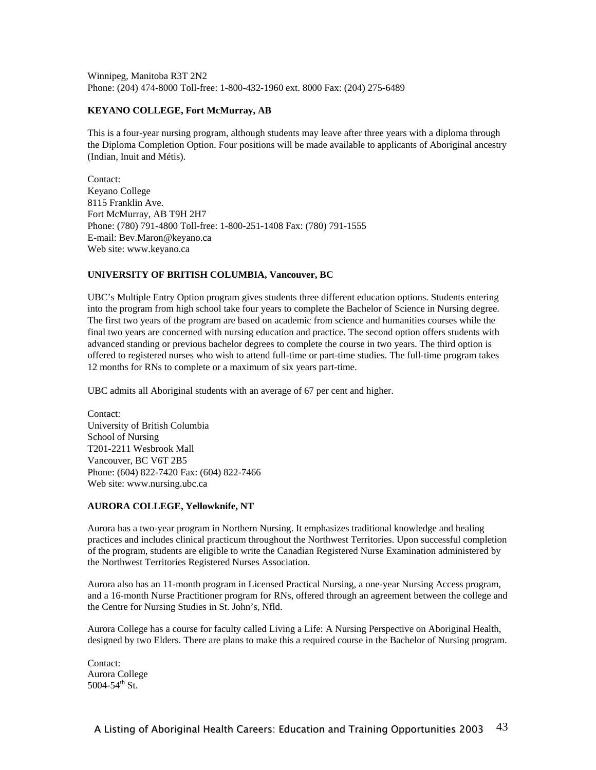Winnipeg, Manitoba R3T 2N2
Phone: (204) 474-8000 Toll-free: 1-800-432-1960 ext. 8000 Fax: (204) 275-6489

**KEYANO COLLEGE, Fort McMurray, AB**

This is a four-year nursing program, although students may leave after three years with a diploma through the Diploma Completion Option. Four positions will be made available to applicants of Aboriginal ancestry (Indian, Inuit and Métis).

Contact:
Keyano College
8115 Franklin Ave.
Fort McMurray, AB T9H 2H7
Phone: (780) 791-4800 Toll-free: 1-800-251-1408 Fax: (780) 791-1555
E-mail: Bev.Maron@keyano.ca
Web site: www.keyano.ca

**UNIVERSITY OF BRITISH COLUMBIA, Vancouver, BC**

UBC's Multiple Entry Option program gives students three different education options. Students entering into the program from high school take four years to complete the Bachelor of Science in Nursing degree. The first two years of the program are based on academic from science and humanities courses while the final two years are concerned with nursing education and practice. The second option offers students with advanced standing or previous bachelor degrees to complete the course in two years. The third option is offered to registered nurses who wish to attend full-time or part-time studies. The full-time program takes 12 months for RNs to complete or a maximum of six years part-time.

UBC admits all Aboriginal students with an average of 67 per cent and higher.

Contact:
University of British Columbia
School of Nursing
T201-2211 Wesbrook Mall
Vancouver, BC V6T 2B5
Phone: (604) 822-7420 Fax: (604) 822-7466
Web site: www.nursing.ubc.ca

**AURORA COLLEGE, Yellowknife, NT**

Aurora has a two-year program in Northern Nursing. It emphasizes traditional knowledge and healing practices and includes clinical practicum throughout the Northwest Territories. Upon successful completion of the program, students are eligible to write the Canadian Registered Nurse Examination administered by the Northwest Territories Registered Nurses Association.

Aurora also has an 11-month program in Licensed Practical Nursing, a one-year Nursing Access program, and a 16-month Nurse Practitioner program for RNs, offered through an agreement between the college and the Centre for Nursing Studies in St. John's, Nfld.

Aurora College has a course for faculty called Living a Life: A Nursing Perspective on Aboriginal Health, designed by two Elders. There are plans to make this a required course in the Bachelor of Nursing program.

Contact:
Aurora College
5004-54th St.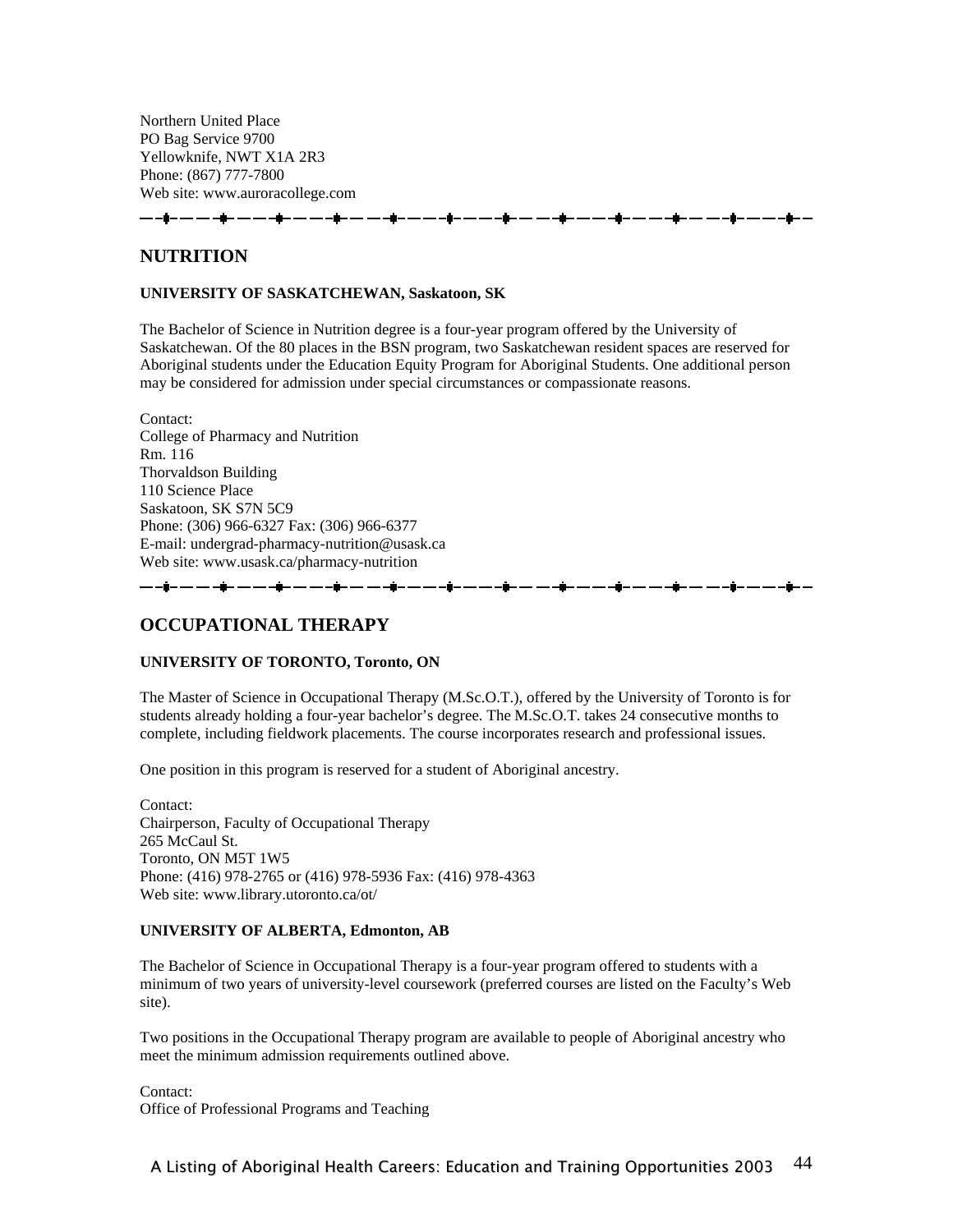Northern United Place
PO Bag Service 9700
Yellowknife, NWT X1A 2R3
Phone: (867) 777-7800
Web site: www.auroracollege.com

---

## NUTRITION

**UNIVERSITY OF SASKATCHEWAN, Saskatoon, SK**

The Bachelor of Science in Nutrition degree is a four-year program offered by the University of Saskatchewan. Of the 80 places in the BSN program, two Saskatchewan resident spaces are reserved for Aboriginal students under the Education Equity Program for Aboriginal Students. One additional person may be considered for admission under special circumstances or compassionate reasons.

Contact:
College of Pharmacy and Nutrition
Rm. 116
Thorvaldson Building
110 Science Place
Saskatoon, SK S7N 5C9
Phone: (306) 966-6327 Fax: (306) 966-6377
E-mail: undergrad-pharmacy-nutrition@usask.ca
Web site: www.usask.ca/pharmacy-nutrition

---

## OCCUPATIONAL THERAPY

**UNIVERSITY OF TORONTO, Toronto, ON**

The Master of Science in Occupational Therapy (M.Sc.O.T.), offered by the University of Toronto is for students already holding a four-year bachelor's degree. The M.Sc.O.T. takes 24 consecutive months to complete, including fieldwork placements. The course incorporates research and professional issues.

One position in this program is reserved for a student of Aboriginal ancestry.

Contact:
Chairperson, Faculty of Occupational Therapy
265 McCaul St.
Toronto, ON M5T 1W5
Phone: (416) 978-2765 or (416) 978-5936 Fax: (416) 978-4363
Web site: www.library.utoronto.ca/ot/

**UNIVERSITY OF ALBERTA, Edmonton, AB**

The Bachelor of Science in Occupational Therapy is a four-year program offered to students with a minimum of two years of university-level coursework (preferred courses are listed on the Faculty's Web site).

Two positions in the Occupational Therapy program are available to people of Aboriginal ancestry who meet the minimum admission requirements outlined above.

Contact:
Office of Professional Programs and Teaching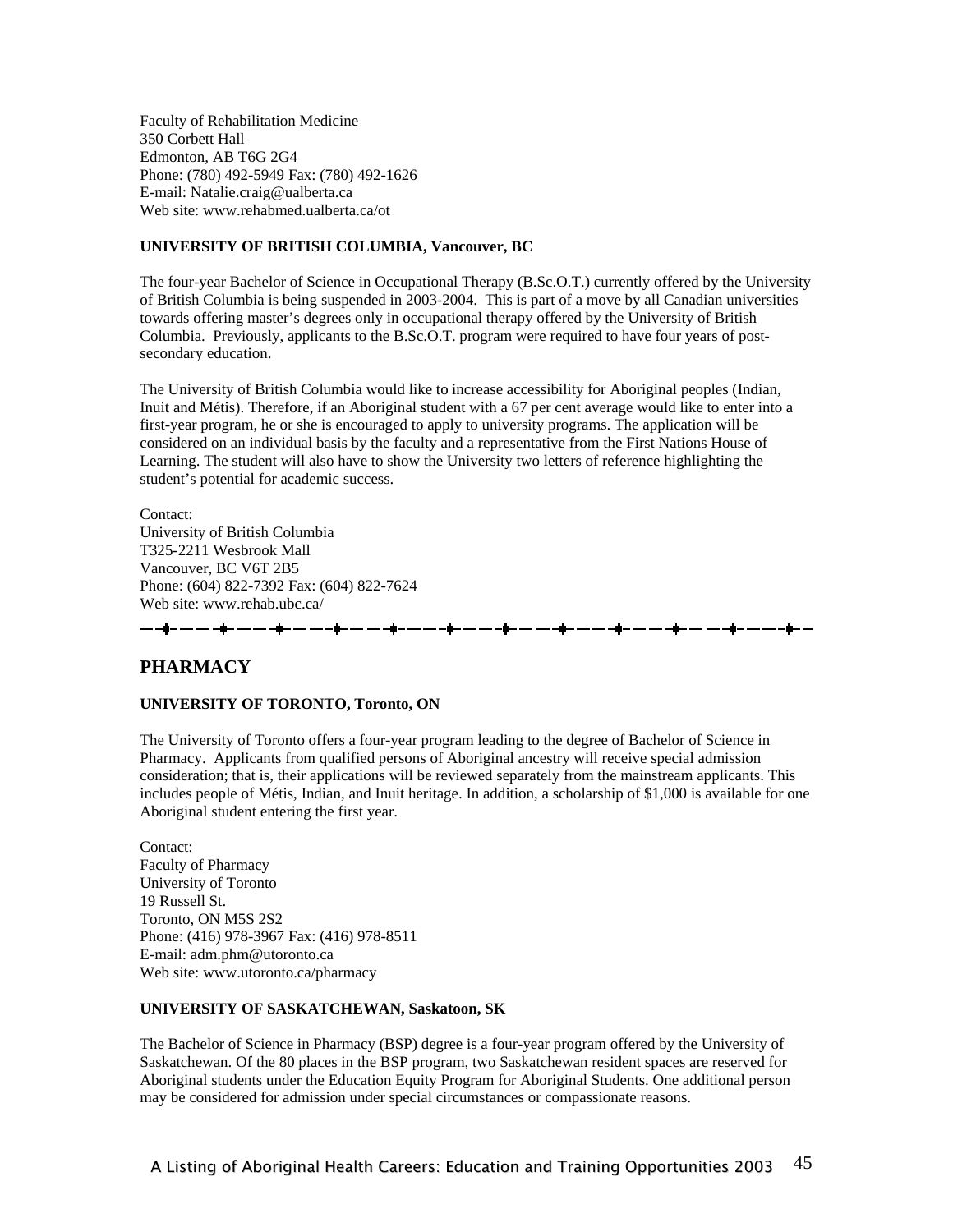Faculty of Rehabilitation Medicine
350 Corbett Hall
Edmonton, AB T6G 2G4
Phone: (780) 492-5949 Fax: (780) 492-1626
E-mail: Natalie.craig@ualberta.ca
Web site: www.rehabmed.ualberta.ca/ot

**UNIVERSITY OF BRITISH COLUMBIA, Vancouver, BC**

The four-year Bachelor of Science in Occupational Therapy (B.Sc.O.T.) currently offered by the University of British Columbia is being suspended in 2003-2004. This is part of a move by all Canadian universities towards offering master's degrees only in occupational therapy offered by the University of British Columbia. Previously, applicants to the B.Sc.O.T. program were required to have four years of post-secondary education.

The University of British Columbia would like to increase accessibility for Aboriginal peoples (Indian, Inuit and Métis). Therefore, if an Aboriginal student with a 67 per cent average would like to enter into a first-year program, he or she is encouraged to apply to university programs. The application will be considered on an individual basis by the faculty and a representative from the First Nations House of Learning. The student will also have to show the University two letters of reference highlighting the student's potential for academic success.

Contact:
University of British Columbia
T325-2211 Wesbrook Mall
Vancouver, BC V6T 2B5
Phone: (604) 822-7392 Fax: (604) 822-7624
Web site: www.rehab.ubc.ca/

---

## PHARMACY

**UNIVERSITY OF TORONTO, Toronto, ON**

The University of Toronto offers a four-year program leading to the degree of Bachelor of Science in Pharmacy. Applicants from qualified persons of Aboriginal ancestry will receive special admission consideration; that is, their applications will be reviewed separately from the mainstream applicants. This includes people of Métis, Indian, and Inuit heritage. In addition, a scholarship of $1,000 is available for one Aboriginal student entering the first year.

Contact:
Faculty of Pharmacy
University of Toronto
19 Russell St.
Toronto, ON M5S 2S2
Phone: (416) 978-3967 Fax: (416) 978-8511
E-mail: adm.phm@utoronto.ca
Web site: www.utoronto.ca/pharmacy

**UNIVERSITY OF SASKATCHEWAN, Saskatoon, SK**

The Bachelor of Science in Pharmacy (BSP) degree is a four-year program offered by the University of Saskatchewan. Of the 80 places in the BSP program, two Saskatchewan resident spaces are reserved for Aboriginal students under the Education Equity Program for Aboriginal Students. One additional person may be considered for admission under special circumstances or compassionate reasons.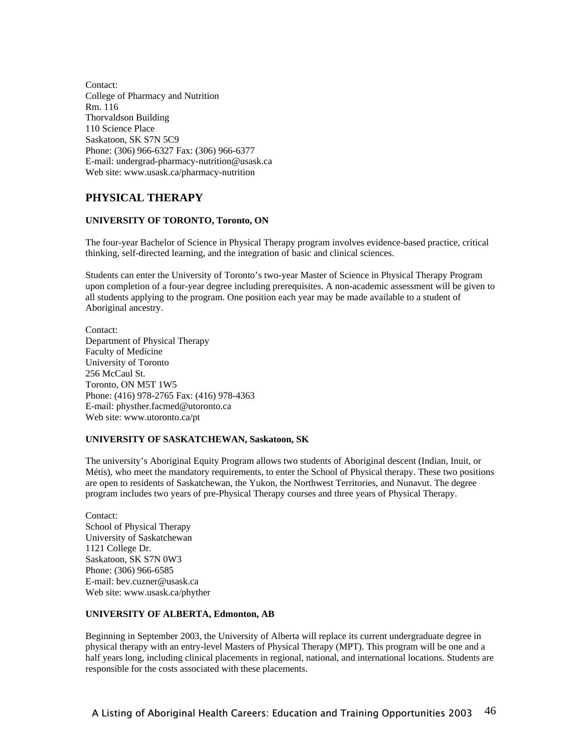Contact:
College of Pharmacy and Nutrition
Rm. 116
Thorvaldson Building
110 Science Place
Saskatoon, SK S7N 5C9
Phone: (306) 966-6327 Fax: (306) 966-6377
E-mail: undergrad-pharmacy-nutrition@usask.ca
Web site: www.usask.ca/pharmacy-nutrition

## PHYSICAL THERAPY

#### UNIVERSITY OF TORONTO, Toronto, ON

The four-year Bachelor of Science in Physical Therapy program involves evidence-based practice, critical thinking, self-directed learning, and the integration of basic and clinical sciences.

Students can enter the University of Toronto's two-year Master of Science in Physical Therapy Program upon completion of a four-year degree including prerequisites. A non-academic assessment will be given to all students applying to the program. One position each year may be made available to a student of Aboriginal ancestry.

Contact:
Department of Physical Therapy
Faculty of Medicine
University of Toronto
256 McCaul St.
Toronto, ON M5T 1W5
Phone: (416) 978-2765 Fax: (416) 978-4363
E-mail: physther.facmed@utoronto.ca
Web site: www.utoronto.ca/pt

#### UNIVERSITY OF SASKATCHEWAN, Saskatoon, SK

The university's Aboriginal Equity Program allows two students of Aboriginal descent (Indian, Inuit, or Métis), who meet the mandatory requirements, to enter the School of Physical therapy. These two positions are open to residents of Saskatchewan, the Yukon, the Northwest Territories, and Nunavut. The degree program includes two years of pre-Physical Therapy courses and three years of Physical Therapy.

Contact:
School of Physical Therapy
University of Saskatchewan
1121 College Dr.
Saskatoon, SK S7N 0W3
Phone: (306) 966-6585
E-mail: bev.cuzner@usask.ca
Web site: www.usask.ca/phyther

#### UNIVERSITY OF ALBERTA, Edmonton, AB

Beginning in September 2003, the University of Alberta will replace its current undergraduate degree in physical therapy with an entry-level Masters of Physical Therapy (MPT). This program will be one and a half years long, including clinical placements in regional, national, and international locations. Students are responsible for the costs associated with these placements.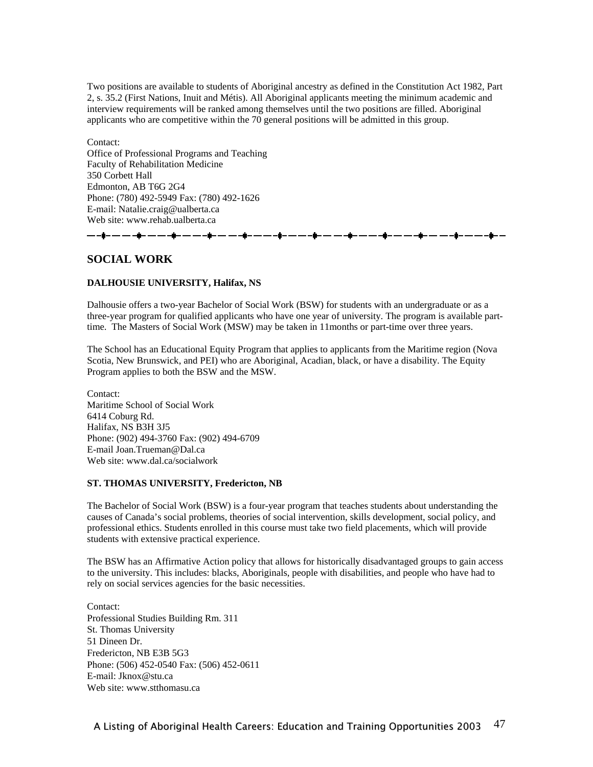Two positions are available to students of Aboriginal ancestry as defined in the Constitution Act 1982, Part 2, s. 35.2 (First Nations, Inuit and Métis). All Aboriginal applicants meeting the minimum academic and interview requirements will be ranked among themselves until the two positions are filled. Aboriginal applicants who are competitive within the 70 general positions will be admitted in this group.

Contact:
Office of Professional Programs and Teaching
Faculty of Rehabilitation Medicine
350 Corbett Hall
Edmonton, AB T6G 2G4
Phone: (780) 492-5949 Fax: (780) 492-1626
E-mail: Natalie.craig@ualberta.ca
Web site: www.rehab.ualberta.ca

---

## SOCIAL WORK

**DALHOUSIE UNIVERSITY, Halifax, NS**

Dalhousie offers a two-year Bachelor of Social Work (BSW) for students with an undergraduate or as a three-year program for qualified applicants who have one year of university. The program is available part-time. The Masters of Social Work (MSW) may be taken in 11months or part-time over three years.

The School has an Educational Equity Program that applies to applicants from the Maritime region (Nova Scotia, New Brunswick, and PEI) who are Aboriginal, Acadian, black, or have a disability. The Equity Program applies to both the BSW and the MSW.

Contact:
Maritime School of Social Work
6414 Coburg Rd.
Halifax, NS B3H 3J5
Phone: (902) 494-3760 Fax: (902) 494-6709
E-mail Joan.Trueman@Dal.ca
Web site: www.dal.ca/socialwork

**ST. THOMAS UNIVERSITY, Fredericton, NB**

The Bachelor of Social Work (BSW) is a four-year program that teaches students about understanding the causes of Canada's social problems, theories of social intervention, skills development, social policy, and professional ethics. Students enrolled in this course must take two field placements, which will provide students with extensive practical experience.

The BSW has an Affirmative Action policy that allows for historically disadvantaged groups to gain access to the university. This includes: blacks, Aboriginals, people with disabilities, and people who have had to rely on social services agencies for the basic necessities.

Contact:
Professional Studies Building Rm. 311
St. Thomas University
51 Dineen Dr.
Fredericton, NB E3B 5G3
Phone: (506) 452-0540 Fax: (506) 452-0611
E-mail: Jknox@stu.ca
Web site: www.stthomasu.ca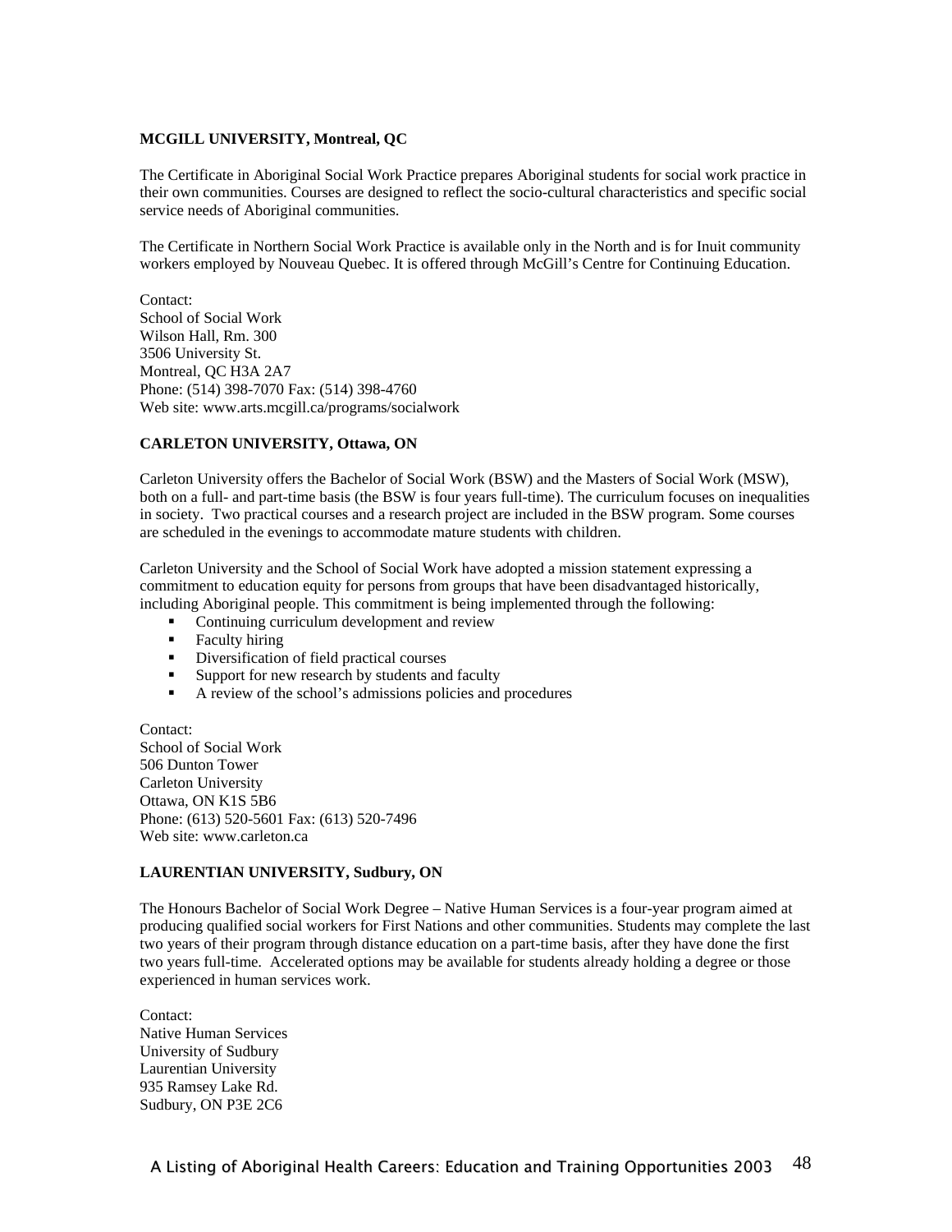**MCGILL UNIVERSITY, Montreal, QC**

The Certificate in Aboriginal Social Work Practice prepares Aboriginal students for social work practice in their own communities. Courses are designed to reflect the socio-cultural characteristics and specific social service needs of Aboriginal communities.

The Certificate in Northern Social Work Practice is available only in the North and is for Inuit community workers employed by Nouveau Quebec. It is offered through McGill's Centre for Continuing Education.

Contact:
School of Social Work
Wilson Hall, Rm. 300
3506 University St.
Montreal, QC H3A 2A7
Phone: (514) 398-7070 Fax: (514) 398-4760
Web site: www.arts.mcgill.ca/programs/socialwork

**CARLETON UNIVERSITY, Ottawa, ON**

Carleton University offers the Bachelor of Social Work (BSW) and the Masters of Social Work (MSW), both on a full- and part-time basis (the BSW is four years full-time). The curriculum focuses on inequalities in society. Two practical courses and a research project are included in the BSW program. Some courses are scheduled in the evenings to accommodate mature students with children.

Carleton University and the School of Social Work have adopted a mission statement expressing a commitment to education equity for persons from groups that have been disadvantaged historically, including Aboriginal people. This commitment is being implemented through the following:

- Continuing curriculum development and review
- Faculty hiring
- Diversification of field practical courses
- Support for new research by students and faculty
- A review of the school's admissions policies and procedures

Contact:
School of Social Work
506 Dunton Tower
Carleton University
Ottawa, ON K1S 5B6
Phone: (613) 520-5601 Fax: (613) 520-7496
Web site: www.carleton.ca

**LAURENTIAN UNIVERSITY, Sudbury, ON**

The Honours Bachelor of Social Work Degree – Native Human Services is a four-year program aimed at producing qualified social workers for First Nations and other communities. Students may complete the last two years of their program through distance education on a part-time basis, after they have done the first two years full-time. Accelerated options may be available for students already holding a degree or those experienced in human services work.

Contact:
Native Human Services
University of Sudbury
Laurentian University
935 Ramsey Lake Rd.
Sudbury, ON P3E 2C6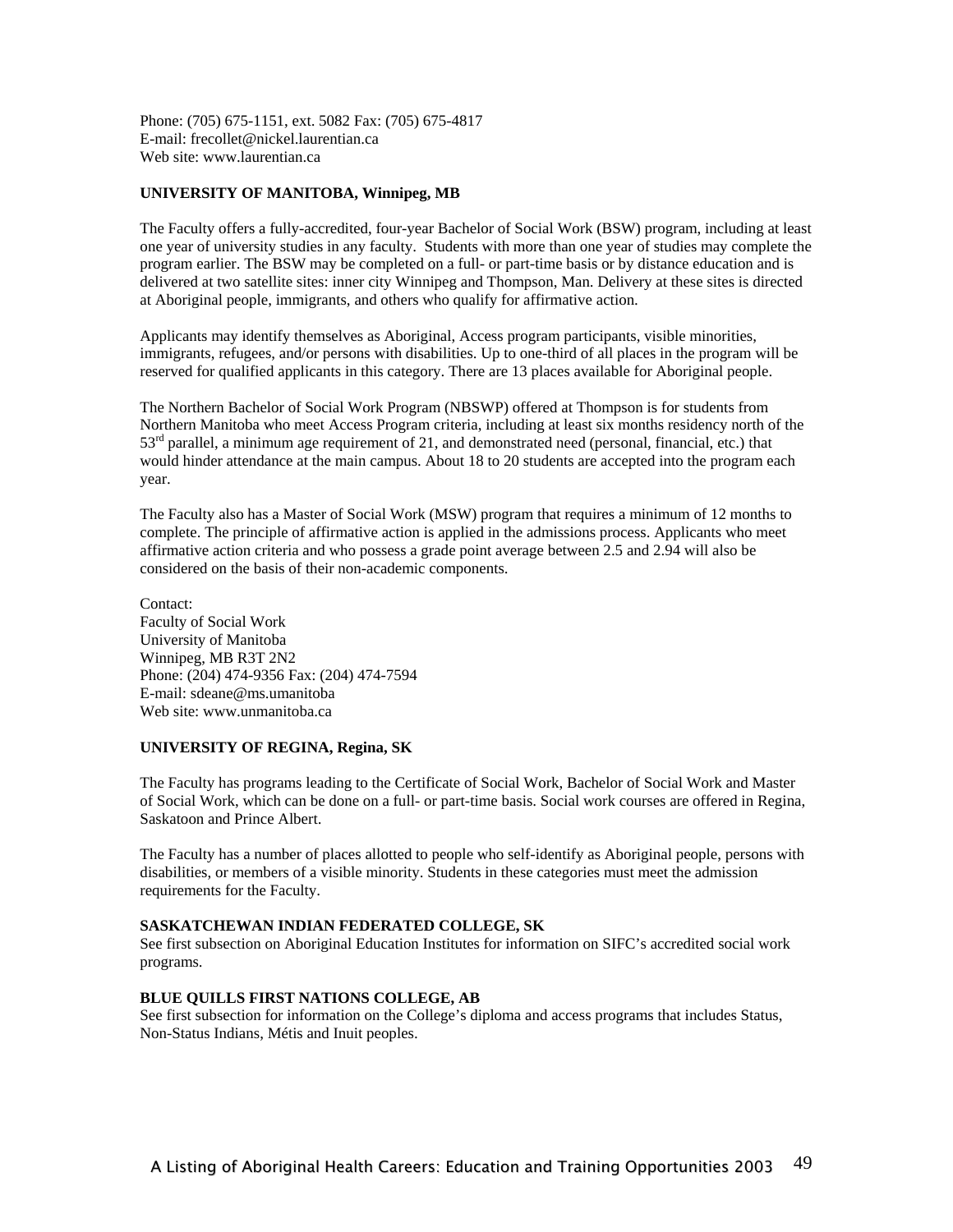Phone: (705) 675-1151, ext. 5082 Fax: (705) 675-4817
E-mail: frecollet@nickel.laurentian.ca
Web site: www.laurentian.ca

**UNIVERSITY OF MANITOBA, Winnipeg, MB**

The Faculty offers a fully-accredited, four-year Bachelor of Social Work (BSW) program, including at least one year of university studies in any faculty. Students with more than one year of studies may complete the program earlier. The BSW may be completed on a full- or part-time basis or by distance education and is delivered at two satellite sites: inner city Winnipeg and Thompson, Man. Delivery at these sites is directed at Aboriginal people, immigrants, and others who qualify for affirmative action.

Applicants may identify themselves as Aboriginal, Access program participants, visible minorities, immigrants, refugees, and/or persons with disabilities. Up to one-third of all places in the program will be reserved for qualified applicants in this category. There are 13 places available for Aboriginal people.

The Northern Bachelor of Social Work Program (NBSWP) offered at Thompson is for students from Northern Manitoba who meet Access Program criteria, including at least six months residency north of the 53rd parallel, a minimum age requirement of 21, and demonstrated need (personal, financial, etc.) that would hinder attendance at the main campus. About 18 to 20 students are accepted into the program each year.

The Faculty also has a Master of Social Work (MSW) program that requires a minimum of 12 months to complete. The principle of affirmative action is applied in the admissions process. Applicants who meet affirmative action criteria and who possess a grade point average between 2.5 and 2.94 will also be considered on the basis of their non-academic components.

Contact:
Faculty of Social Work
University of Manitoba
Winnipeg, MB R3T 2N2
Phone: (204) 474-9356 Fax: (204) 474-7594
E-mail: sdeane@ms.umanitoba
Web site: www.unmanitoba.ca

**UNIVERSITY OF REGINA, Regina, SK**

The Faculty has programs leading to the Certificate of Social Work, Bachelor of Social Work and Master of Social Work, which can be done on a full- or part-time basis. Social work courses are offered in Regina, Saskatoon and Prince Albert.

The Faculty has a number of places allotted to people who self-identify as Aboriginal people, persons with disabilities, or members of a visible minority. Students in these categories must meet the admission requirements for the Faculty.

**SASKATCHEWAN INDIAN FEDERATED COLLEGE, SK**
See first subsection on Aboriginal Education Institutes for information on SIFC's accredited social work programs.

**BLUE QUILLS FIRST NATIONS COLLEGE, AB**
See first subsection for information on the College's diploma and access programs that includes Status, Non-Status Indians, Métis and Inuit peoples.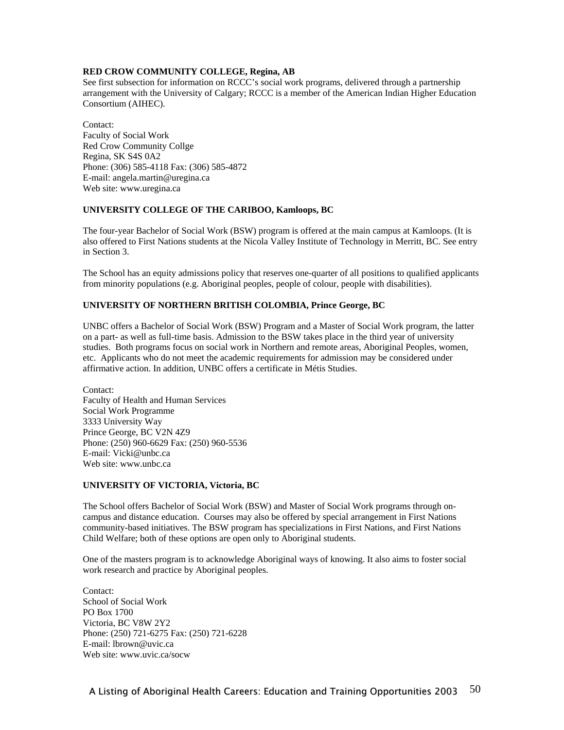**RED CROW COMMUNITY COLLEGE, Regina, AB**

See first subsection for information on RCCC's social work programs, delivered through a partnership arrangement with the University of Calgary; RCCC is a member of the American Indian Higher Education Consortium (AIHEC).

Contact:
Faculty of Social Work
Red Crow Community Collge
Regina, SK S4S 0A2
Phone: (306) 585-4118 Fax: (306) 585-4872
E-mail: angela.martin@uregina.ca
Web site: www.uregina.ca

**UNIVERSITY COLLEGE OF THE CARIBOO, Kamloops, BC**

The four-year Bachelor of Social Work (BSW) program is offered at the main campus at Kamloops. (It is also offered to First Nations students at the Nicola Valley Institute of Technology in Merritt, BC. See entry in Section 3.

The School has an equity admissions policy that reserves one-quarter of all positions to qualified applicants from minority populations (e.g. Aboriginal peoples, people of colour, people with disabilities).

**UNIVERSITY OF NORTHERN BRITISH COLOMBIA, Prince George, BC**

UNBC offers a Bachelor of Social Work (BSW) Program and a Master of Social Work program, the latter on a part- as well as full-time basis. Admission to the BSW takes place in the third year of university studies. Both programs focus on social work in Northern and remote areas, Aboriginal Peoples, women, etc. Applicants who do not meet the academic requirements for admission may be considered under affirmative action. In addition, UNBC offers a certificate in Métis Studies.

Contact:
Faculty of Health and Human Services
Social Work Programme
3333 University Way
Prince George, BC V2N 4Z9
Phone: (250) 960-6629 Fax: (250) 960-5536
E-mail: Vicki@unbc.ca
Web site: www.unbc.ca

**UNIVERSITY OF VICTORIA, Victoria, BC**

The School offers Bachelor of Social Work (BSW) and Master of Social Work programs through on-campus and distance education. Courses may also be offered by special arrangement in First Nations community-based initiatives. The BSW program has specializations in First Nations, and First Nations Child Welfare; both of these options are open only to Aboriginal students.

One of the masters program is to acknowledge Aboriginal ways of knowing. It also aims to foster social work research and practice by Aboriginal peoples.

Contact:
School of Social Work
PO Box 1700
Victoria, BC V8W 2Y2
Phone: (250) 721-6275 Fax: (250) 721-6228
E-mail: lbrown@uvic.ca
Web site: www.uvic.ca/socw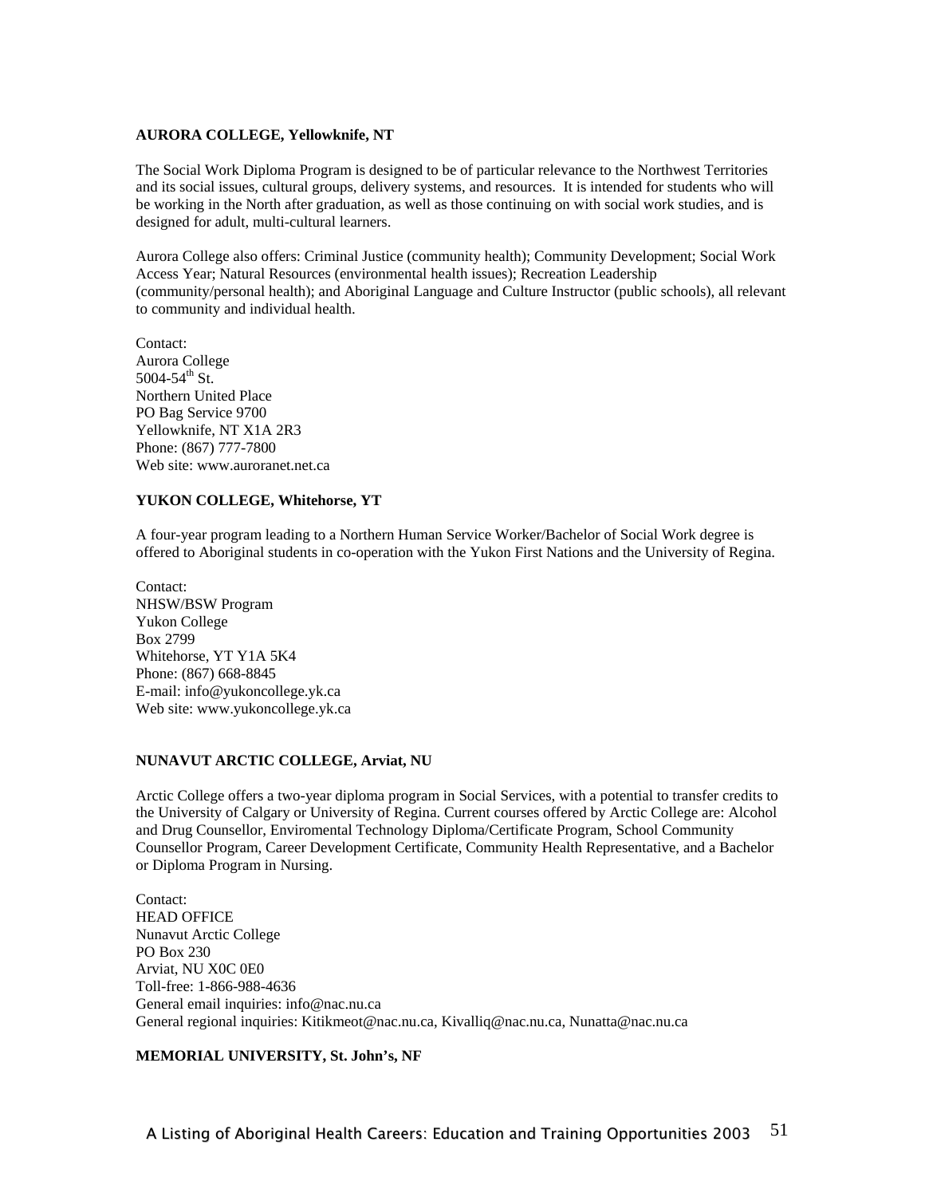**AURORA COLLEGE, Yellowknife, NT**

The Social Work Diploma Program is designed to be of particular relevance to the Northwest Territories and its social issues, cultural groups, delivery systems, and resources. It is intended for students who will be working in the North after graduation, as well as those continuing on with social work studies, and is designed for adult, multi-cultural learners.

Aurora College also offers: Criminal Justice (community health); Community Development; Social Work Access Year; Natural Resources (environmental health issues); Recreation Leadership (community/personal health); and Aboriginal Language and Culture Instructor (public schools), all relevant to community and individual health.

Contact:
Aurora College
5004-54th St.
Northern United Place
PO Bag Service 9700
Yellowknife, NT X1A 2R3
Phone: (867) 777-7800
Web site: www.auroranet.net.ca

**YUKON COLLEGE, Whitehorse, YT**

A four-year program leading to a Northern Human Service Worker/Bachelor of Social Work degree is offered to Aboriginal students in co-operation with the Yukon First Nations and the University of Regina.

Contact:
NHSW/BSW Program
Yukon College
Box 2799
Whitehorse, YT Y1A 5K4
Phone: (867) 668-8845
E-mail: info@yukoncollege.yk.ca
Web site: www.yukoncollege.yk.ca

**NUNAVUT ARCTIC COLLEGE, Arviat, NU**

Arctic College offers a two-year diploma program in Social Services, with a potential to transfer credits to the University of Calgary or University of Regina. Current courses offered by Arctic College are: Alcohol and Drug Counsellor, Enviromental Technology Diploma/Certificate Program, School Community Counsellor Program, Career Development Certificate, Community Health Representative, and a Bachelor or Diploma Program in Nursing.

Contact:
HEAD OFFICE
Nunavut Arctic College
PO Box 230
Arviat, NU X0C 0E0
Toll-free: 1-866-988-4636
General email inquiries: info@nac.nu.ca
General regional inquiries: Kitikmeot@nac.nu.ca, Kivalliq@nac.nu.ca, Nunatta@nac.nu.ca

**MEMORIAL UNIVERSITY, St. John's, NF**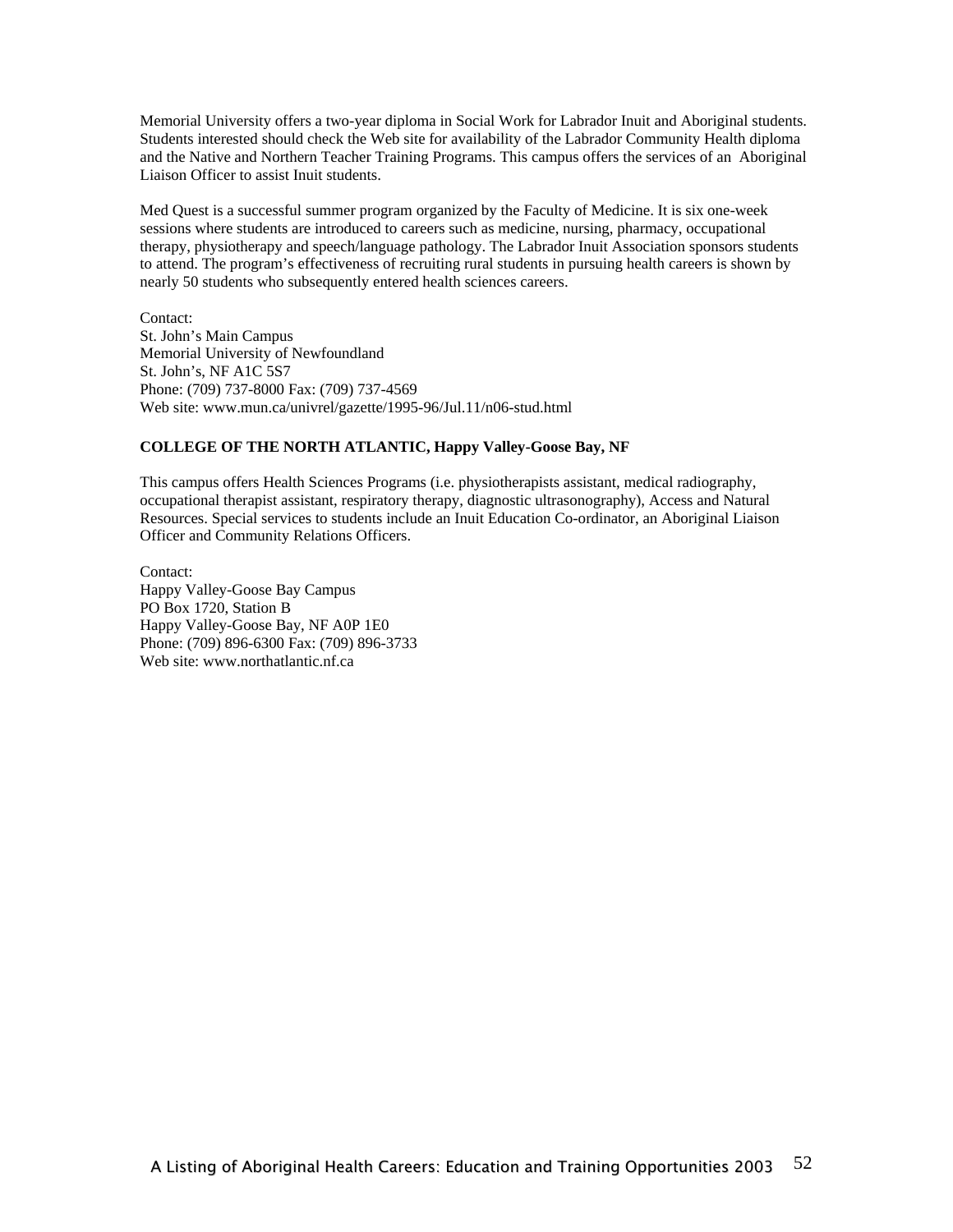Memorial University offers a two-year diploma in Social Work for Labrador Inuit and Aboriginal students. Students interested should check the Web site for availability of the Labrador Community Health diploma and the Native and Northern Teacher Training Programs. This campus offers the services of an Aboriginal Liaison Officer to assist Inuit students.

Med Quest is a successful summer program organized by the Faculty of Medicine. It is six one-week sessions where students are introduced to careers such as medicine, nursing, pharmacy, occupational therapy, physiotherapy and speech/language pathology. The Labrador Inuit Association sponsors students to attend. The program's effectiveness of recruiting rural students in pursuing health careers is shown by nearly 50 students who subsequently entered health sciences careers.

Contact:
St. John's Main Campus
Memorial University of Newfoundland
St. John's, NF A1C 5S7
Phone: (709) 737-8000 Fax: (709) 737-4569
Web site: www.mun.ca/univrel/gazette/1995-96/Jul.11/n06-stud.html

**COLLEGE OF THE NORTH ATLANTIC, Happy Valley-Goose Bay, NF**

This campus offers Health Sciences Programs (i.e. physiotherapists assistant, medical radiography, occupational therapist assistant, respiratory therapy, diagnostic ultrasonography), Access and Natural Resources. Special services to students include an Inuit Education Co-ordinator, an Aboriginal Liaison Officer and Community Relations Officers.

Contact:
Happy Valley-Goose Bay Campus
PO Box 1720, Station B
Happy Valley-Goose Bay, NF A0P 1E0
Phone: (709) 896-6300 Fax: (709) 896-3733
Web site: www.northatlantic.nf.ca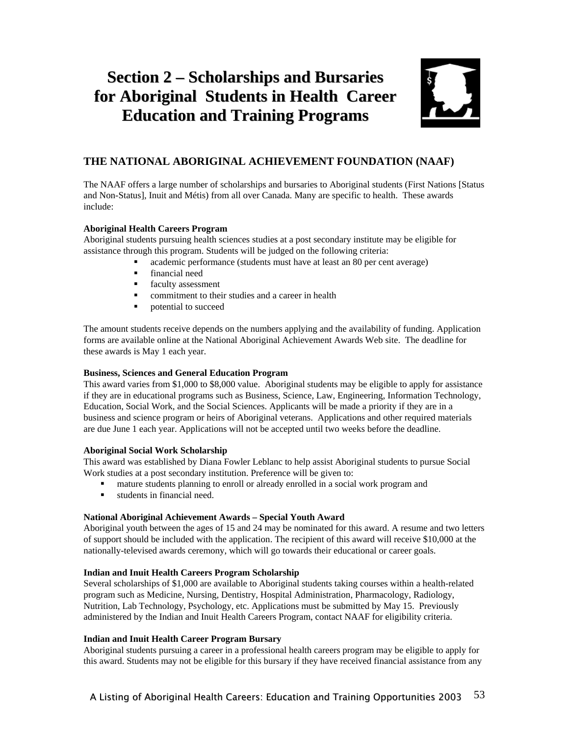# Section 2 – Scholarships and Bursaries for Aboriginal Students in Health Career Education and Training Programs

## THE NATIONAL ABORIGINAL ACHIEVEMENT FOUNDATION (NAAF)

The NAAF offers a large number of scholarships and bursaries to Aboriginal students (First Nations [Status and Non-Status], Inuit and Métis) from all over Canada. Many are specific to health. These awards include:

**Aboriginal Health Careers Program**

Aboriginal students pursuing health sciences studies at a post secondary institute may be eligible for assistance through this program. Students will be judged on the following criteria:

- academic performance (students must have at least an 80 per cent average)
- financial need
- faculty assessment
- commitment to their studies and a career in health
- potential to succeed

The amount students receive depends on the numbers applying and the availability of funding. Application forms are available online at the National Aboriginal Achievement Awards Web site. The deadline for these awards is May 1 each year.

**Business, Sciences and General Education Program**

This award varies from $1,000 to $8,000 value. Aboriginal students may be eligible to apply for assistance if they are in educational programs such as Business, Science, Law, Engineering, Information Technology, Education, Social Work, and the Social Sciences. Applicants will be made a priority if they are in a business and science program or heirs of Aboriginal veterans. Applications and other required materials are due June 1 each year. Applications will not be accepted until two weeks before the deadline.

**Aboriginal Social Work Scholarship**

This award was established by Diana Fowler Leblanc to help assist Aboriginal students to pursue Social Work studies at a post secondary institution. Preference will be given to:

- mature students planning to enroll or already enrolled in a social work program and
- students in financial need.

**National Aboriginal Achievement Awards – Special Youth Award**

Aboriginal youth between the ages of 15 and 24 may be nominated for this award. A resume and two letters of support should be included with the application. The recipient of this award will receive $10,000 at the nationally-televised awards ceremony, which will go towards their educational or career goals.

**Indian and Inuit Health Careers Program Scholarship**

Several scholarships of $1,000 are available to Aboriginal students taking courses within a health-related program such as Medicine, Nursing, Dentistry, Hospital Administration, Pharmacology, Radiology, Nutrition, Lab Technology, Psychology, etc. Applications must be submitted by May 15. Previously administered by the Indian and Inuit Health Careers Program, contact NAAF for eligibility criteria.

**Indian and Inuit Health Career Program Bursary**

Aboriginal students pursuing a career in a professional health careers program may be eligible to apply for this award. Students may not be eligible for this bursary if they have received financial assistance from any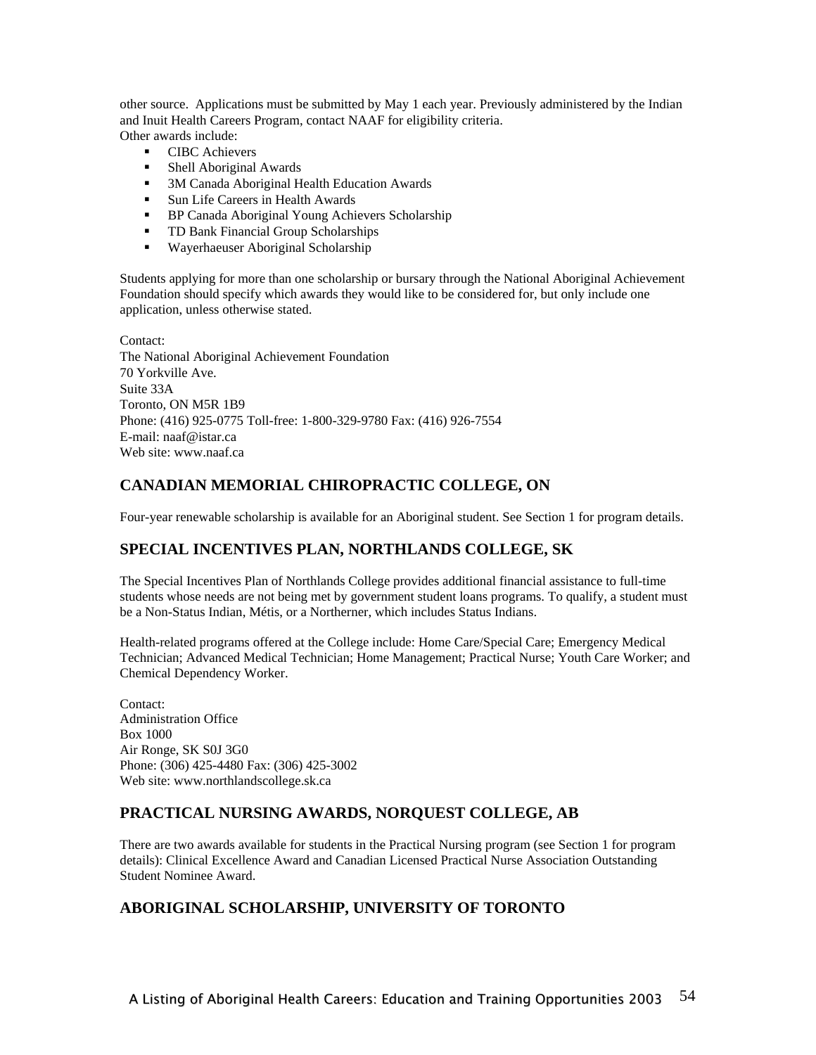other source. Applications must be submitted by May 1 each year. Previously administered by the Indian and Inuit Health Careers Program, contact NAAF for eligibility criteria.
Other awards include:

- CIBC Achievers
- Shell Aboriginal Awards
- 3M Canada Aboriginal Health Education Awards
- Sun Life Careers in Health Awards
- BP Canada Aboriginal Young Achievers Scholarship
- TD Bank Financial Group Scholarships
- Wayerhaeuser Aboriginal Scholarship

Students applying for more than one scholarship or bursary through the National Aboriginal Achievement Foundation should specify which awards they would like to be considered for, but only include one application, unless otherwise stated.

Contact:
The National Aboriginal Achievement Foundation
70 Yorkville Ave.
Suite 33A
Toronto, ON M5R 1B9
Phone: (416) 925-0775 Toll-free: 1-800-329-9780 Fax: (416) 926-7554
E-mail: naaf@istar.ca
Web site: www.naaf.ca

## CANADIAN MEMORIAL CHIROPRACTIC COLLEGE, ON

Four-year renewable scholarship is available for an Aboriginal student. See Section 1 for program details.

## SPECIAL INCENTIVES PLAN, NORTHLANDS COLLEGE, SK

The Special Incentives Plan of Northlands College provides additional financial assistance to full-time students whose needs are not being met by government student loans programs. To qualify, a student must be a Non-Status Indian, Métis, or a Northerner, which includes Status Indians.

Health-related programs offered at the College include: Home Care/Special Care; Emergency Medical Technician; Advanced Medical Technician; Home Management; Practical Nurse; Youth Care Worker; and Chemical Dependency Worker.

Contact:
Administration Office
Box 1000
Air Ronge, SK S0J 3G0
Phone: (306) 425-4480 Fax: (306) 425-3002
Web site: www.northlandscollege.sk.ca

## PRACTICAL NURSING AWARDS, NORQUEST COLLEGE, AB

There are two awards available for students in the Practical Nursing program (see Section 1 for program details): Clinical Excellence Award and Canadian Licensed Practical Nurse Association Outstanding Student Nominee Award.

## ABORIGINAL SCHOLARSHIP, UNIVERSITY OF TORONTO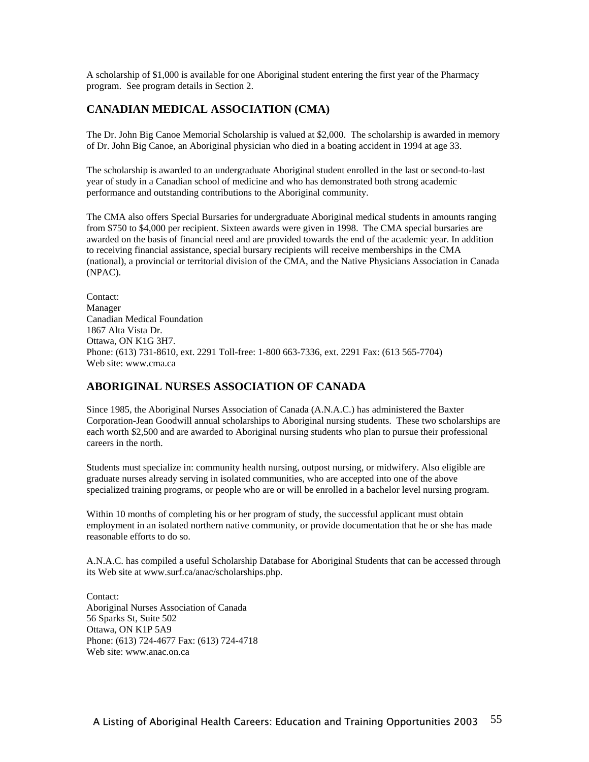A scholarship of $1,000 is available for one Aboriginal student entering the first year of the Pharmacy program. See program details in Section 2.

## CANADIAN MEDICAL ASSOCIATION (CMA)

The Dr. John Big Canoe Memorial Scholarship is valued at $2,000. The scholarship is awarded in memory of Dr. John Big Canoe, an Aboriginal physician who died in a boating accident in 1994 at age 33.

The scholarship is awarded to an undergraduate Aboriginal student enrolled in the last or second-to-last year of study in a Canadian school of medicine and who has demonstrated both strong academic performance and outstanding contributions to the Aboriginal community.

The CMA also offers Special Bursaries for undergraduate Aboriginal medical students in amounts ranging from $750 to $4,000 per recipient. Sixteen awards were given in 1998. The CMA special bursaries are awarded on the basis of financial need and are provided towards the end of the academic year. In addition to receiving financial assistance, special bursary recipients will receive memberships in the CMA (national), a provincial or territorial division of the CMA, and the Native Physicians Association in Canada (NPAC).

Contact:
Manager
Canadian Medical Foundation
1867 Alta Vista Dr.
Ottawa, ON K1G 3H7.
Phone: (613) 731-8610, ext. 2291 Toll-free: 1-800 663-7336, ext. 2291 Fax: (613 565-7704)
Web site: www.cma.ca

## ABORIGINAL NURSES ASSOCIATION OF CANADA

Since 1985, the Aboriginal Nurses Association of Canada (A.N.A.C.) has administered the Baxter Corporation-Jean Goodwill annual scholarships to Aboriginal nursing students. These two scholarships are each worth $2,500 and are awarded to Aboriginal nursing students who plan to pursue their professional careers in the north.

Students must specialize in: community health nursing, outpost nursing, or midwifery. Also eligible are graduate nurses already serving in isolated communities, who are accepted into one of the above specialized training programs, or people who are or will be enrolled in a bachelor level nursing program.

Within 10 months of completing his or her program of study, the successful applicant must obtain employment in an isolated northern native community, or provide documentation that he or she has made reasonable efforts to do so.

A.N.A.C. has compiled a useful Scholarship Database for Aboriginal Students that can be accessed through its Web site at www.surf.ca/anac/scholarships.php.

Contact:
Aboriginal Nurses Association of Canada
56 Sparks St, Suite 502
Ottawa, ON K1P 5A9
Phone: (613) 724-4677 Fax: (613) 724-4718
Web site: www.anac.on.ca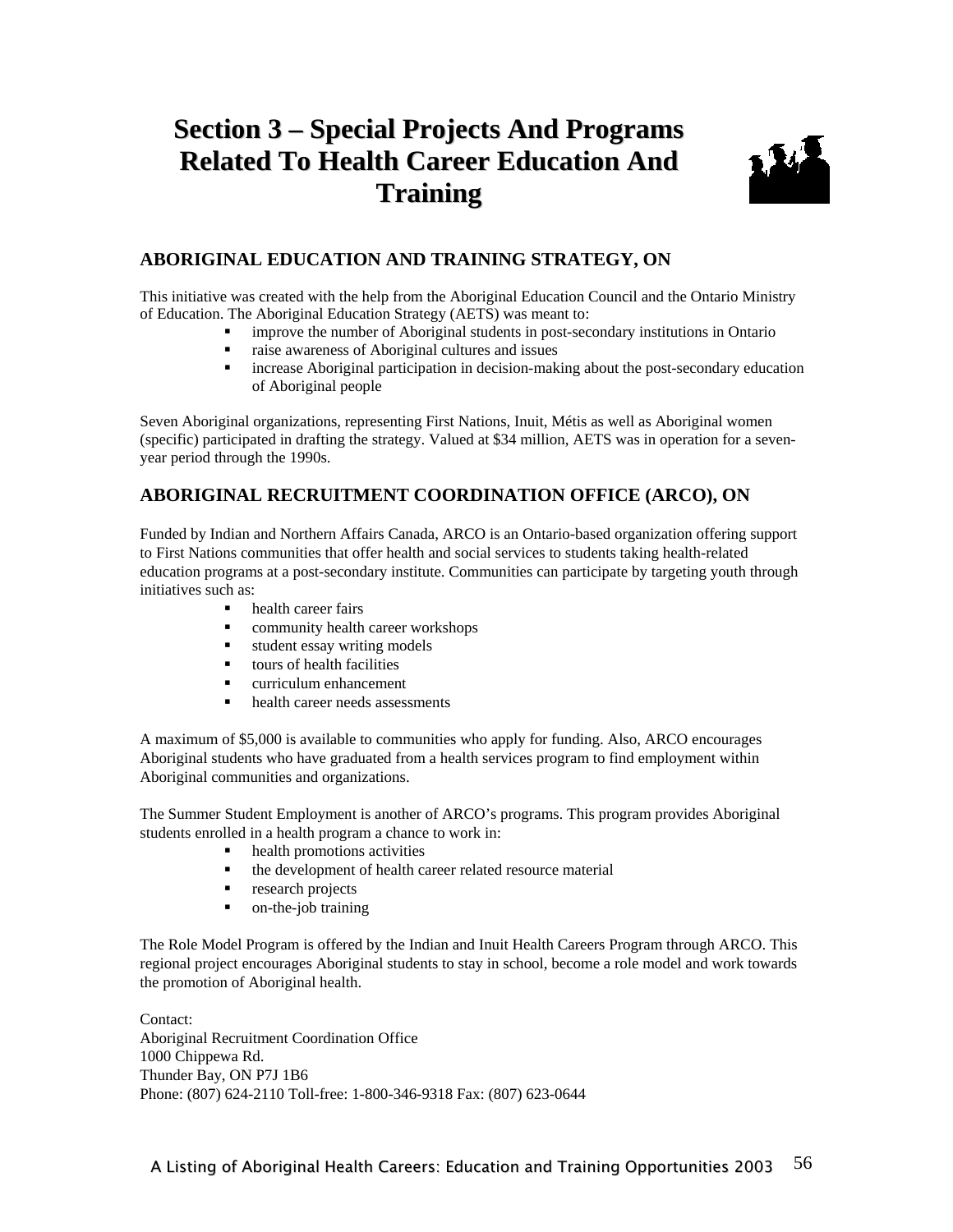# Section 3 – Special Projects And Programs Related To Health Career Education And Training

## ABORIGINAL EDUCATION AND TRAINING STRATEGY, ON

This initiative was created with the help from the Aboriginal Education Council and the Ontario Ministry of Education. The Aboriginal Education Strategy (AETS) was meant to:

- improve the number of Aboriginal students in post-secondary institutions in Ontario
- raise awareness of Aboriginal cultures and issues
- increase Aboriginal participation in decision-making about the post-secondary education of Aboriginal people

Seven Aboriginal organizations, representing First Nations, Inuit, Métis as well as Aboriginal women (specific) participated in drafting the strategy. Valued at $34 million, AETS was in operation for a seven-year period through the 1990s.

## ABORIGINAL RECRUITMENT COORDINATION OFFICE (ARCO), ON

Funded by Indian and Northern Affairs Canada, ARCO is an Ontario-based organization offering support to First Nations communities that offer health and social services to students taking health-related education programs at a post-secondary institute. Communities can participate by targeting youth through initiatives such as:

- health career fairs
- community health career workshops
- student essay writing models
- tours of health facilities
- curriculum enhancement
- health career needs assessments

A maximum of $5,000 is available to communities who apply for funding. Also, ARCO encourages Aboriginal students who have graduated from a health services program to find employment within Aboriginal communities and organizations.

The Summer Student Employment is another of ARCO's programs. This program provides Aboriginal students enrolled in a health program a chance to work in:

- health promotions activities
- the development of health career related resource material
- research projects
- on-the-job training

The Role Model Program is offered by the Indian and Inuit Health Careers Program through ARCO. This regional project encourages Aboriginal students to stay in school, become a role model and work towards the promotion of Aboriginal health.

Contact:
Aboriginal Recruitment Coordination Office
1000 Chippewa Rd.
Thunder Bay, ON P7J 1B6
Phone: (807) 624-2110 Toll-free: 1-800-346-9318 Fax: (807) 623-0644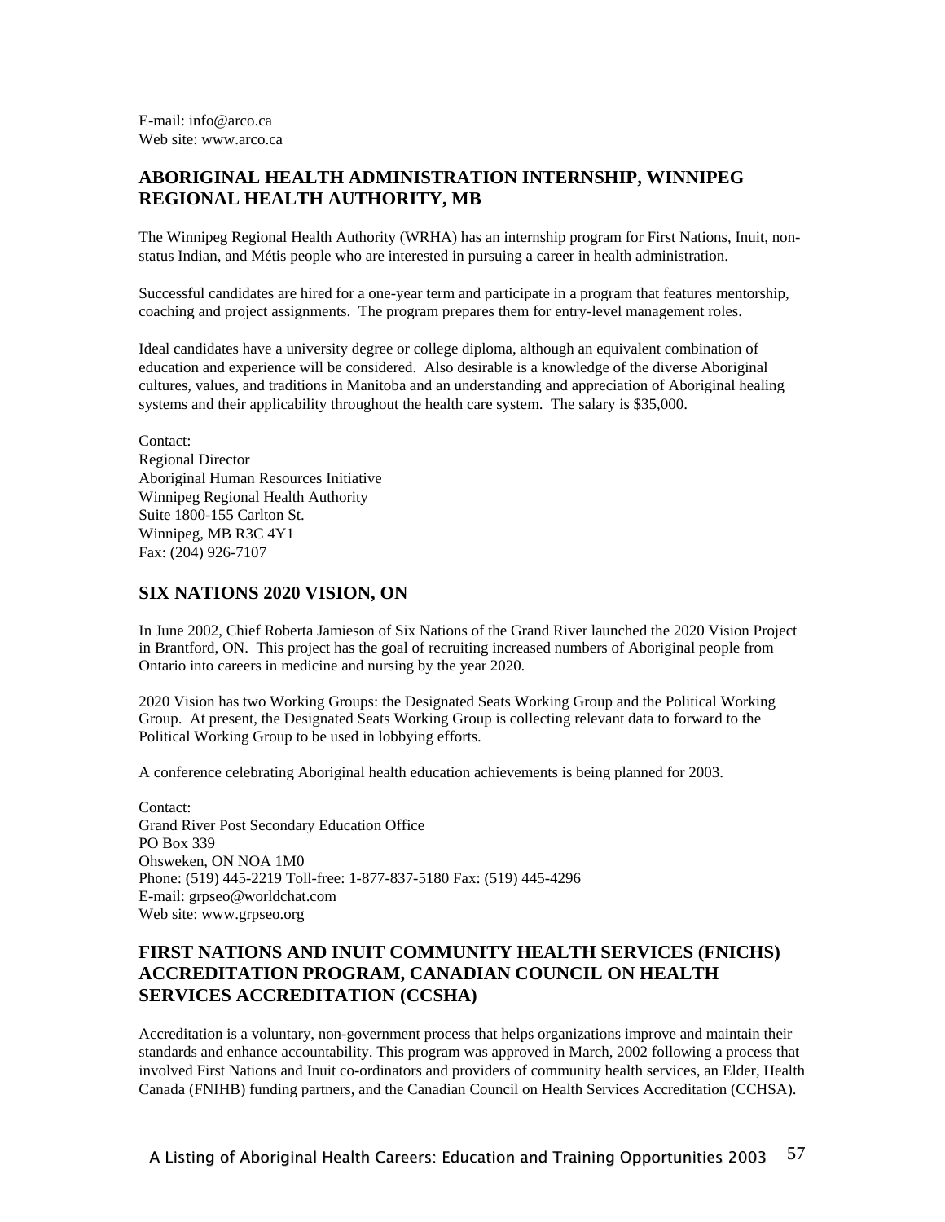E-mail: info@arco.ca
Web site: www.arco.ca

## ABORIGINAL HEALTH ADMINISTRATION INTERNSHIP, WINNIPEG REGIONAL HEALTH AUTHORITY, MB

The Winnipeg Regional Health Authority (WRHA) has an internship program for First Nations, Inuit, non-status Indian, and Métis people who are interested in pursuing a career in health administration.

Successful candidates are hired for a one-year term and participate in a program that features mentorship, coaching and project assignments. The program prepares them for entry-level management roles.

Ideal candidates have a university degree or college diploma, although an equivalent combination of education and experience will be considered. Also desirable is a knowledge of the diverse Aboriginal cultures, values, and traditions in Manitoba and an understanding and appreciation of Aboriginal healing systems and their applicability throughout the health care system. The salary is $35,000.

Contact:
Regional Director
Aboriginal Human Resources Initiative
Winnipeg Regional Health Authority
Suite 1800-155 Carlton St.
Winnipeg, MB R3C 4Y1
Fax: (204) 926-7107

## SIX NATIONS 2020 VISION, ON

In June 2002, Chief Roberta Jamieson of Six Nations of the Grand River launched the 2020 Vision Project in Brantford, ON. This project has the goal of recruiting increased numbers of Aboriginal people from Ontario into careers in medicine and nursing by the year 2020.

2020 Vision has two Working Groups: the Designated Seats Working Group and the Political Working Group. At present, the Designated Seats Working Group is collecting relevant data to forward to the Political Working Group to be used in lobbying efforts.

A conference celebrating Aboriginal health education achievements is being planned for 2003.

Contact:
Grand River Post Secondary Education Office
PO Box 339
Ohsweken, ON NOA 1M0
Phone: (519) 445-2219 Toll-free: 1-877-837-5180 Fax: (519) 445-4296
E-mail: grpseo@worldchat.com
Web site: www.grpseo.org

## FIRST NATIONS AND INUIT COMMUNITY HEALTH SERVICES (FNICHS) ACCREDITATION PROGRAM, CANADIAN COUNCIL ON HEALTH SERVICES ACCREDITATION (CCSHA)

Accreditation is a voluntary, non-government process that helps organizations improve and maintain their standards and enhance accountability. This program was approved in March, 2002 following a process that involved First Nations and Inuit co-ordinators and providers of community health services, an Elder, Health Canada (FNIHB) funding partners, and the Canadian Council on Health Services Accreditation (CCHSA).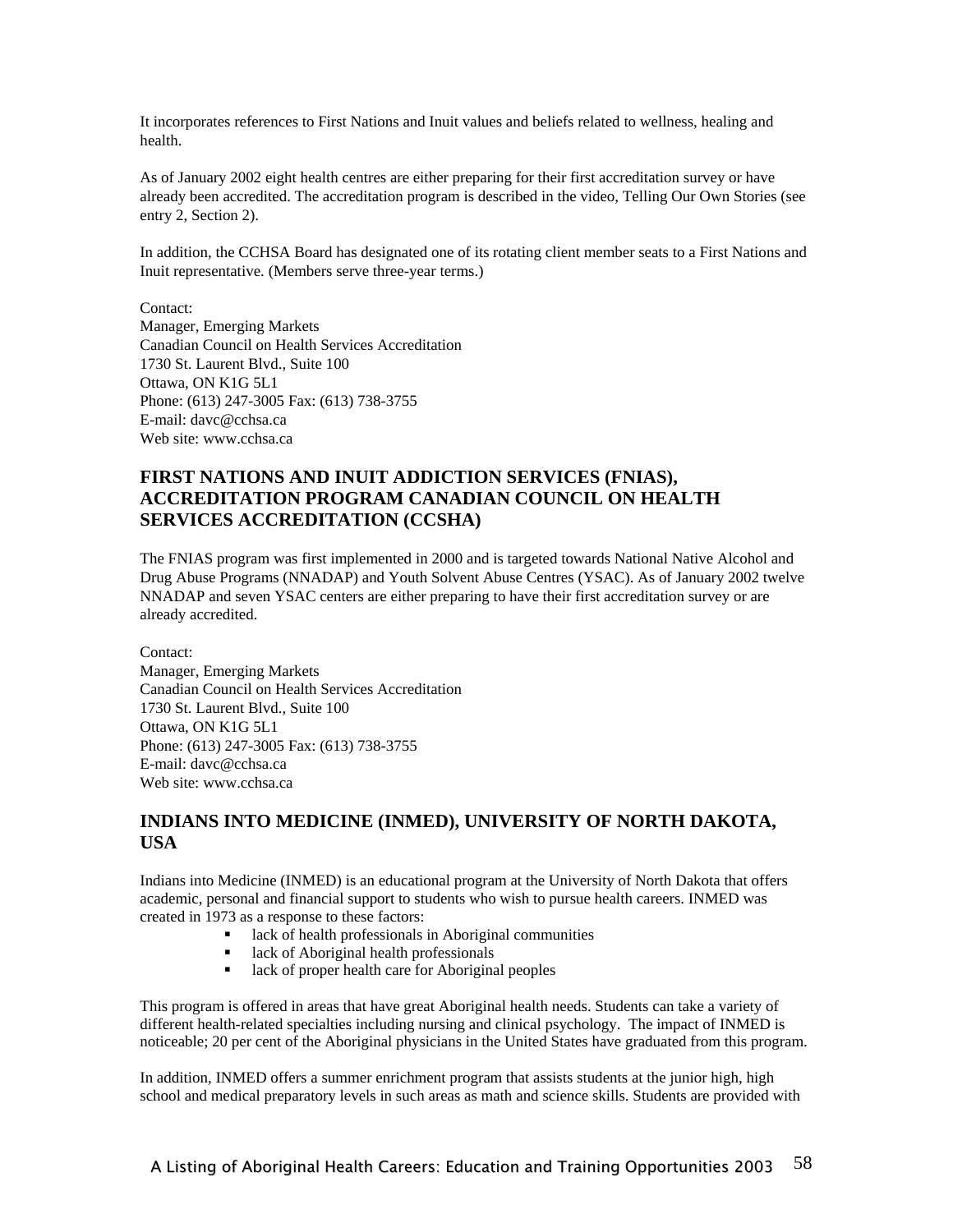It incorporates references to First Nations and Inuit values and beliefs related to wellness, healing and health.

As of January 2002 eight health centres are either preparing for their first accreditation survey or have already been accredited. The accreditation program is described in the video, Telling Our Own Stories (see entry 2, Section 2).

In addition, the CCHSA Board has designated one of its rotating client member seats to a First Nations and Inuit representative. (Members serve three-year terms.)

Contact:
Manager, Emerging Markets
Canadian Council on Health Services Accreditation
1730 St. Laurent Blvd., Suite 100
Ottawa, ON K1G 5L1
Phone: (613) 247-3005 Fax: (613) 738-3755
E-mail: davc@cchsa.ca
Web site: www.cchsa.ca

## FIRST NATIONS AND INUIT ADDICTION SERVICES (FNIAS), ACCREDITATION PROGRAM CANADIAN COUNCIL ON HEALTH SERVICES ACCREDITATION (CCSHA)

The FNIAS program was first implemented in 2000 and is targeted towards National Native Alcohol and Drug Abuse Programs (NNADAP) and Youth Solvent Abuse Centres (YSAC). As of January 2002 twelve NNADAP and seven YSAC centers are either preparing to have their first accreditation survey or are already accredited.

Contact:
Manager, Emerging Markets
Canadian Council on Health Services Accreditation
1730 St. Laurent Blvd., Suite 100
Ottawa, ON K1G 5L1
Phone: (613) 247-3005 Fax: (613) 738-3755
E-mail: davc@cchsa.ca
Web site: www.cchsa.ca

## INDIANS INTO MEDICINE (INMED), UNIVERSITY OF NORTH DAKOTA, USA

Indians into Medicine (INMED) is an educational program at the University of North Dakota that offers academic, personal and financial support to students who wish to pursue health careers. INMED was created in 1973 as a response to these factors:

- lack of health professionals in Aboriginal communities
- lack of Aboriginal health professionals
- lack of proper health care for Aboriginal peoples

This program is offered in areas that have great Aboriginal health needs. Students can take a variety of different health-related specialties including nursing and clinical psychology. The impact of INMED is noticeable; 20 per cent of the Aboriginal physicians in the United States have graduated from this program.

In addition, INMED offers a summer enrichment program that assists students at the junior high, high school and medical preparatory levels in such areas as math and science skills. Students are provided with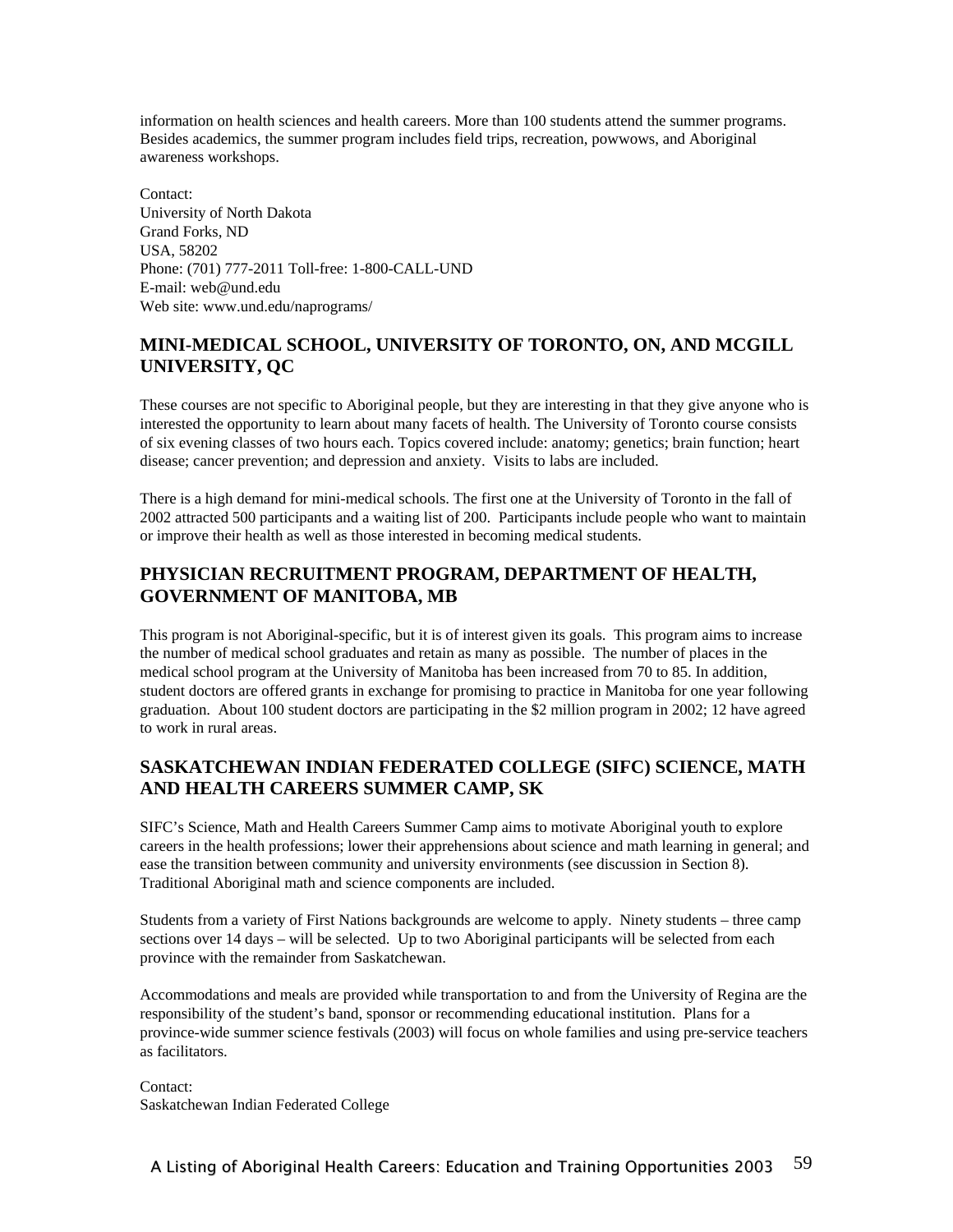information on health sciences and health careers. More than 100 students attend the summer programs. Besides academics, the summer program includes field trips, recreation, powwows, and Aboriginal awareness workshops.

Contact:  
University of North Dakota  
Grand Forks, ND  
USA, 58202  
Phone: (701) 777-2011 Toll-free: 1-800-CALL-UND  
E-mail: web@und.edu  
Web site: www.und.edu/naprograms/

## MINI-MEDICAL SCHOOL, UNIVERSITY OF TORONTO, ON, AND MCGILL UNIVERSITY, QC

These courses are not specific to Aboriginal people, but they are interesting in that they give anyone who is interested the opportunity to learn about many facets of health. The University of Toronto course consists of six evening classes of two hours each. Topics covered include: anatomy; genetics; brain function; heart disease; cancer prevention; and depression and anxiety. Visits to labs are included.

There is a high demand for mini-medical schools. The first one at the University of Toronto in the fall of 2002 attracted 500 participants and a waiting list of 200. Participants include people who want to maintain or improve their health as well as those interested in becoming medical students.

## PHYSICIAN RECRUITMENT PROGRAM, DEPARTMENT OF HEALTH, GOVERNMENT OF MANITOBA, MB

This program is not Aboriginal-specific, but it is of interest given its goals. This program aims to increase the number of medical school graduates and retain as many as possible. The number of places in the medical school program at the University of Manitoba has been increased from 70 to 85. In addition, student doctors are offered grants in exchange for promising to practice in Manitoba for one year following graduation. About 100 student doctors are participating in the $2 million program in 2002; 12 have agreed to work in rural areas.

## SASKATCHEWAN INDIAN FEDERATED COLLEGE (SIFC) SCIENCE, MATH AND HEALTH CAREERS SUMMER CAMP, SK

SIFC's Science, Math and Health Careers Summer Camp aims to motivate Aboriginal youth to explore careers in the health professions; lower their apprehensions about science and math learning in general; and ease the transition between community and university environments (see discussion in Section 8). Traditional Aboriginal math and science components are included.

Students from a variety of First Nations backgrounds are welcome to apply. Ninety students – three camp sections over 14 days – will be selected. Up to two Aboriginal participants will be selected from each province with the remainder from Saskatchewan.

Accommodations and meals are provided while transportation to and from the University of Regina are the responsibility of the student's band, sponsor or recommending educational institution. Plans for a province-wide summer science festivals (2003) will focus on whole families and using pre-service teachers as facilitators.

Contact:  
Saskatchewan Indian Federated College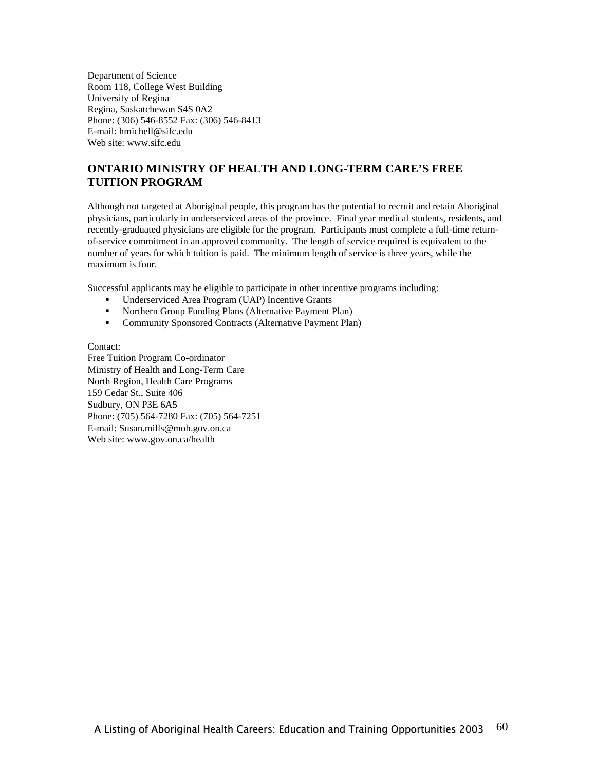Department of Science
Room 118, College West Building
University of Regina
Regina, Saskatchewan S4S 0A2
Phone: (306) 546-8552 Fax: (306) 546-8413
E-mail: hmichell@sifc.edu
Web site: www.sifc.edu

## ONTARIO MINISTRY OF HEALTH AND LONG-TERM CARE'S FREE TUITION PROGRAM

Although not targeted at Aboriginal people, this program has the potential to recruit and retain Aboriginal physicians, particularly in underserviced areas of the province. Final year medical students, residents, and recently-graduated physicians are eligible for the program. Participants must complete a full-time return-of-service commitment in an approved community. The length of service required is equivalent to the number of years for which tuition is paid. The minimum length of service is three years, while the maximum is four.

Successful applicants may be eligible to participate in other incentive programs including:

- Underserviced Area Program (UAP) Incentive Grants
- Northern Group Funding Plans (Alternative Payment Plan)
- Community Sponsored Contracts (Alternative Payment Plan)

Contact:
Free Tuition Program Co-ordinator
Ministry of Health and Long-Term Care
North Region, Health Care Programs
159 Cedar St., Suite 406
Sudbury, ON P3E 6A5
Phone: (705) 564-7280 Fax: (705) 564-7251
E-mail: Susan.mills@moh.gov.on.ca
Web site: www.gov.on.ca/health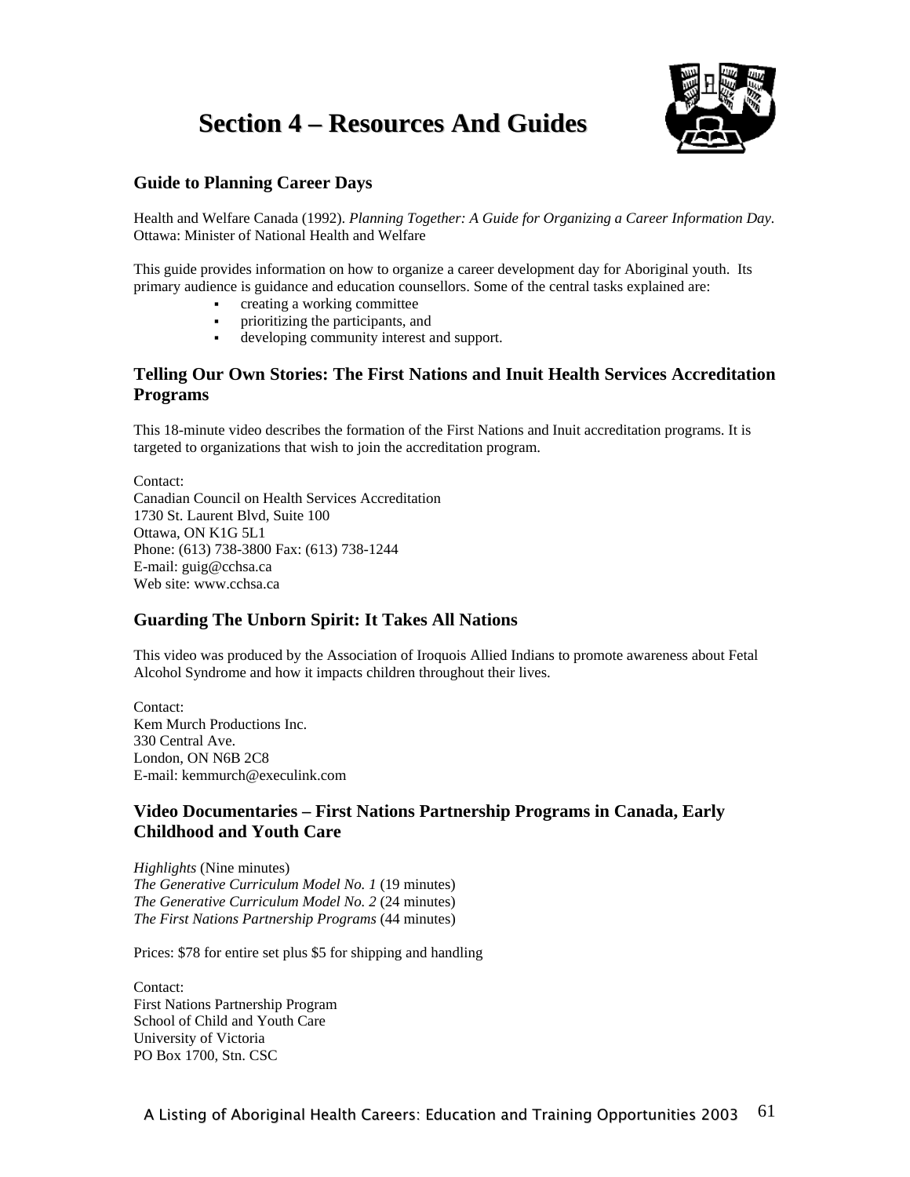# Section 4 – Resources And Guides

## Guide to Planning Career Days

Health and Welfare Canada (1992). *Planning Together: A Guide for Organizing a Career Information Day*. Ottawa: Minister of National Health and Welfare

This guide provides information on how to organize a career development day for Aboriginal youth. Its primary audience is guidance and education counsellors. Some of the central tasks explained are:

- creating a working committee
- prioritizing the participants, and
- developing community interest and support.

## Telling Our Own Stories: The First Nations and Inuit Health Services Accreditation Programs

This 18-minute video describes the formation of the First Nations and Inuit accreditation programs. It is targeted to organizations that wish to join the accreditation program.

Contact:
Canadian Council on Health Services Accreditation
1730 St. Laurent Blvd, Suite 100
Ottawa, ON K1G 5L1
Phone: (613) 738-3800 Fax: (613) 738-1244
E-mail: guig@cchsa.ca
Web site: www.cchsa.ca

## Guarding The Unborn Spirit: It Takes All Nations

This video was produced by the Association of Iroquois Allied Indians to promote awareness about Fetal Alcohol Syndrome and how it impacts children throughout their lives.

Contact:
Kem Murch Productions Inc.
330 Central Ave.
London, ON N6B 2C8
E-mail: kemmurch@execulink.com

## Video Documentaries – First Nations Partnership Programs in Canada, Early Childhood and Youth Care

*Highlights* (Nine minutes)
*The Generative Curriculum Model No. 1* (19 minutes)
*The Generative Curriculum Model No. 2* (24 minutes)
*The First Nations Partnership Programs* (44 minutes)

Prices: $78 for entire set plus $5 for shipping and handling

Contact:
First Nations Partnership Program
School of Child and Youth Care
University of Victoria
PO Box 1700, Stn. CSC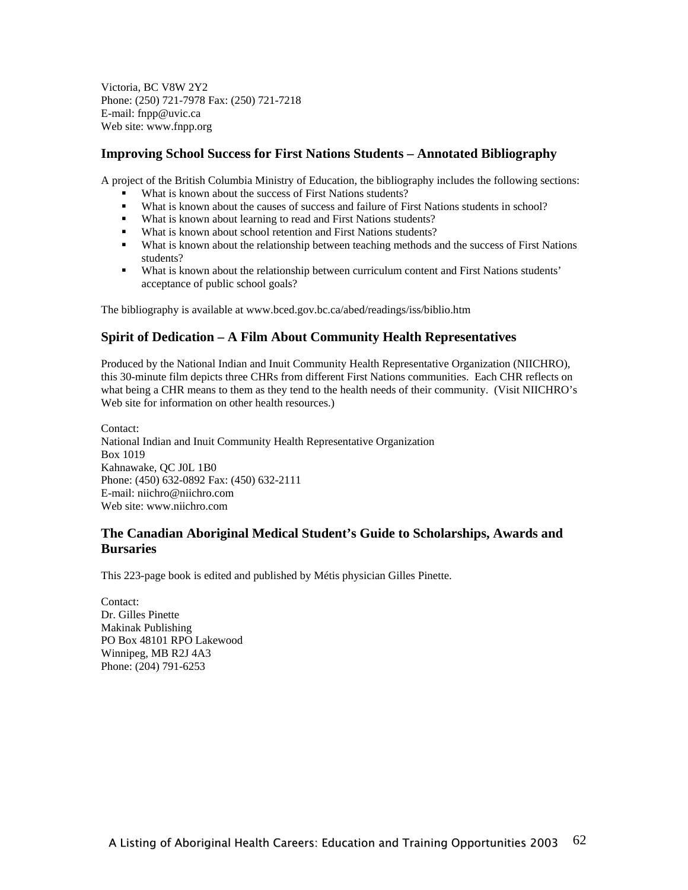Victoria, BC V8W 2Y2
Phone: (250) 721-7978 Fax: (250) 721-7218
E-mail: fnpp@uvic.ca
Web site: www.fnpp.org

### Improving School Success for First Nations Students – Annotated Bibliography

A project of the British Columbia Ministry of Education, the bibliography includes the following sections:

- What is known about the success of First Nations students?
- What is known about the causes of success and failure of First Nations students in school?
- What is known about learning to read and First Nations students?
- What is known about school retention and First Nations students?
- What is known about the relationship between teaching methods and the success of First Nations students?
- What is known about the relationship between curriculum content and First Nations students' acceptance of public school goals?

The bibliography is available at www.bced.gov.bc.ca/abed/readings/iss/biblio.htm

### Spirit of Dedication – A Film About Community Health Representatives

Produced by the National Indian and Inuit Community Health Representative Organization (NIICHRO), this 30-minute film depicts three CHRs from different First Nations communities. Each CHR reflects on what being a CHR means to them as they tend to the health needs of their community. (Visit NIICHRO's Web site for information on other health resources.)

Contact:
National Indian and Inuit Community Health Representative Organization
Box 1019
Kahnawake, QC J0L 1B0
Phone: (450) 632-0892 Fax: (450) 632-2111
E-mail: niichro@niichro.com
Web site: www.niichro.com

### The Canadian Aboriginal Medical Student's Guide to Scholarships, Awards and Bursaries

This 223-page book is edited and published by Métis physician Gilles Pinette.

Contact:
Dr. Gilles Pinette
Makinak Publishing
PO Box 48101 RPO Lakewood
Winnipeg, MB R2J 4A3
Phone: (204) 791-6253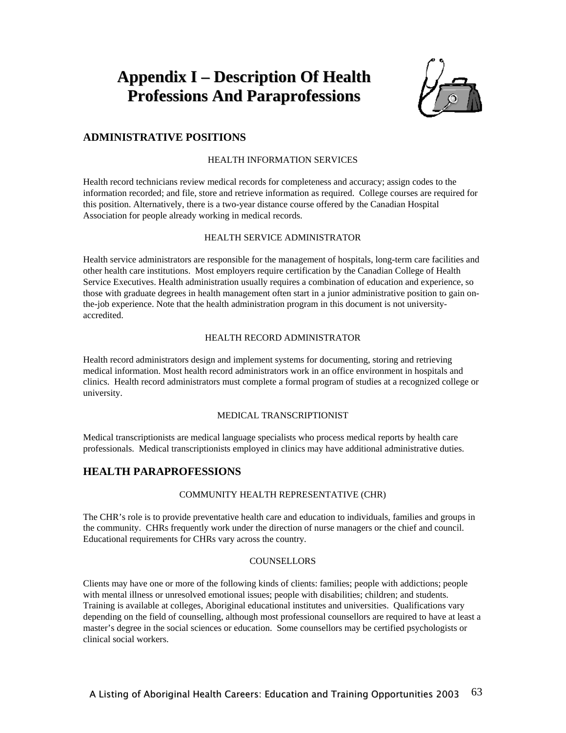# Appendix I – Description Of Health Professions And Paraprofessions

## ADMINISTRATIVE POSITIONS

### HEALTH INFORMATION SERVICES

Health record technicians review medical records for completeness and accuracy; assign codes to the information recorded; and file, store and retrieve information as required. College courses are required for this position. Alternatively, there is a two-year distance course offered by the Canadian Hospital Association for people already working in medical records.

### HEALTH SERVICE ADMINISTRATOR

Health service administrators are responsible for the management of hospitals, long-term care facilities and other health care institutions. Most employers require certification by the Canadian College of Health Service Executives. Health administration usually requires a combination of education and experience, so those with graduate degrees in health management often start in a junior administrative position to gain on-the-job experience. Note that the health administration program in this document is not university-accredited.

### HEALTH RECORD ADMINISTRATOR

Health record administrators design and implement systems for documenting, storing and retrieving medical information. Most health record administrators work in an office environment in hospitals and clinics. Health record administrators must complete a formal program of studies at a recognized college or university.

### MEDICAL TRANSCRIPTIONIST

Medical transcriptionists are medical language specialists who process medical reports by health care professionals. Medical transcriptionists employed in clinics may have additional administrative duties.

## HEALTH PARAPROFESSIONS

### COMMUNITY HEALTH REPRESENTATIVE (CHR)

The CHR's role is to provide preventative health care and education to individuals, families and groups in the community. CHRs frequently work under the direction of nurse managers or the chief and council. Educational requirements for CHRs vary across the country.

### COUNSELLORS

Clients may have one or more of the following kinds of clients: families; people with addictions; people with mental illness or unresolved emotional issues; people with disabilities; children; and students. Training is available at colleges, Aboriginal educational institutes and universities. Qualifications vary depending on the field of counselling, although most professional counsellors are required to have at least a master's degree in the social sciences or education. Some counsellors may be certified psychologists or clinical social workers.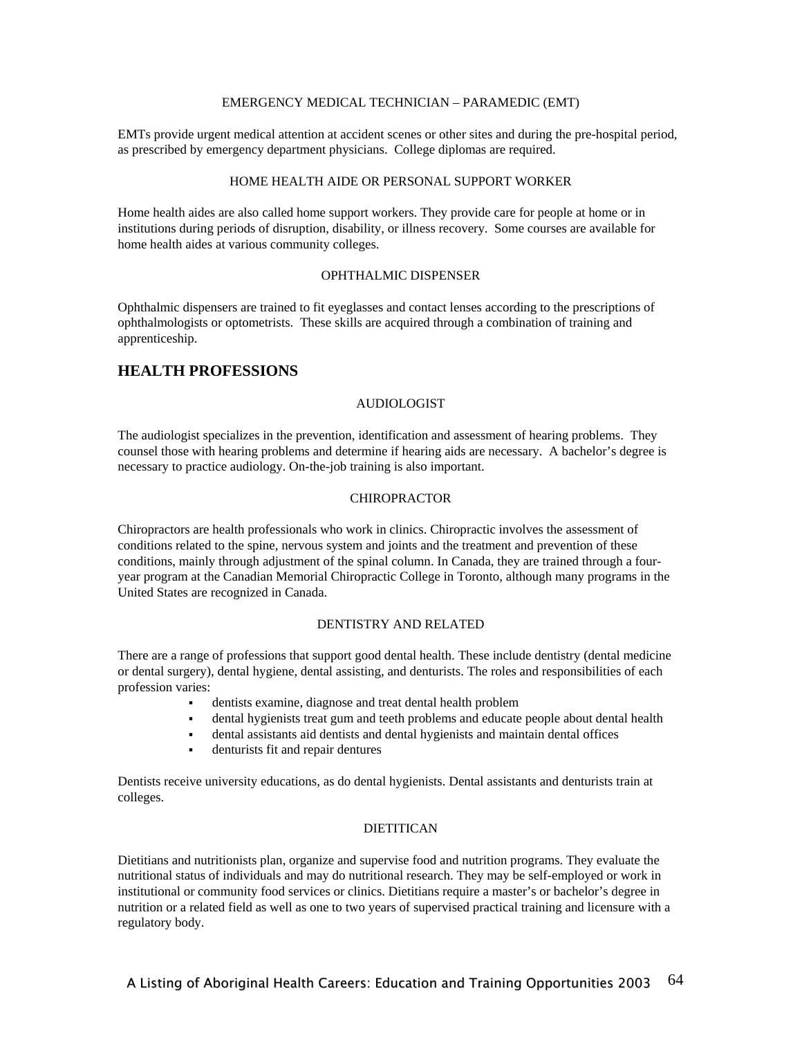### EMERGENCY MEDICAL TECHNICIAN – PARAMEDIC (EMT)

EMTs provide urgent medical attention at accident scenes or other sites and during the pre-hospital period, as prescribed by emergency department physicians. College diplomas are required.

### HOME HEALTH AIDE OR PERSONAL SUPPORT WORKER

Home health aides are also called home support workers. They provide care for people at home or in institutions during periods of disruption, disability, or illness recovery. Some courses are available for home health aides at various community colleges.

### OPHTHALMIC DISPENSER

Ophthalmic dispensers are trained to fit eyeglasses and contact lenses according to the prescriptions of ophthalmologists or optometrists. These skills are acquired through a combination of training and apprenticeship.

## HEALTH PROFESSIONS

### AUDIOLOGIST

The audiologist specializes in the prevention, identification and assessment of hearing problems. They counsel those with hearing problems and determine if hearing aids are necessary. A bachelor's degree is necessary to practice audiology. On-the-job training is also important.

### CHIROPRACTOR

Chiropractors are health professionals who work in clinics. Chiropractic involves the assessment of conditions related to the spine, nervous system and joints and the treatment and prevention of these conditions, mainly through adjustment of the spinal column. In Canada, they are trained through a four-year program at the Canadian Memorial Chiropractic College in Toronto, although many programs in the United States are recognized in Canada.

### DENTISTRY AND RELATED

There are a range of professions that support good dental health. These include dentistry (dental medicine or dental surgery), dental hygiene, dental assisting, and denturists. The roles and responsibilities of each profession varies:

- dentists examine, diagnose and treat dental health problem
- dental hygienists treat gum and teeth problems and educate people about dental health
- dental assistants aid dentists and dental hygienists and maintain dental offices
- denturists fit and repair dentures

Dentists receive university educations, as do dental hygienists. Dental assistants and denturists train at colleges.

### DIETITICAN

Dietitians and nutritionists plan, organize and supervise food and nutrition programs. They evaluate the nutritional status of individuals and may do nutritional research. They may be self-employed or work in institutional or community food services or clinics. Dietitians require a master's or bachelor's degree in nutrition or a related field as well as one to two years of supervised practical training and licensure with a regulatory body.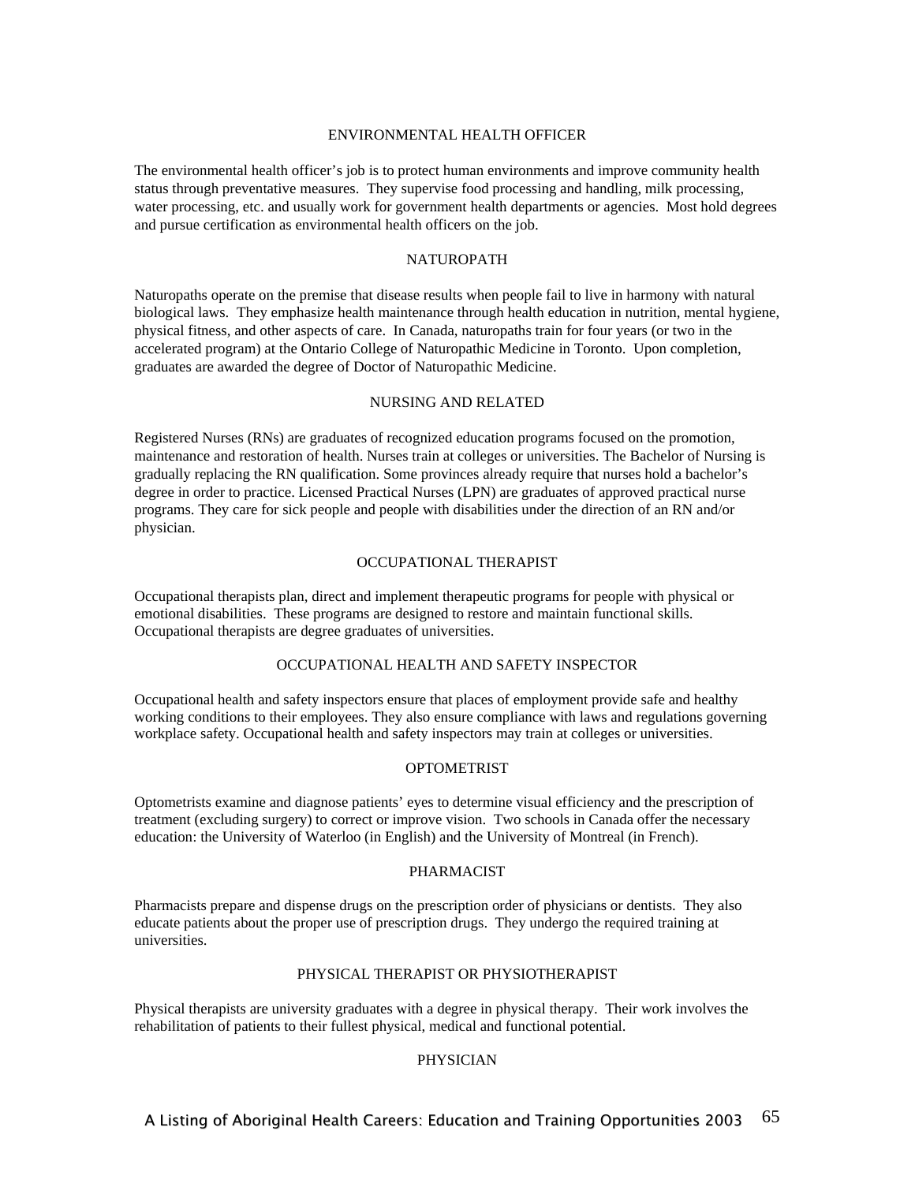## ENVIRONMENTAL HEALTH OFFICER

The environmental health officer's job is to protect human environments and improve community health status through preventative measures. They supervise food processing and handling, milk processing, water processing, etc. and usually work for government health departments or agencies. Most hold degrees and pursue certification as environmental health officers on the job.

## NATUROPATH

Naturopaths operate on the premise that disease results when people fail to live in harmony with natural biological laws. They emphasize health maintenance through health education in nutrition, mental hygiene, physical fitness, and other aspects of care. In Canada, naturopaths train for four years (or two in the accelerated program) at the Ontario College of Naturopathic Medicine in Toronto. Upon completion, graduates are awarded the degree of Doctor of Naturopathic Medicine.

## NURSING AND RELATED

Registered Nurses (RNs) are graduates of recognized education programs focused on the promotion, maintenance and restoration of health. Nurses train at colleges or universities. The Bachelor of Nursing is gradually replacing the RN qualification. Some provinces already require that nurses hold a bachelor's degree in order to practice. Licensed Practical Nurses (LPN) are graduates of approved practical nurse programs. They care for sick people and people with disabilities under the direction of an RN and/or physician.

## OCCUPATIONAL THERAPIST

Occupational therapists plan, direct and implement therapeutic programs for people with physical or emotional disabilities. These programs are designed to restore and maintain functional skills. Occupational therapists are degree graduates of universities.

## OCCUPATIONAL HEALTH AND SAFETY INSPECTOR

Occupational health and safety inspectors ensure that places of employment provide safe and healthy working conditions to their employees. They also ensure compliance with laws and regulations governing workplace safety. Occupational health and safety inspectors may train at colleges or universities.

## OPTOMETRIST

Optometrists examine and diagnose patients' eyes to determine visual efficiency and the prescription of treatment (excluding surgery) to correct or improve vision. Two schools in Canada offer the necessary education: the University of Waterloo (in English) and the University of Montreal (in French).

## PHARMACIST

Pharmacists prepare and dispense drugs on the prescription order of physicians or dentists. They also educate patients about the proper use of prescription drugs. They undergo the required training at universities.

## PHYSICAL THERAPIST OR PHYSIOTHERAPIST

Physical therapists are university graduates with a degree in physical therapy. Their work involves the rehabilitation of patients to their fullest physical, medical and functional potential.

## PHYSICIAN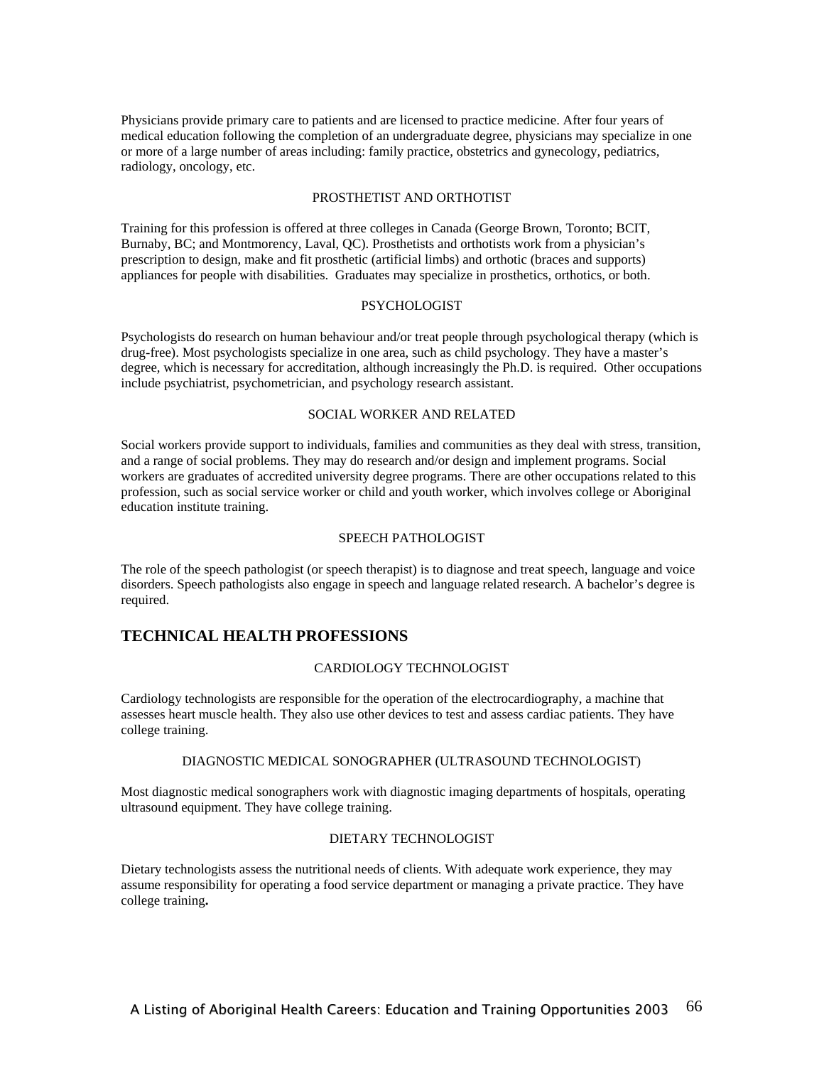Physicians provide primary care to patients and are licensed to practice medicine. After four years of medical education following the completion of an undergraduate degree, physicians may specialize in one or more of a large number of areas including: family practice, obstetrics and gynecology, pediatrics, radiology, oncology, etc.

### PROSTHETIST AND ORTHOTIST

Training for this profession is offered at three colleges in Canada (George Brown, Toronto; BCIT, Burnaby, BC; and Montmorency, Laval, QC). Prosthetists and orthotists work from a physician's prescription to design, make and fit prosthetic (artificial limbs) and orthotic (braces and supports) appliances for people with disabilities. Graduates may specialize in prosthetics, orthotics, or both.

### PSYCHOLOGIST

Psychologists do research on human behaviour and/or treat people through psychological therapy (which is drug-free). Most psychologists specialize in one area, such as child psychology. They have a master's degree, which is necessary for accreditation, although increasingly the Ph.D. is required. Other occupations include psychiatrist, psychometrician, and psychology research assistant.

### SOCIAL WORKER AND RELATED

Social workers provide support to individuals, families and communities as they deal with stress, transition, and a range of social problems. They may do research and/or design and implement programs. Social workers are graduates of accredited university degree programs. There are other occupations related to this profession, such as social service worker or child and youth worker, which involves college or Aboriginal education institute training.

### SPEECH PATHOLOGIST

The role of the speech pathologist (or speech therapist) is to diagnose and treat speech, language and voice disorders. Speech pathologists also engage in speech and language related research. A bachelor's degree is required.

## TECHNICAL HEALTH PROFESSIONS

### CARDIOLOGY TECHNOLOGIST

Cardiology technologists are responsible for the operation of the electrocardiography, a machine that assesses heart muscle health. They also use other devices to test and assess cardiac patients. They have college training.

### DIAGNOSTIC MEDICAL SONOGRAPHER (ULTRASOUND TECHNOLOGIST)

Most diagnostic medical sonographers work with diagnostic imaging departments of hospitals, operating ultrasound equipment. They have college training.

### DIETARY TECHNOLOGIST

Dietary technologists assess the nutritional needs of clients. With adequate work experience, they may assume responsibility for operating a food service department or managing a private practice. They have college training.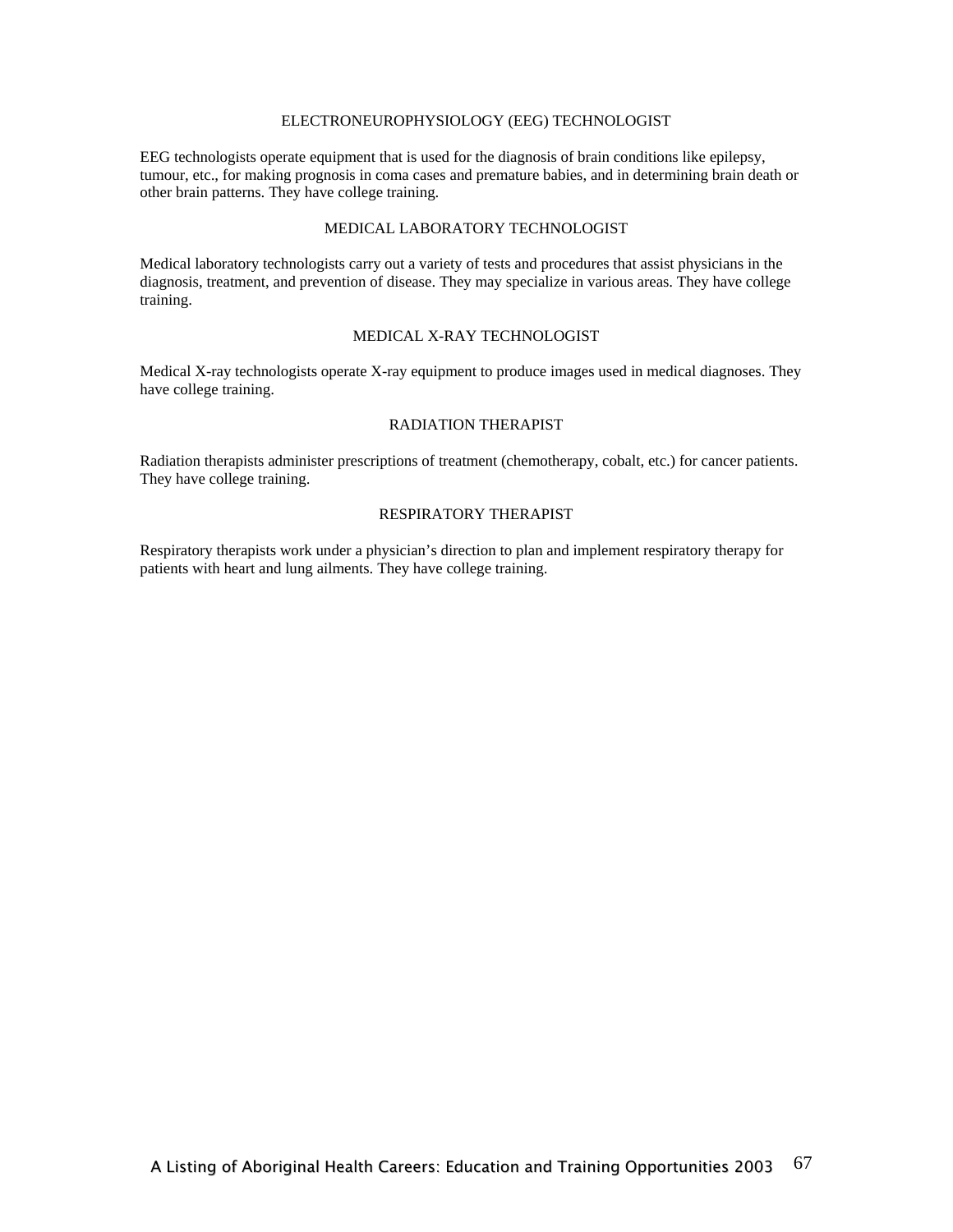## ELECTRONEUROPHYSIOLOGY (EEG) TECHNOLOGIST

EEG technologists operate equipment that is used for the diagnosis of brain conditions like epilepsy, tumour, etc., for making prognosis in coma cases and premature babies, and in determining brain death or other brain patterns. They have college training.

## MEDICAL LABORATORY TECHNOLOGIST

Medical laboratory technologists carry out a variety of tests and procedures that assist physicians in the diagnosis, treatment, and prevention of disease. They may specialize in various areas. They have college training.

## MEDICAL X-RAY TECHNOLOGIST

Medical X-ray technologists operate X-ray equipment to produce images used in medical diagnoses. They have college training.

## RADIATION THERAPIST

Radiation therapists administer prescriptions of treatment (chemotherapy, cobalt, etc.) for cancer patients. They have college training.

## RESPIRATORY THERAPIST

Respiratory therapists work under a physician's direction to plan and implement respiratory therapy for patients with heart and lung ailments. They have college training.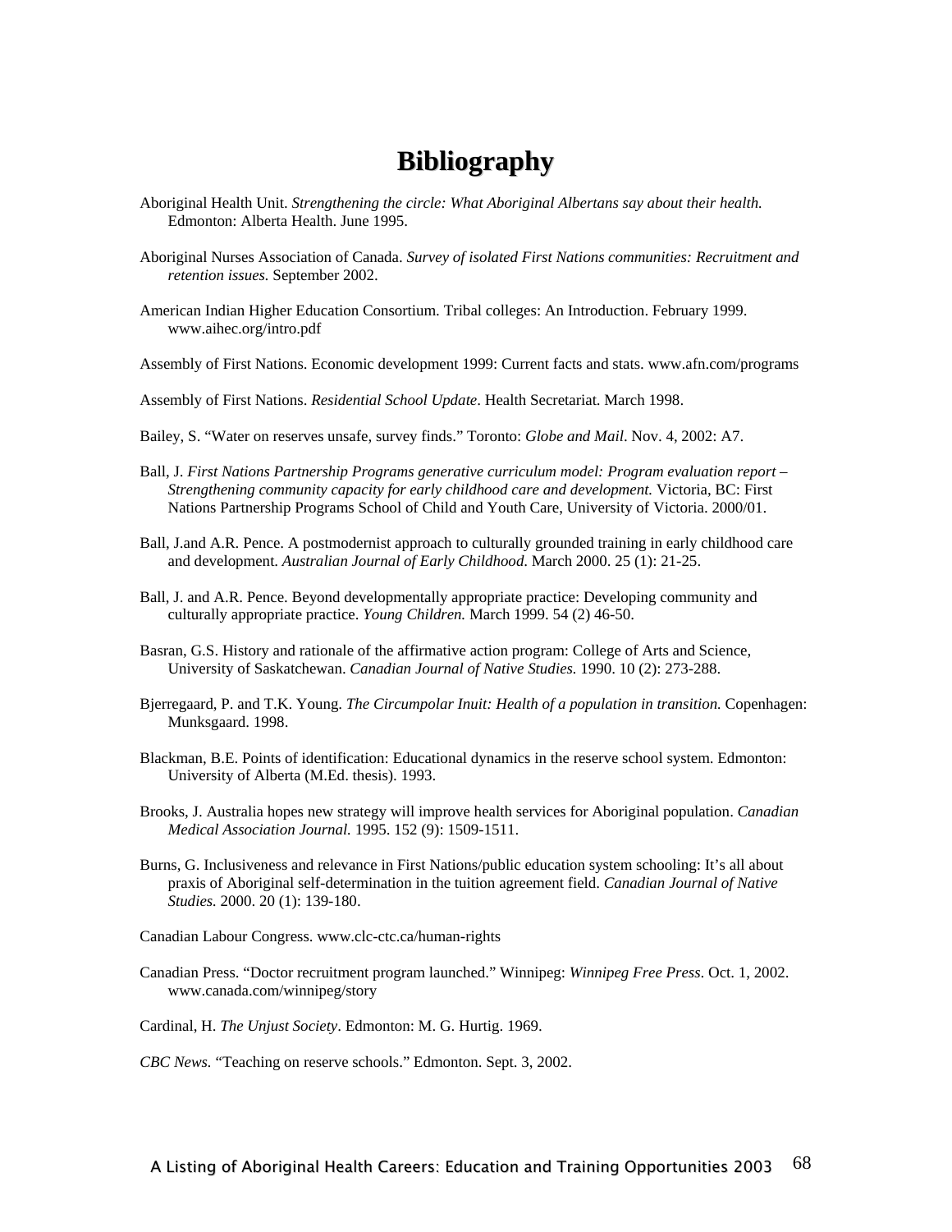# Bibliography

Aboriginal Health Unit. *Strengthening the circle: What Aboriginal Albertans say about their health.* Edmonton: Alberta Health. June 1995.

Aboriginal Nurses Association of Canada. *Survey of isolated First Nations communities: Recruitment and retention issues.* September 2002.

American Indian Higher Education Consortium. Tribal colleges: An Introduction. February 1999. www.aihec.org/intro.pdf

Assembly of First Nations. Economic development 1999: Current facts and stats. www.afn.com/programs

Assembly of First Nations. *Residential School Update*. Health Secretariat. March 1998.

Bailey, S. "Water on reserves unsafe, survey finds." Toronto: *Globe and Mail*. Nov. 4, 2002: A7.

Ball, J. *First Nations Partnership Programs generative curriculum model: Program evaluation report – Strengthening community capacity for early childhood care and development.* Victoria, BC: First Nations Partnership Programs School of Child and Youth Care, University of Victoria. 2000/01.

Ball, J.and A.R. Pence. A postmodernist approach to culturally grounded training in early childhood care and development. *Australian Journal of Early Childhood*. March 2000. 25 (1): 21-25.

Ball, J. and A.R. Pence. Beyond developmentally appropriate practice: Developing community and culturally appropriate practice. *Young Children.* March 1999. 54 (2) 46-50.

Basran, G.S. History and rationale of the affirmative action program: College of Arts and Science, University of Saskatchewan. *Canadian Journal of Native Studies.* 1990. 10 (2): 273-288.

Bjerregaard, P. and T.K. Young. *The Circumpolar Inuit: Health of a population in transition.* Copenhagen: Munksgaard. 1998.

Blackman, B.E. Points of identification: Educational dynamics in the reserve school system. Edmonton: University of Alberta (M.Ed. thesis). 1993.

Brooks, J. Australia hopes new strategy will improve health services for Aboriginal population. *Canadian Medical Association Journal.* 1995. 152 (9): 1509-1511.

Burns, G. Inclusiveness and relevance in First Nations/public education system schooling: It's all about praxis of Aboriginal self-determination in the tuition agreement field. *Canadian Journal of Native Studies.* 2000. 20 (1): 139-180.

Canadian Labour Congress. www.clc-ctc.ca/human-rights

Canadian Press. "Doctor recruitment program launched." Winnipeg: *Winnipeg Free Press*. Oct. 1, 2002. www.canada.com/winnipeg/story

Cardinal, H. *The Unjust Society*. Edmonton: M. G. Hurtig. 1969.

*CBC News.* "Teaching on reserve schools." Edmonton. Sept. 3, 2002.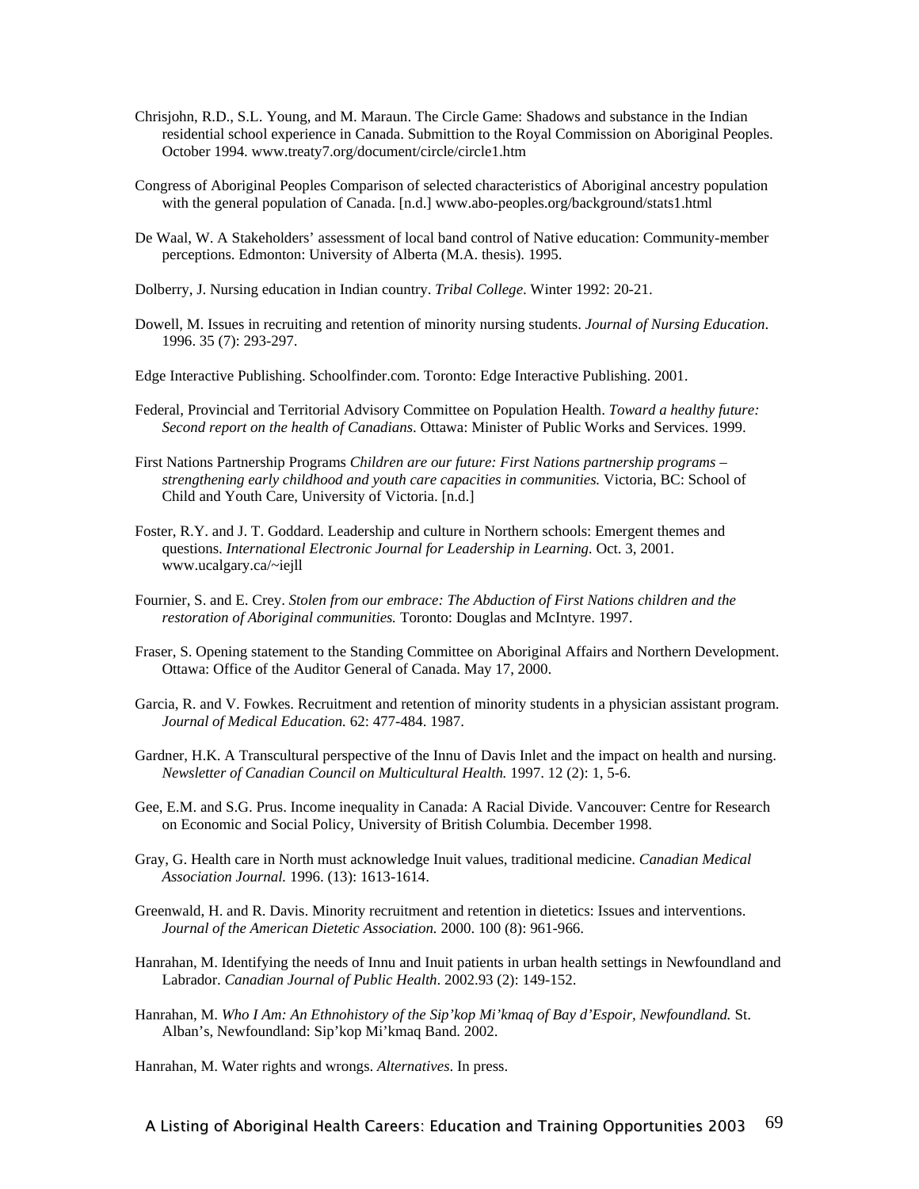Chrisjohn, R.D., S.L. Young, and M. Maraun. The Circle Game: Shadows and substance in the Indian residential school experience in Canada. Submittion to the Royal Commission on Aboriginal Peoples. October 1994. www.treaty7.org/document/circle/circle1.htm

Congress of Aboriginal Peoples Comparison of selected characteristics of Aboriginal ancestry population with the general population of Canada. [n.d.] www.abo-peoples.org/background/stats1.html

De Waal, W. A Stakeholders' assessment of local band control of Native education: Community-member perceptions. Edmonton: University of Alberta (M.A. thesis). 1995.

Dolberry, J. Nursing education in Indian country. *Tribal College*. Winter 1992: 20-21.

Dowell, M. Issues in recruiting and retention of minority nursing students. *Journal of Nursing Education*. 1996. 35 (7): 293-297.

Edge Interactive Publishing. Schoolfinder.com. Toronto: Edge Interactive Publishing. 2001.

Federal, Provincial and Territorial Advisory Committee on Population Health. *Toward a healthy future: Second report on the health of Canadians*. Ottawa: Minister of Public Works and Services. 1999.

First Nations Partnership Programs *Children are our future: First Nations partnership programs – strengthening early childhood and youth care capacities in communities.* Victoria, BC: School of Child and Youth Care, University of Victoria. [n.d.]

Foster, R.Y. and J. T. Goddard. Leadership and culture in Northern schools: Emergent themes and questions. *International Electronic Journal for Leadership in Learning.* Oct. 3, 2001. www.ucalgary.ca/~iejll

Fournier, S. and E. Crey. *Stolen from our embrace: The Abduction of First Nations children and the restoration of Aboriginal communities.* Toronto: Douglas and McIntyre. 1997.

Fraser, S. Opening statement to the Standing Committee on Aboriginal Affairs and Northern Development. Ottawa: Office of the Auditor General of Canada. May 17, 2000.

Garcia, R. and V. Fowkes. Recruitment and retention of minority students in a physician assistant program. *Journal of Medical Education.* 62: 477-484. 1987.

Gardner, H.K. A Transcultural perspective of the Innu of Davis Inlet and the impact on health and nursing. *Newsletter of Canadian Council on Multicultural Health.* 1997. 12 (2): 1, 5-6.

Gee, E.M. and S.G. Prus. Income inequality in Canada: A Racial Divide. Vancouver: Centre for Research on Economic and Social Policy, University of British Columbia. December 1998.

Gray, G. Health care in North must acknowledge Inuit values, traditional medicine. *Canadian Medical Association Journal.* 1996. (13): 1613-1614.

Greenwald, H. and R. Davis. Minority recruitment and retention in dietetics: Issues and interventions. *Journal of the American Dietetic Association.* 2000. 100 (8): 961-966.

Hanrahan, M. Identifying the needs of Innu and Inuit patients in urban health settings in Newfoundland and Labrador. *Canadian Journal of Public Health*. 2002.93 (2): 149-152.

Hanrahan, M. *Who I Am: An Ethnohistory of the Sip'kop Mi'kmaq of Bay d'Espoir, Newfoundland.* St. Alban's, Newfoundland: Sip'kop Mi'kmaq Band. 2002.

Hanrahan, M. Water rights and wrongs. *Alternatives*. In press.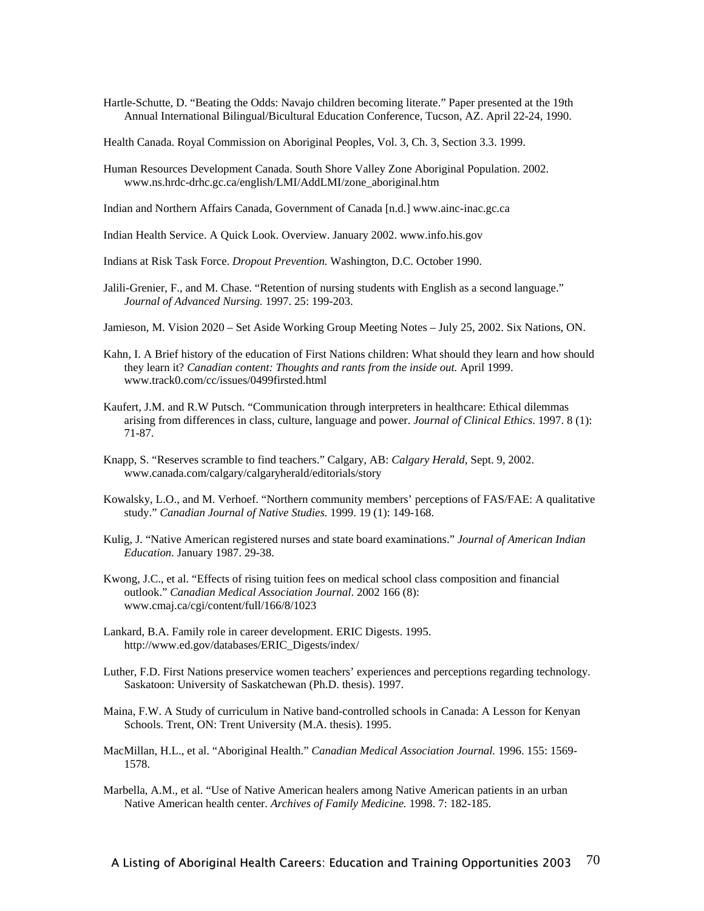Hartle-Schutte, D. "Beating the Odds: Navajo children becoming literate." Paper presented at the 19th Annual International Bilingual/Bicultural Education Conference, Tucson, AZ. April 22-24, 1990.

Health Canada. Royal Commission on Aboriginal Peoples, Vol. 3, Ch. 3, Section 3.3. 1999.

Human Resources Development Canada. South Shore Valley Zone Aboriginal Population. 2002. www.ns.hrdc-drhc.gc.ca/english/LMI/AddLMI/zone_aboriginal.htm

Indian and Northern Affairs Canada, Government of Canada [n.d.] www.ainc-inac.gc.ca

Indian Health Service. A Quick Look. Overview. January 2002. www.info.his.gov

Indians at Risk Task Force. *Dropout Prevention.* Washington, D.C. October 1990.

Jalili-Grenier, F., and M. Chase. "Retention of nursing students with English as a second language." *Journal of Advanced Nursing.* 1997. 25: 199-203.

Jamieson, M. Vision 2020 – Set Aside Working Group Meeting Notes – July 25, 2002. Six Nations, ON.

Kahn, I. A Brief history of the education of First Nations children: What should they learn and how should they learn it? *Canadian content: Thoughts and rants from the inside out.* April 1999. www.track0.com/cc/issues/0499firsted.html

Kaufert, J.M. and R.W Putsch. "Communication through interpreters in healthcare: Ethical dilemmas arising from differences in class, culture, language and power. *Journal of Clinical Ethics*. 1997. 8 (1): 71-87.

Knapp, S. "Reserves scramble to find teachers." Calgary, AB: *Calgary Herald*, Sept. 9, 2002. www.canada.com/calgary/calgaryherald/editorials/story

Kowalsky, L.O., and M. Verhoef. "Northern community members' perceptions of FAS/FAE: A qualitative study." *Canadian Journal of Native Studies.* 1999. 19 (1): 149-168.

Kulig, J. "Native American registered nurses and state board examinations." *Journal of American Indian Education.* January 1987. 29-38.

Kwong, J.C., et al. "Effects of rising tuition fees on medical school class composition and financial outlook." *Canadian Medical Association Journal*. 2002 166 (8): www.cmaj.ca/cgi/content/full/166/8/1023

Lankard, B.A. Family role in career development. ERIC Digests. 1995. http://www.ed.gov/databases/ERIC_Digests/index/

Luther, F.D. First Nations preservice women teachers' experiences and perceptions regarding technology. Saskatoon: University of Saskatchewan (Ph.D. thesis). 1997.

Maina, F.W. A Study of curriculum in Native band-controlled schools in Canada: A Lesson for Kenyan Schools. Trent, ON: Trent University (M.A. thesis). 1995.

MacMillan, H.L., et al. "Aboriginal Health." *Canadian Medical Association Journal.* 1996. 155: 1569-1578.

Marbella, A.M., et al. "Use of Native American healers among Native American patients in an urban Native American health center. *Archives of Family Medicine.* 1998. 7: 182-185.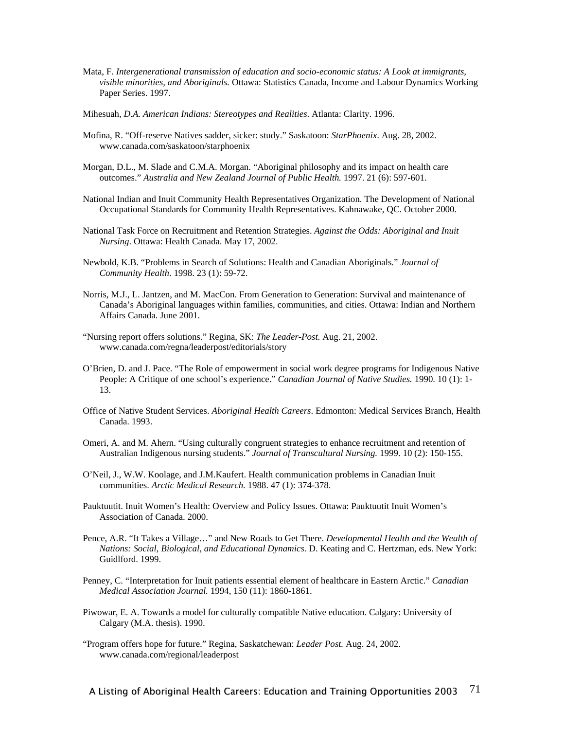Mata, F. *Intergenerational transmission of education and socio-economic status: A Look at immigrants, visible minorities, and Aboriginals.* Ottawa: Statistics Canada, Income and Labour Dynamics Working Paper Series. 1997.

Mihesuah, *D.A. American Indians: Stereotypes and Realities*. Atlanta: Clarity. 1996.

Mofina, R. "Off-reserve Natives sadder, sicker: study." Saskatoon: *StarPhoenix*. Aug. 28, 2002. www.canada.com/saskatoon/starphoenix

Morgan, D.L., M. Slade and C.M.A. Morgan. "Aboriginal philosophy and its impact on health care outcomes." *Australia and New Zealand Journal of Public Health.* 1997. 21 (6): 597-601.

National Indian and Inuit Community Health Representatives Organization. The Development of National Occupational Standards for Community Health Representatives. Kahnawake, QC. October 2000.

National Task Force on Recruitment and Retention Strategies. *Against the Odds: Aboriginal and Inuit Nursing*. Ottawa: Health Canada. May 17, 2002.

Newbold, K.B. "Problems in Search of Solutions: Health and Canadian Aboriginals." *Journal of Community Health*. 1998. 23 (1): 59-72.

Norris, M.J., L. Jantzen, and M. MacCon. From Generation to Generation: Survival and maintenance of Canada's Aboriginal languages within families, communities, and cities. Ottawa: Indian and Northern Affairs Canada. June 2001.

"Nursing report offers solutions." Regina, SK: *The Leader-Post.* Aug. 21, 2002. www.canada.com/regna/leaderpost/editorials/story

O'Brien, D. and J. Pace. "The Role of empowerment in social work degree programs for Indigenous Native People: A Critique of one school's experience." *Canadian Journal of Native Studies.* 1990. 10 (1): 1-13.

Office of Native Student Services. *Aboriginal Health Careers*. Edmonton: Medical Services Branch, Health Canada. 1993.

Omeri, A. and M. Ahern. "Using culturally congruent strategies to enhance recruitment and retention of Australian Indigenous nursing students." *Journal of Transcultural Nursing.* 1999. 10 (2): 150-155.

O'Neil, J., W.W. Koolage, and J.M.Kaufert. Health communication problems in Canadian Inuit communities. *Arctic Medical Research.* 1988. 47 (1): 374-378.

Pauktuutit. Inuit Women's Health: Overview and Policy Issues. Ottawa: Pauktuutit Inuit Women's Association of Canada. 2000.

Pence, A.R. "It Takes a Village…" and New Roads to Get There. *Developmental Health and the Wealth of Nations: Social, Biological, and Educational Dynamics.* D. Keating and C. Hertzman, eds. New York: Guidlford. 1999.

Penney, C. "Interpretation for Inuit patients essential element of healthcare in Eastern Arctic." *Canadian Medical Association Journal.* 1994, 150 (11): 1860-1861.

Piwowar, E. A. Towards a model for culturally compatible Native education. Calgary: University of Calgary (M.A. thesis). 1990.

"Program offers hope for future." Regina, Saskatchewan: *Leader Post.* Aug. 24, 2002. www.canada.com/regional/leaderpost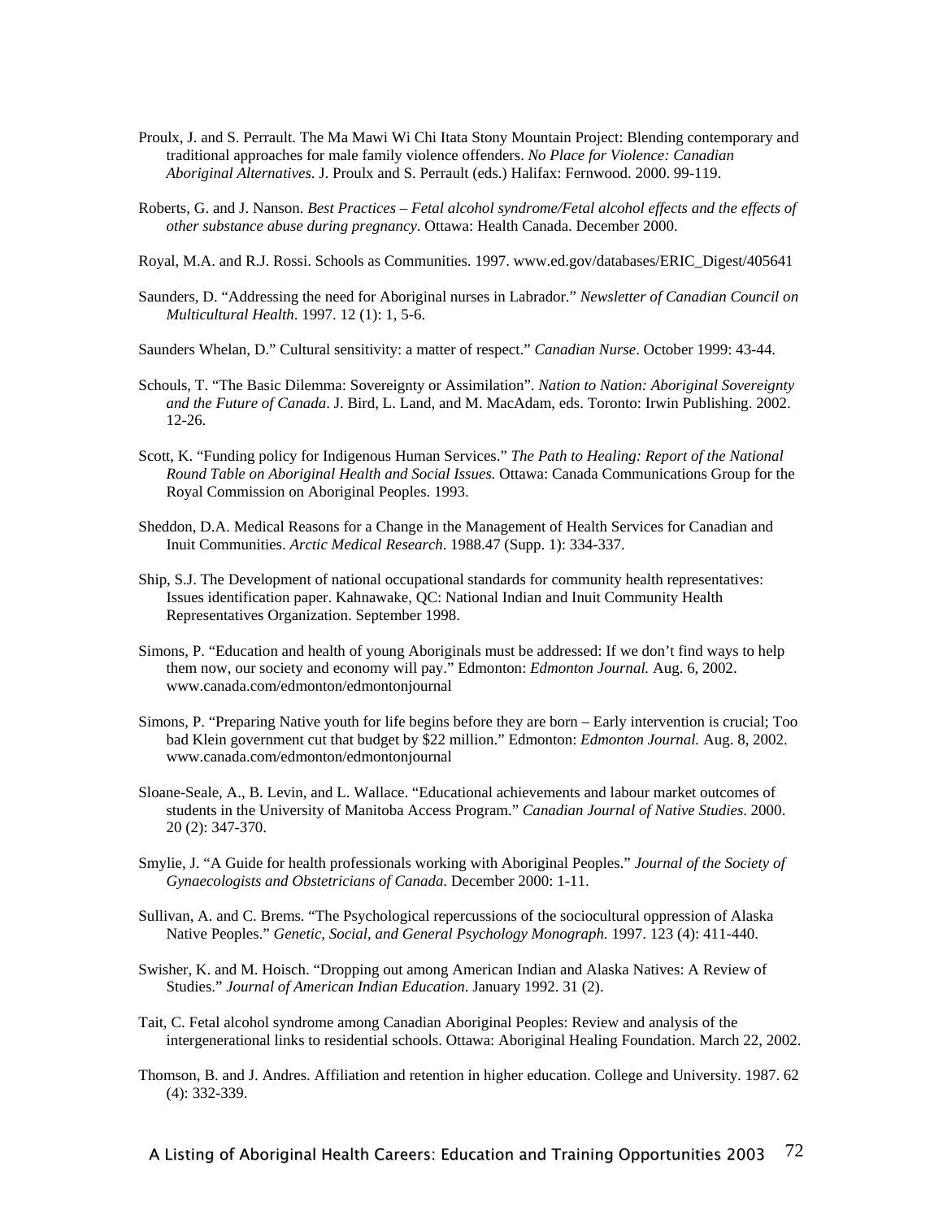Proulx, J. and S. Perrault. The Ma Mawi Wi Chi Itata Stony Mountain Project: Blending contemporary and traditional approaches for male family violence offenders. *No Place for Violence: Canadian Aboriginal Alternatives*. J. Proulx and S. Perrault (eds.) Halifax: Fernwood. 2000. 99-119.

Roberts, G. and J. Nanson. *Best Practices – Fetal alcohol syndrome/Fetal alcohol effects and the effects of other substance abuse during pregnancy*. Ottawa: Health Canada. December 2000.

Royal, M.A. and R.J. Rossi. Schools as Communities. 1997. www.ed.gov/databases/ERIC_Digest/405641

Saunders, D. "Addressing the need for Aboriginal nurses in Labrador." *Newsletter of Canadian Council on Multicultural Health*. 1997. 12 (1): 1, 5-6.

Saunders Whelan, D." Cultural sensitivity: a matter of respect." *Canadian Nurse*. October 1999: 43-44.

Schouls, T. "The Basic Dilemma: Sovereignty or Assimilation". *Nation to Nation: Aboriginal Sovereignty and the Future of Canada*. J. Bird, L. Land, and M. MacAdam, eds. Toronto: Irwin Publishing. 2002. 12-26.

Scott, K. "Funding policy for Indigenous Human Services." *The Path to Healing: Report of the National Round Table on Aboriginal Health and Social Issues.* Ottawa: Canada Communications Group for the Royal Commission on Aboriginal Peoples. 1993.

Sheddon, D.A. Medical Reasons for a Change in the Management of Health Services for Canadian and Inuit Communities. *Arctic Medical Research*. 1988.47 (Supp. 1): 334-337.

Ship, S.J. The Development of national occupational standards for community health representatives: Issues identification paper. Kahnawake, QC: National Indian and Inuit Community Health Representatives Organization. September 1998.

Simons, P. "Education and health of young Aboriginals must be addressed: If we don't find ways to help them now, our society and economy will pay." Edmonton: *Edmonton Journal.* Aug. 6, 2002. www.canada.com/edmonton/edmontonjournal

Simons, P. "Preparing Native youth for life begins before they are born – Early intervention is crucial; Too bad Klein government cut that budget by $22 million." Edmonton: *Edmonton Journal.* Aug. 8, 2002. www.canada.com/edmonton/edmontonjournal

Sloane-Seale, A., B. Levin, and L. Wallace. "Educational achievements and labour market outcomes of students in the University of Manitoba Access Program." *Canadian Journal of Native Studies*. 2000. 20 (2): 347-370.

Smylie, J. "A Guide for health professionals working with Aboriginal Peoples." *Journal of the Society of Gynaecologists and Obstetricians of Canada*. December 2000: 1-11.

Sullivan, A. and C. Brems. "The Psychological repercussions of the sociocultural oppression of Alaska Native Peoples." *Genetic, Social, and General Psychology Monograph.* 1997. 123 (4): 411-440.

Swisher, K. and M. Hoisch. "Dropping out among American Indian and Alaska Natives: A Review of Studies." *Journal of American Indian Education*. January 1992. 31 (2).

Tait, C. Fetal alcohol syndrome among Canadian Aboriginal Peoples: Review and analysis of the intergenerational links to residential schools. Ottawa: Aboriginal Healing Foundation. March 22, 2002.

Thomson, B. and J. Andres. Affiliation and retention in higher education. College and University. 1987. 62 (4): 332-339.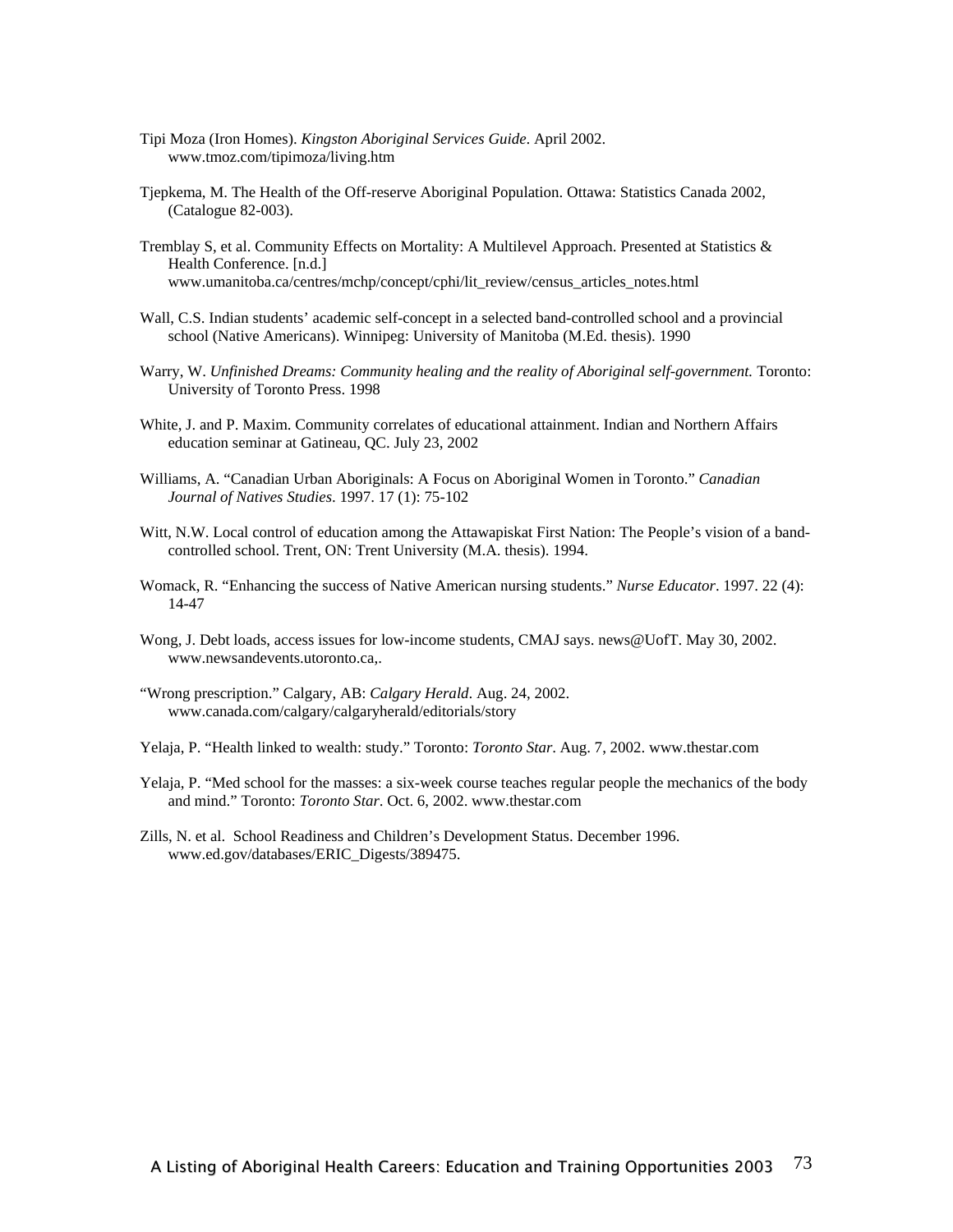Tipi Moza (Iron Homes). *Kingston Aboriginal Services Guide*. April 2002. www.tmoz.com/tipimoza/living.htm

Tjepkema, M. The Health of the Off-reserve Aboriginal Population. Ottawa: Statistics Canada 2002, (Catalogue 82-003).

Tremblay S, et al. Community Effects on Mortality: A Multilevel Approach. Presented at Statistics & Health Conference. [n.d.] www.umanitoba.ca/centres/mchp/concept/cphi/lit_review/census_articles_notes.html

Wall, C.S. Indian students' academic self-concept in a selected band-controlled school and a provincial school (Native Americans). Winnipeg: University of Manitoba (M.Ed. thesis). 1990

Warry, W. *Unfinished Dreams: Community healing and the reality of Aboriginal self-government.* Toronto: University of Toronto Press. 1998

White, J. and P. Maxim. Community correlates of educational attainment. Indian and Northern Affairs education seminar at Gatineau, QC. July 23, 2002

Williams, A. "Canadian Urban Aboriginals: A Focus on Aboriginal Women in Toronto." *Canadian Journal of Natives Studies*. 1997. 17 (1): 75-102

Witt, N.W. Local control of education among the Attawapiskat First Nation: The People's vision of a band-controlled school. Trent, ON: Trent University (M.A. thesis). 1994.

Womack, R. "Enhancing the success of Native American nursing students." *Nurse Educator*. 1997. 22 (4): 14-47

Wong, J. Debt loads, access issues for low-income students, CMAJ says. news@UofT. May 30, 2002. www.newsandevents.utoronto.ca,.

"Wrong prescription." Calgary, AB: *Calgary Herald*. Aug. 24, 2002. www.canada.com/calgary/calgaryherald/editorials/story

Yelaja, P. "Health linked to wealth: study." Toronto: *Toronto Star*. Aug. 7, 2002. www.thestar.com

Yelaja, P. "Med school for the masses: a six-week course teaches regular people the mechanics of the body and mind." Toronto: *Toronto Star*. Oct. 6, 2002. www.thestar.com

Zills, N. et al. School Readiness and Children's Development Status. December 1996. www.ed.gov/databases/ERIC_Digests/389475.